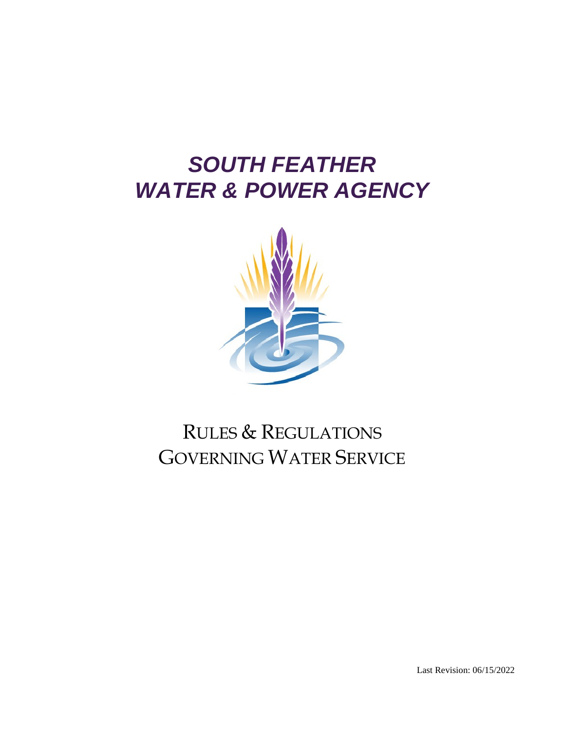# *SOUTH FEATHER WATER & POWER AGENCY*

## RULES & REGULATIONS GOVERNING WATER SERVICE

Last Revision: 06/15/2022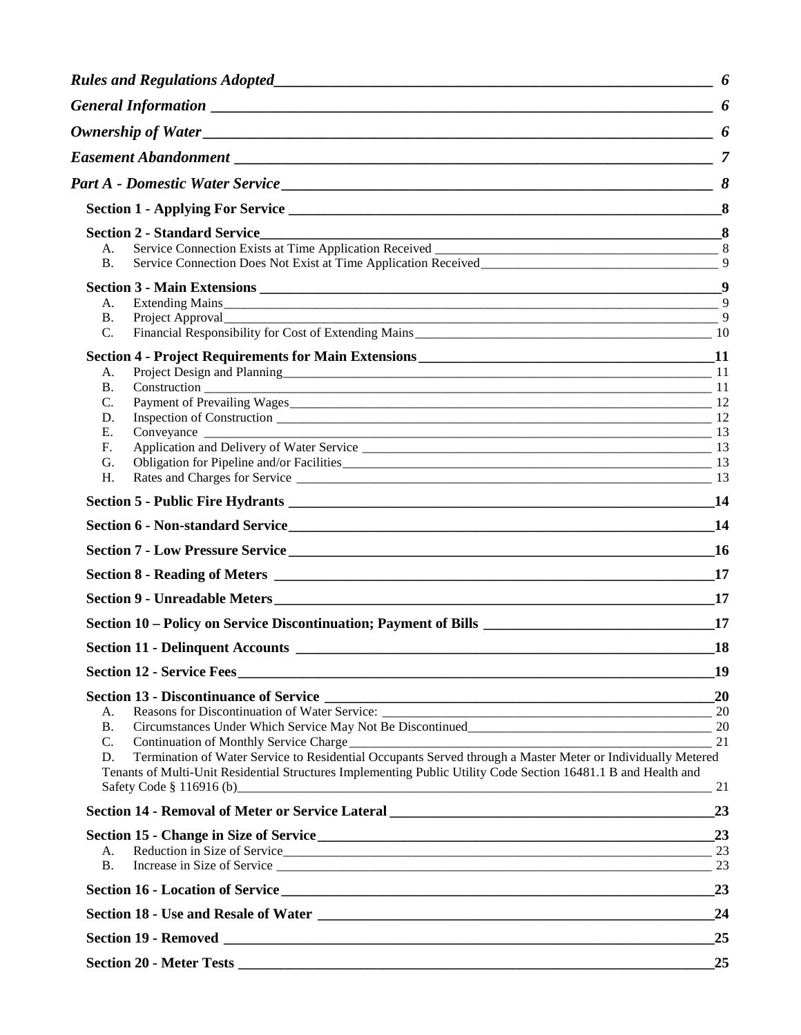*Rules and Regulations Adopted* — 6

*General Information* — 6

*Ownership of Water* — 6

*Easement Abandonment* — 7

*Part A - Domestic Water Service* — 8

**Section 1 - Applying For Service** — 8

**Section 2 - Standard Service** — 8
- A. Service Connection Exists at Time Application Received — 8
- B. Service Connection Does Not Exist at Time Application Received — 9

**Section 3 - Main Extensions** — 9
- A. Extending Mains — 9
- B. Project Approval — 9
- C. Financial Responsibility for Cost of Extending Mains — 10

**Section 4 - Project Requirements for Main Extensions** — 11
- A. Project Design and Planning — 11
- B. Construction — 11
- C. Payment of Prevailing Wages — 12
- D. Inspection of Construction — 12
- E. Conveyance — 13
- F. Application and Delivery of Water Service — 13
- G. Obligation for Pipeline and/or Facilities — 13
- H. Rates and Charges for Service — 13

**Section 5 - Public Fire Hydrants** — 14

**Section 6 - Non-standard Service** — 14

**Section 7 - Low Pressure Service** — 16

**Section 8 - Reading of Meters** — 17

**Section 9 - Unreadable Meters** — 17

**Section 10 – Policy on Service Discontinuation; Payment of Bills** — 17

**Section 11 - Delinquent Accounts** — 18

**Section 12 - Service Fees** — 19

**Section 13 - Discontinuance of Service** — 20
- A. Reasons for Discontinuation of Water Service: — 20
- B. Circumstances Under Which Service May Not Be Discontinued — 20
- C. Continuation of Monthly Service Charge — 21
- D. Termination of Water Service to Residential Occupants Served through a Master Meter or Individually Metered Tenants of Multi-Unit Residential Structures Implementing Public Utility Code Section 16481.1 B and Health and Safety Code § 116916 (b) — 21

**Section 14 - Removal of Meter or Service Lateral** — 23

**Section 15 - Change in Size of Service** — 23
- A. Reduction in Size of Service — 23
- B. Increase in Size of Service — 23

**Section 16 - Location of Service** — 23

**Section 18 - Use and Resale of Water** — 24

**Section 19 - Removed** — 25

**Section 20 - Meter Tests** — 25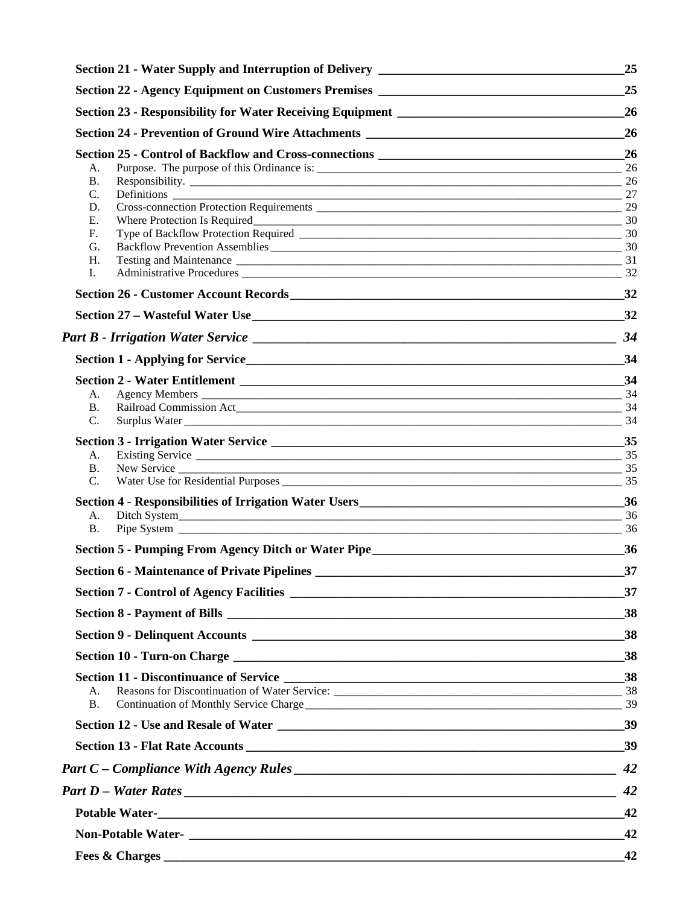**Section 21 - Water Supply and Interruption of Delivery** 25

**Section 22 - Agency Equipment on Customers Premises** 25

**Section 23 - Responsibility for Water Receiving Equipment** 26

**Section 24 - Prevention of Ground Wire Attachments** 26

**Section 25 - Control of Backflow and Cross-connections** 26

- A. Purpose. The purpose of this Ordinance is: 26
- B. Responsibility. 26
- C. Definitions 27
- D. Cross-connection Protection Requirements 29
- E. Where Protection Is Required 30
- F. Type of Backflow Protection Required 30
- G. Backflow Prevention Assemblies 30
- H. Testing and Maintenance 31
- I. Administrative Procedures 32

**Section 26 - Customer Account Records** 32

**Section 27 – Wasteful Water Use** 32

***Part B - Irrigation Water Service*** 34

**Section 1 - Applying for Service** 34

**Section 2 - Water Entitlement** 34

- A. Agency Members 34
- B. Railroad Commission Act 34
- C. Surplus Water 34

**Section 3 - Irrigation Water Service** 35

- A. Existing Service 35
- B. New Service 35
- C. Water Use for Residential Purposes 35

**Section 4 - Responsibilities of Irrigation Water Users** 36

- A. Ditch System 36
- B. Pipe System 36

**Section 5 - Pumping From Agency Ditch or Water Pipe** 36

**Section 6 - Maintenance of Private Pipelines** 37

**Section 7 - Control of Agency Facilities** 37

**Section 8 - Payment of Bills** 38

**Section 9 - Delinquent Accounts** 38

**Section 10 - Turn-on Charge** 38

**Section 11 - Discontinuance of Service** 38

- A. Reasons for Discontinuation of Water Service: 38
- B. Continuation of Monthly Service Charge 39

**Section 12 - Use and Resale of Water** 39

**Section 13 - Flat Rate Accounts** 39

***Part C – Compliance With Agency Rules*** 42

***Part D – Water Rates*** 42

**Potable Water-** 42

**Non-Potable Water-** 42

**Fees & Charges** 42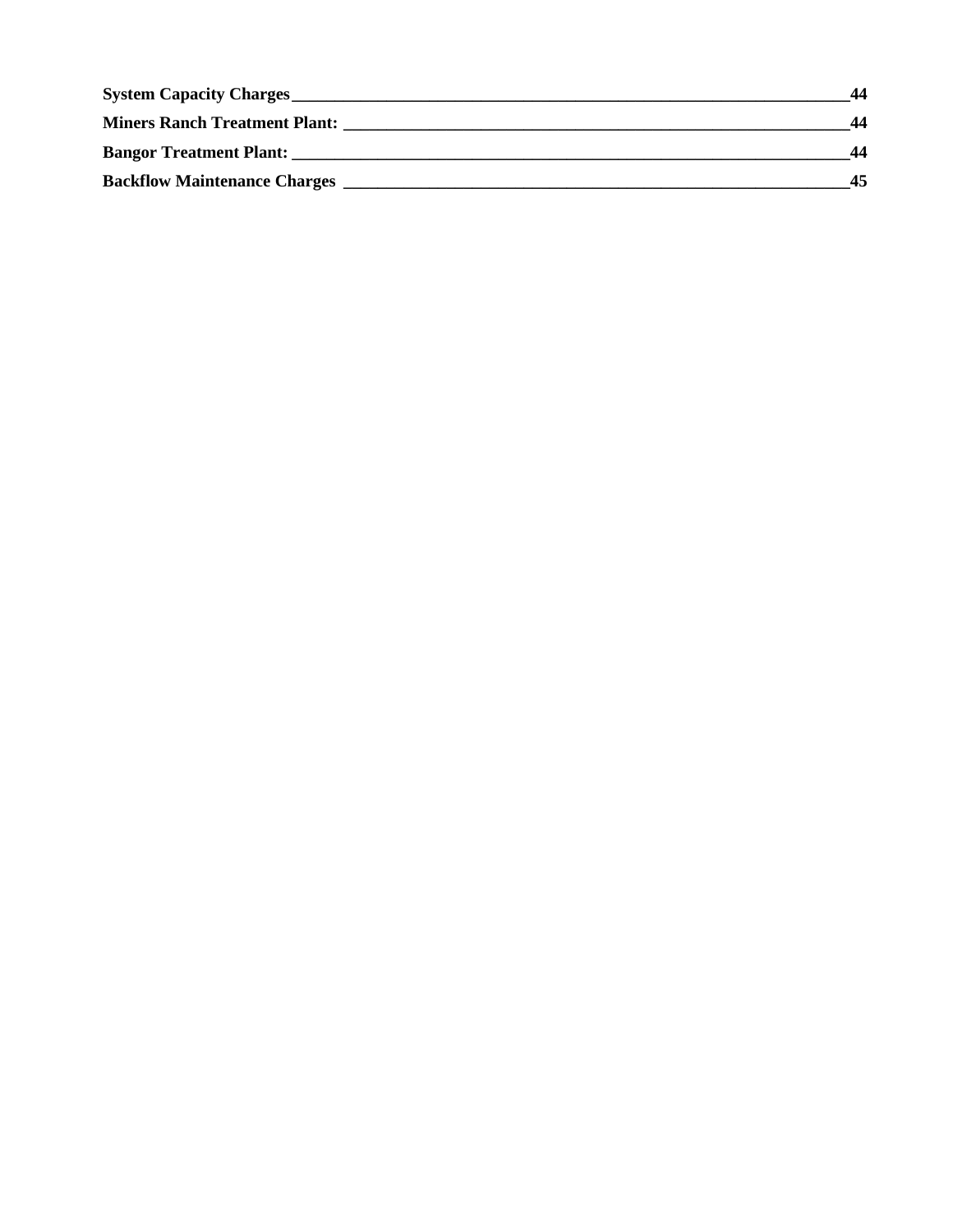**System Capacity Charges** ______________________________________________ **44**

**Miners Ranch Treatment Plant:** ________________________________________ **44**

**Bangor Treatment Plant:** _____________________________________________ **44**

**Backflow Maintenance Charges** _________________________________________ **45**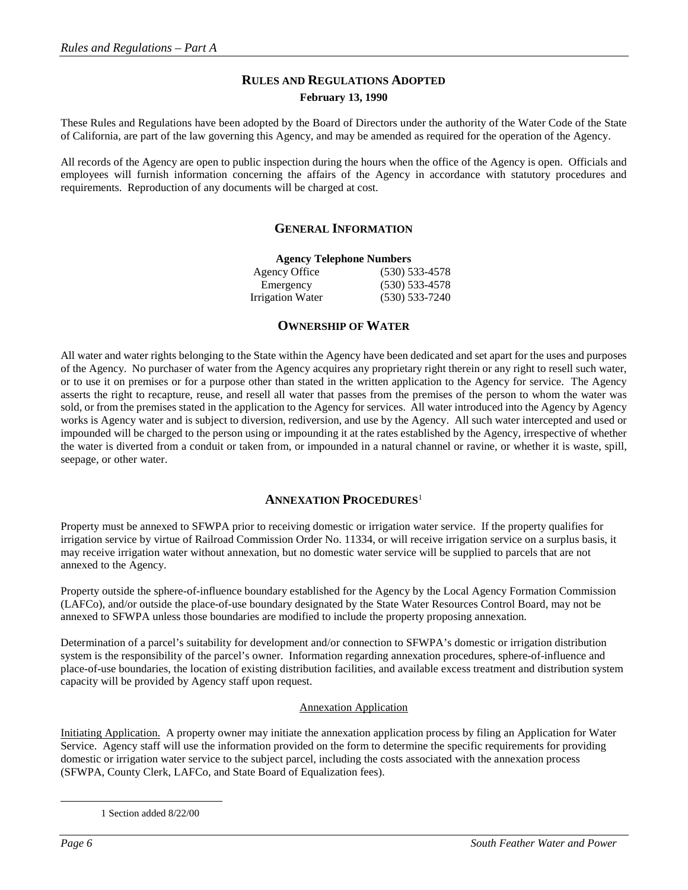## RULES AND REGULATIONS ADOPTED

**February 13, 1990**

These Rules and Regulations have been adopted by the Board of Directors under the authority of the Water Code of the State of California, are part of the law governing this Agency, and may be amended as required for the operation of the Agency.

All records of the Agency are open to public inspection during the hours when the office of the Agency is open. Officials and employees will furnish information concerning the affairs of the Agency in accordance with statutory procedures and requirements. Reproduction of any documents will be charged at cost.

## GENERAL INFORMATION

**Agency Telephone Numbers**

| | |
|---|---|
| Agency Office | (530) 533-4578 |
| Emergency | (530) 533-4578 |
| Irrigation Water | (530) 533-7240 |

## OWNERSHIP OF WATER

All water and water rights belonging to the State within the Agency have been dedicated and set apart for the uses and purposes of the Agency. No purchaser of water from the Agency acquires any proprietary right therein or any right to resell such water, or to use it on premises or for a purpose other than stated in the written application to the Agency for service. The Agency asserts the right to recapture, reuse, and resell all water that passes from the premises of the person to whom the water was sold, or from the premises stated in the application to the Agency for services. All water introduced into the Agency by Agency works is Agency water and is subject to diversion, rediversion, and use by the Agency. All such water intercepted and used or impounded will be charged to the person using or impounding it at the rates established by the Agency, irrespective of whether the water is diverted from a conduit or taken from, or impounded in a natural channel or ravine, or whether it is waste, spill, seepage, or other water.

## ANNEXATION PROCEDURES[1]

Property must be annexed to SFWPA prior to receiving domestic or irrigation water service. If the property qualifies for irrigation service by virtue of Railroad Commission Order No. 11334, or will receive irrigation service on a surplus basis, it may receive irrigation water without annexation, but no domestic water service will be supplied to parcels that are not annexed to the Agency.

Property outside the sphere-of-influence boundary established for the Agency by the Local Agency Formation Commission (LAFCo), and/or outside the place-of-use boundary designated by the State Water Resources Control Board, may not be annexed to SFWPA unless those boundaries are modified to include the property proposing annexation.

Determination of a parcel's suitability for development and/or connection to SFWPA's domestic or irrigation distribution system is the responsibility of the parcel's owner. Information regarding annexation procedures, sphere-of-influence and place-of-use boundaries, the location of existing distribution facilities, and available excess treatment and distribution system capacity will be provided by Agency staff upon request.

Annexation Application

Initiating Application. A property owner may initiate the annexation application process by filing an Application for Water Service. Agency staff will use the information provided on the form to determine the specific requirements for providing domestic or irrigation water service to the subject parcel, including the costs associated with the annexation process (SFWPA, County Clerk, LAFCo, and State Board of Equalization fees).

[1] Section added 8/22/00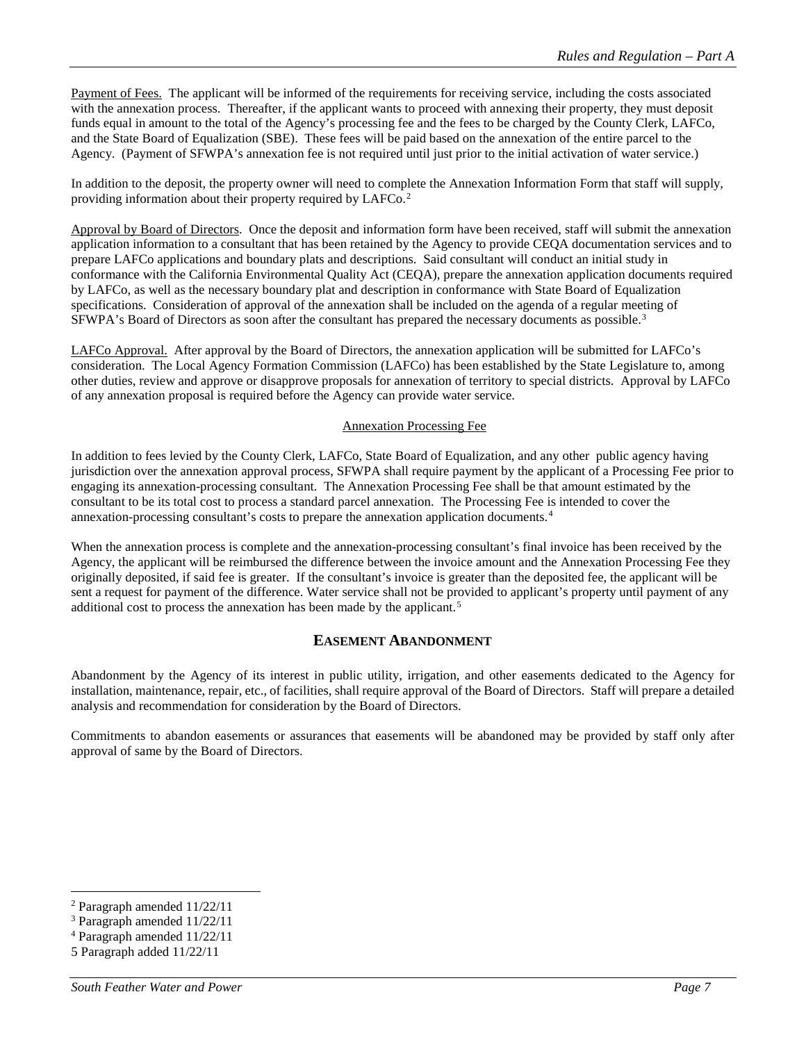Payment of Fees. The applicant will be informed of the requirements for receiving service, including the costs associated with the annexation process. Thereafter, if the applicant wants to proceed with annexing their property, they must deposit funds equal in amount to the total of the Agency's processing fee and the fees to be charged by the County Clerk, LAFCo, and the State Board of Equalization (SBE). These fees will be paid based on the annexation of the entire parcel to the Agency. (Payment of SFWPA's annexation fee is not required until just prior to the initial activation of water service.)

In addition to the deposit, the property owner will need to complete the Annexation Information Form that staff will supply, providing information about their property required by LAFCo.[2]

Approval by Board of Directors. Once the deposit and information form have been received, staff will submit the annexation application information to a consultant that has been retained by the Agency to provide CEQA documentation services and to prepare LAFCo applications and boundary plats and descriptions. Said consultant will conduct an initial study in conformance with the California Environmental Quality Act (CEQA), prepare the annexation application documents required by LAFCo, as well as the necessary boundary plat and description in conformance with State Board of Equalization specifications. Consideration of approval of the annexation shall be included on the agenda of a regular meeting of SFWPA's Board of Directors as soon after the consultant has prepared the necessary documents as possible.[3]

LAFCo Approval. After approval by the Board of Directors, the annexation application will be submitted for LAFCo's consideration. The Local Agency Formation Commission (LAFCo) has been established by the State Legislature to, among other duties, review and approve or disapprove proposals for annexation of territory to special districts. Approval by LAFCo of any annexation proposal is required before the Agency can provide water service.

Annexation Processing Fee

In addition to fees levied by the County Clerk, LAFCo, State Board of Equalization, and any other public agency having jurisdiction over the annexation approval process, SFWPA shall require payment by the applicant of a Processing Fee prior to engaging its annexation-processing consultant. The Annexation Processing Fee shall be that amount estimated by the consultant to be its total cost to process a standard parcel annexation. The Processing Fee is intended to cover the annexation-processing consultant's costs to prepare the annexation application documents.[4]

When the annexation process is complete and the annexation-processing consultant's final invoice has been received by the Agency, the applicant will be reimbursed the difference between the invoice amount and the Annexation Processing Fee they originally deposited, if said fee is greater. If the consultant's invoice is greater than the deposited fee, the applicant will be sent a request for payment of the difference. Water service shall not be provided to applicant's property until payment of any additional cost to process the annexation has been made by the applicant.[5]

## EASEMENT ABANDONMENT

Abandonment by the Agency of its interest in public utility, irrigation, and other easements dedicated to the Agency for installation, maintenance, repair, etc., of facilities, shall require approval of the Board of Directors. Staff will prepare a detailed analysis and recommendation for consideration by the Board of Directors.

Commitments to abandon easements or assurances that easements will be abandoned may be provided by staff only after approval of same by the Board of Directors.

---

[2] Paragraph amended 11/22/11

[3] Paragraph amended 11/22/11

[4] Paragraph amended 11/22/11

5 Paragraph added 11/22/11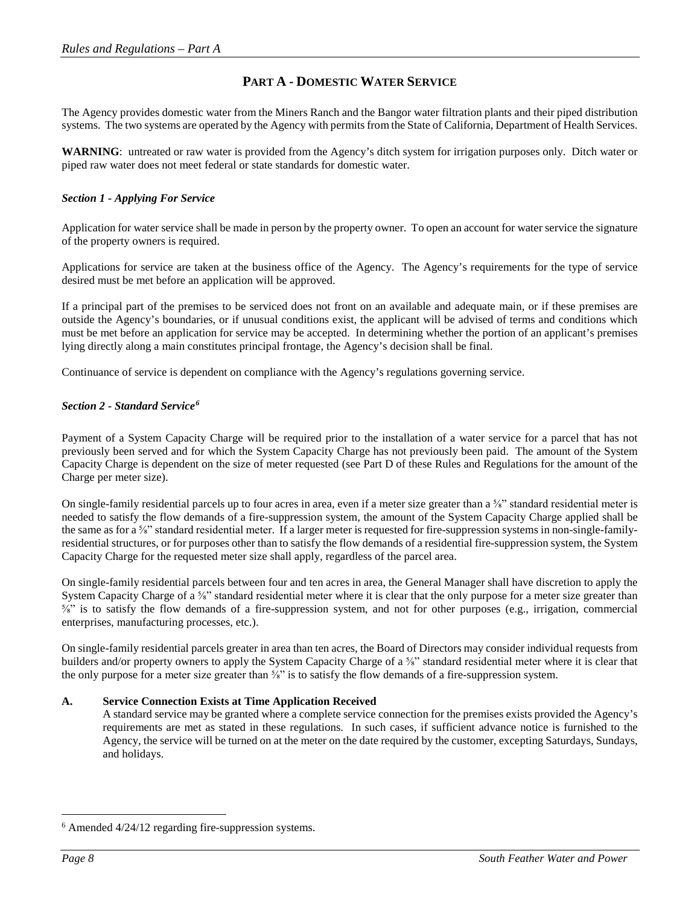## PART A - DOMESTIC WATER SERVICE

The Agency provides domestic water from the Miners Ranch and the Bangor water filtration plants and their piped distribution systems. The two systems are operated by the Agency with permits from the State of California, Department of Health Services.

**WARNING**: untreated or raw water is provided from the Agency's ditch system for irrigation purposes only. Ditch water or piped raw water does not meet federal or state standards for domestic water.

### *Section 1 - Applying For Service*

Application for water service shall be made in person by the property owner. To open an account for water service the signature of the property owners is required.

Applications for service are taken at the business office of the Agency. The Agency's requirements for the type of service desired must be met before an application will be approved.

If a principal part of the premises to be serviced does not front on an available and adequate main, or if these premises are outside the Agency's boundaries, or if unusual conditions exist, the applicant will be advised of terms and conditions which must be met before an application for service may be accepted. In determining whether the portion of an applicant's premises lying directly along a main constitutes principal frontage, the Agency's decision shall be final.

Continuance of service is dependent on compliance with the Agency's regulations governing service.

### *Section 2 - Standard Service[6]*

Payment of a System Capacity Charge will be required prior to the installation of a water service for a parcel that has not previously been served and for which the System Capacity Charge has not previously been paid. The amount of the System Capacity Charge is dependent on the size of meter requested (see Part D of these Rules and Regulations for the amount of the Charge per meter size).

On single-family residential parcels up to four acres in area, even if a meter size greater than a ⅝" standard residential meter is needed to satisfy the flow demands of a fire-suppression system, the amount of the System Capacity Charge applied shall be the same as for a ⅝" standard residential meter. If a larger meter is requested for fire-suppression systems in non-single-family-residential structures, or for purposes other than to satisfy the flow demands of a residential fire-suppression system, the System Capacity Charge for the requested meter size shall apply, regardless of the parcel area.

On single-family residential parcels between four and ten acres in area, the General Manager shall have discretion to apply the System Capacity Charge of a ⅝" standard residential meter where it is clear that the only purpose for a meter size greater than ⅝" is to satisfy the flow demands of a fire-suppression system, and not for other purposes (e.g., irrigation, commercial enterprises, manufacturing processes, etc.).

On single-family residential parcels greater in area than ten acres, the Board of Directors may consider individual requests from builders and/or property owners to apply the System Capacity Charge of a ⅝" standard residential meter where it is clear that the only purpose for a meter size greater than ⅝" is to satisfy the flow demands of a fire-suppression system.

**A. Service Connection Exists at Time Application Received**

A standard service may be granted where a complete service connection for the premises exists provided the Agency's requirements are met as stated in these regulations. In such cases, if sufficient advance notice is furnished to the Agency, the service will be turned on at the meter on the date required by the customer, excepting Saturdays, Sundays, and holidays.

---

[6] Amended 4/24/12 regarding fire-suppression systems.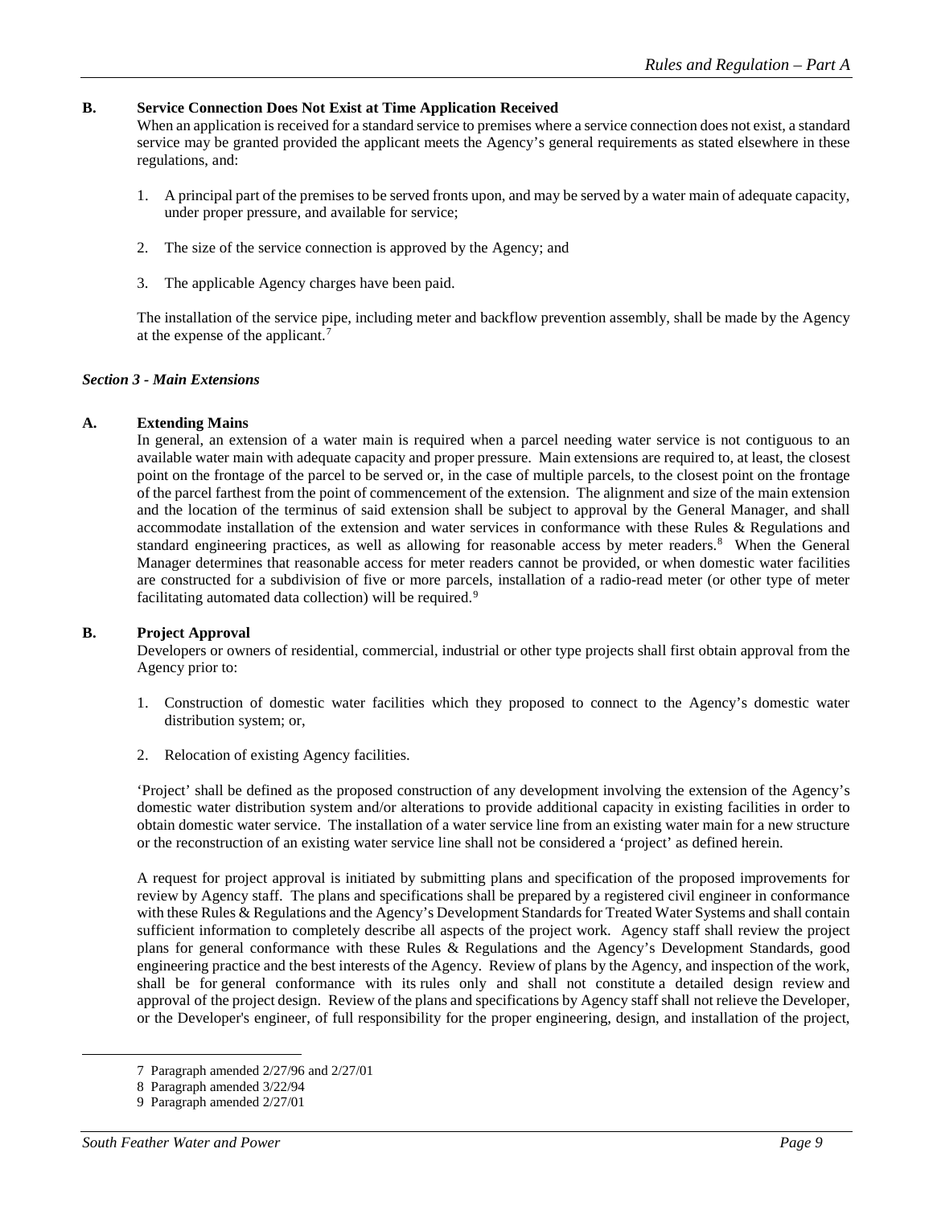**B. Service Connection Does Not Exist at Time Application Received**

When an application is received for a standard service to premises where a service connection does not exist, a standard service may be granted provided the applicant meets the Agency's general requirements as stated elsewhere in these regulations, and:

1. A principal part of the premises to be served fronts upon, and may be served by a water main of adequate capacity, under proper pressure, and available for service;

2. The size of the service connection is approved by the Agency; and

3. The applicable Agency charges have been paid.

The installation of the service pipe, including meter and backflow prevention assembly, shall be made by the Agency at the expense of the applicant.[7]

***Section 3 - Main Extensions***

**A. Extending Mains**

In general, an extension of a water main is required when a parcel needing water service is not contiguous to an available water main with adequate capacity and proper pressure. Main extensions are required to, at least, the closest point on the frontage of the parcel to be served or, in the case of multiple parcels, to the closest point on the frontage of the parcel farthest from the point of commencement of the extension. The alignment and size of the main extension and the location of the terminus of said extension shall be subject to approval by the General Manager, and shall accommodate installation of the extension and water services in conformance with these Rules & Regulations and standard engineering practices, as well as allowing for reasonable access by meter readers.[8] When the General Manager determines that reasonable access for meter readers cannot be provided, or when domestic water facilities are constructed for a subdivision of five or more parcels, installation of a radio-read meter (or other type of meter facilitating automated data collection) will be required.[9]

**B. Project Approval**

Developers or owners of residential, commercial, industrial or other type projects shall first obtain approval from the Agency prior to:

1. Construction of domestic water facilities which they proposed to connect to the Agency's domestic water distribution system; or,

2. Relocation of existing Agency facilities.

'Project' shall be defined as the proposed construction of any development involving the extension of the Agency's domestic water distribution system and/or alterations to provide additional capacity in existing facilities in order to obtain domestic water service. The installation of a water service line from an existing water main for a new structure or the reconstruction of an existing water service line shall not be considered a 'project' as defined herein.

A request for project approval is initiated by submitting plans and specification of the proposed improvements for review by Agency staff. The plans and specifications shall be prepared by a registered civil engineer in conformance with these Rules & Regulations and the Agency's Development Standards for Treated Water Systems and shall contain sufficient information to completely describe all aspects of the project work. Agency staff shall review the project plans for general conformance with these Rules & Regulations and the Agency's Development Standards, good engineering practice and the best interests of the Agency. Review of plans by the Agency, and inspection of the work, shall be for general conformance with its rules only and shall not constitute a detailed design review and approval of the project design. Review of the plans and specifications by Agency staff shall not relieve the Developer, or the Developer's engineer, of full responsibility for the proper engineering, design, and installation of the project,

---

[7] Paragraph amended 2/27/96 and 2/27/01

[8] Paragraph amended 3/22/94

[9] Paragraph amended 2/27/01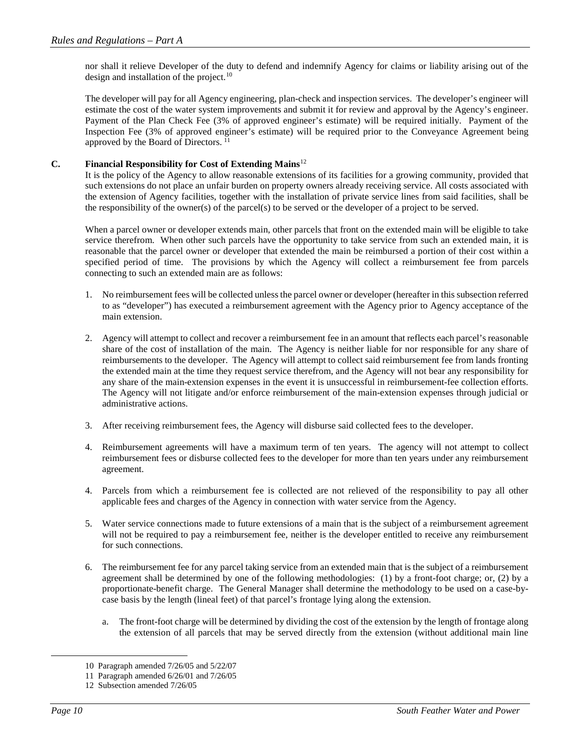nor shall it relieve Developer of the duty to defend and indemnify Agency for claims or liability arising out of the design and installation of the project.[10]

The developer will pay for all Agency engineering, plan-check and inspection services. The developer's engineer will estimate the cost of the water system improvements and submit it for review and approval by the Agency's engineer. Payment of the Plan Check Fee (3% of approved engineer's estimate) will be required initially. Payment of the Inspection Fee (3% of approved engineer's estimate) will be required prior to the Conveyance Agreement being approved by the Board of Directors.[11]

**C. Financial Responsibility for Cost of Extending Mains**[12]

It is the policy of the Agency to allow reasonable extensions of its facilities for a growing community, provided that such extensions do not place an unfair burden on property owners already receiving service. All costs associated with the extension of Agency facilities, together with the installation of private service lines from said facilities, shall be the responsibility of the owner(s) of the parcel(s) to be served or the developer of a project to be served.

When a parcel owner or developer extends main, other parcels that front on the extended main will be eligible to take service therefrom. When other such parcels have the opportunity to take service from such an extended main, it is reasonable that the parcel owner or developer that extended the main be reimbursed a portion of their cost within a specified period of time. The provisions by which the Agency will collect a reimbursement fee from parcels connecting to such an extended main are as follows:

1. No reimbursement fees will be collected unless the parcel owner or developer (hereafter in this subsection referred to as "developer") has executed a reimbursement agreement with the Agency prior to Agency acceptance of the main extension.

2. Agency will attempt to collect and recover a reimbursement fee in an amount that reflects each parcel's reasonable share of the cost of installation of the main. The Agency is neither liable for nor responsible for any share of reimbursements to the developer. The Agency will attempt to collect said reimbursement fee from lands fronting the extended main at the time they request service therefrom, and the Agency will not bear any responsibility for any share of the main-extension expenses in the event it is unsuccessful in reimbursement-fee collection efforts. The Agency will not litigate and/or enforce reimbursement of the main-extension expenses through judicial or administrative actions.

3. After receiving reimbursement fees, the Agency will disburse said collected fees to the developer.

4. Reimbursement agreements will have a maximum term of ten years. The agency will not attempt to collect reimbursement fees or disburse collected fees to the developer for more than ten years under any reimbursement agreement.

4. Parcels from which a reimbursement fee is collected are not relieved of the responsibility to pay all other applicable fees and charges of the Agency in connection with water service from the Agency.

5. Water service connections made to future extensions of a main that is the subject of a reimbursement agreement will not be required to pay a reimbursement fee, neither is the developer entitled to receive any reimbursement for such connections.

6. The reimbursement fee for any parcel taking service from an extended main that is the subject of a reimbursement agreement shall be determined by one of the following methodologies: (1) by a front-foot charge; or, (2) by a proportionate-benefit charge. The General Manager shall determine the methodology to be used on a case-by-case basis by the length (lineal feet) of that parcel's frontage lying along the extension.

   a. The front-foot charge will be determined by dividing the cost of the extension by the length of frontage along the extension of all parcels that may be served directly from the extension (without additional main line

---

10 Paragraph amended 7/26/05 and 5/22/07

11 Paragraph amended 6/26/01 and 7/26/05

12 Subsection amended 7/26/05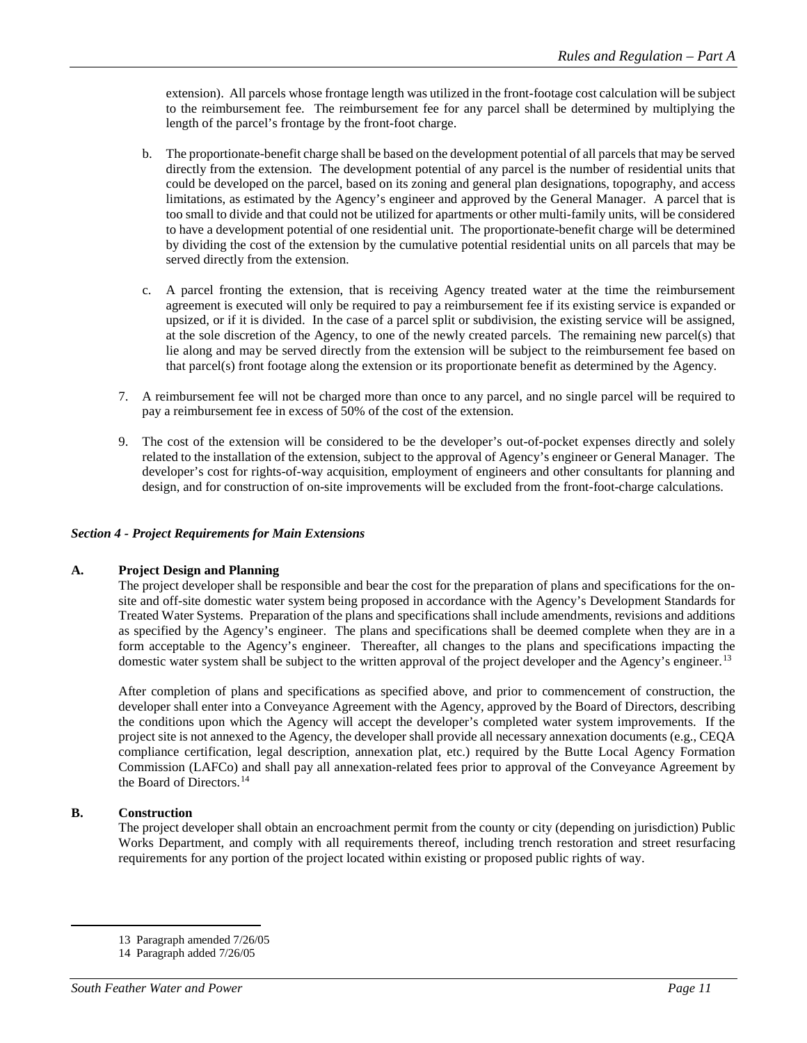extension). All parcels whose frontage length was utilized in the front-footage cost calculation will be subject to the reimbursement fee. The reimbursement fee for any parcel shall be determined by multiplying the length of the parcel's frontage by the front-foot charge.

b. The proportionate-benefit charge shall be based on the development potential of all parcels that may be served directly from the extension. The development potential of any parcel is the number of residential units that could be developed on the parcel, based on its zoning and general plan designations, topography, and access limitations, as estimated by the Agency's engineer and approved by the General Manager. A parcel that is too small to divide and that could not be utilized for apartments or other multi-family units, will be considered to have a development potential of one residential unit. The proportionate-benefit charge will be determined by dividing the cost of the extension by the cumulative potential residential units on all parcels that may be served directly from the extension.

c. A parcel fronting the extension, that is receiving Agency treated water at the time the reimbursement agreement is executed will only be required to pay a reimbursement fee if its existing service is expanded or upsized, or if it is divided. In the case of a parcel split or subdivision, the existing service will be assigned, at the sole discretion of the Agency, to one of the newly created parcels. The remaining new parcel(s) that lie along and may be served directly from the extension will be subject to the reimbursement fee based on that parcel(s) front footage along the extension or its proportionate benefit as determined by the Agency.

7. A reimbursement fee will not be charged more than once to any parcel, and no single parcel will be required to pay a reimbursement fee in excess of 50% of the cost of the extension.

9. The cost of the extension will be considered to be the developer's out-of-pocket expenses directly and solely related to the installation of the extension, subject to the approval of Agency's engineer or General Manager. The developer's cost for rights-of-way acquisition, employment of engineers and other consultants for planning and design, and for construction of on-site improvements will be excluded from the front-foot-charge calculations.

### *Section 4 - Project Requirements for Main Extensions*

#### A. Project Design and Planning

The project developer shall be responsible and bear the cost for the preparation of plans and specifications for the on-site and off-site domestic water system being proposed in accordance with the Agency's Development Standards for Treated Water Systems. Preparation of the plans and specifications shall include amendments, revisions and additions as specified by the Agency's engineer. The plans and specifications shall be deemed complete when they are in a form acceptable to the Agency's engineer. Thereafter, all changes to the plans and specifications impacting the domestic water system shall be subject to the written approval of the project developer and the Agency's engineer.[13]

After completion of plans and specifications as specified above, and prior to commencement of construction, the developer shall enter into a Conveyance Agreement with the Agency, approved by the Board of Directors, describing the conditions upon which the Agency will accept the developer's completed water system improvements. If the project site is not annexed to the Agency, the developer shall provide all necessary annexation documents (e.g., CEQA compliance certification, legal description, annexation plat, etc.) required by the Butte Local Agency Formation Commission (LAFCo) and shall pay all annexation-related fees prior to approval of the Conveyance Agreement by the Board of Directors.[14]

#### B. Construction

The project developer shall obtain an encroachment permit from the county or city (depending on jurisdiction) Public Works Department, and comply with all requirements thereof, including trench restoration and street resurfacing requirements for any portion of the project located within existing or proposed public rights of way.

---

13 Paragraph amended 7/26/05

14 Paragraph added 7/26/05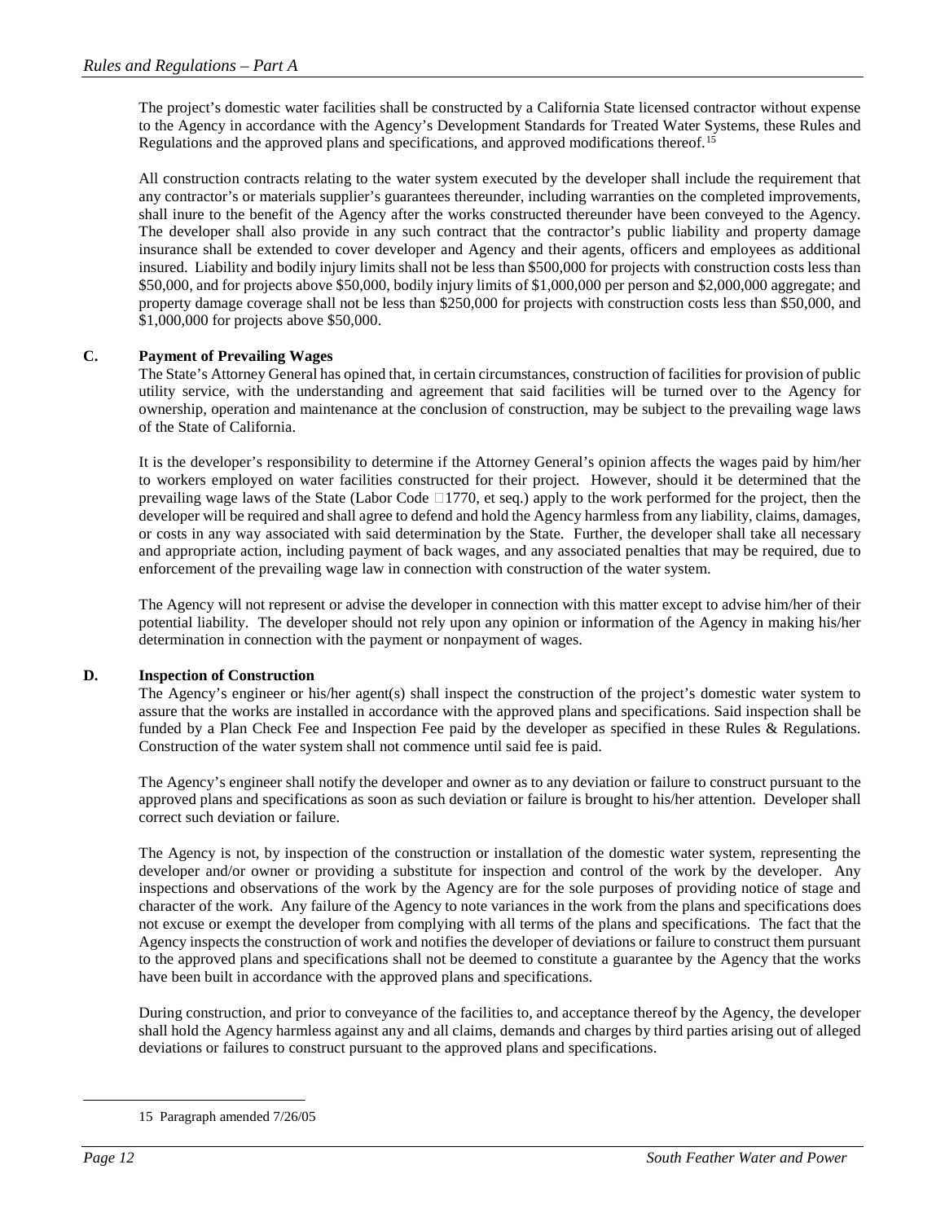The project's domestic water facilities shall be constructed by a California State licensed contractor without expense to the Agency in accordance with the Agency's Development Standards for Treated Water Systems, these Rules and Regulations and the approved plans and specifications, and approved modifications thereof.[15]

All construction contracts relating to the water system executed by the developer shall include the requirement that any contractor's or materials supplier's guarantees thereunder, including warranties on the completed improvements, shall inure to the benefit of the Agency after the works constructed thereunder have been conveyed to the Agency. The developer shall also provide in any such contract that the contractor's public liability and property damage insurance shall be extended to cover developer and Agency and their agents, officers and employees as additional insured. Liability and bodily injury limits shall not be less than $500,000 for projects with construction costs less than $50,000, and for projects above $50,000, bodily injury limits of $1,000,000 per person and $2,000,000 aggregate; and property damage coverage shall not be less than $250,000 for projects with construction costs less than $50,000, and $1,000,000 for projects above $50,000.

**C. Payment of Prevailing Wages**

The State's Attorney General has opined that, in certain circumstances, construction of facilities for provision of public utility service, with the understanding and agreement that said facilities will be turned over to the Agency for ownership, operation and maintenance at the conclusion of construction, may be subject to the prevailing wage laws of the State of California.

It is the developer's responsibility to determine if the Attorney General's opinion affects the wages paid by him/her to workers employed on water facilities constructed for their project. However, should it be determined that the prevailing wage laws of the State (Labor Code §1770, et seq.) apply to the work performed for the project, then the developer will be required and shall agree to defend and hold the Agency harmless from any liability, claims, damages, or costs in any way associated with said determination by the State. Further, the developer shall take all necessary and appropriate action, including payment of back wages, and any associated penalties that may be required, due to enforcement of the prevailing wage law in connection with construction of the water system.

The Agency will not represent or advise the developer in connection with this matter except to advise him/her of their potential liability. The developer should not rely upon any opinion or information of the Agency in making his/her determination in connection with the payment or nonpayment of wages.

**D. Inspection of Construction**

The Agency's engineer or his/her agent(s) shall inspect the construction of the project's domestic water system to assure that the works are installed in accordance with the approved plans and specifications. Said inspection shall be funded by a Plan Check Fee and Inspection Fee paid by the developer as specified in these Rules & Regulations. Construction of the water system shall not commence until said fee is paid.

The Agency's engineer shall notify the developer and owner as to any deviation or failure to construct pursuant to the approved plans and specifications as soon as such deviation or failure is brought to his/her attention. Developer shall correct such deviation or failure.

The Agency is not, by inspection of the construction or installation of the domestic water system, representing the developer and/or owner or providing a substitute for inspection and control of the work by the developer. Any inspections and observations of the work by the Agency are for the sole purposes of providing notice of stage and character of the work. Any failure of the Agency to note variances in the work from the plans and specifications does not excuse or exempt the developer from complying with all terms of the plans and specifications. The fact that the Agency inspects the construction of work and notifies the developer of deviations or failure to construct them pursuant to the approved plans and specifications shall not be deemed to constitute a guarantee by the Agency that the works have been built in accordance with the approved plans and specifications.

During construction, and prior to conveyance of the facilities to, and acceptance thereof by the Agency, the developer shall hold the Agency harmless against any and all claims, demands and charges by third parties arising out of alleged deviations or failures to construct pursuant to the approved plans and specifications.

---

[15] Paragraph amended 7/26/05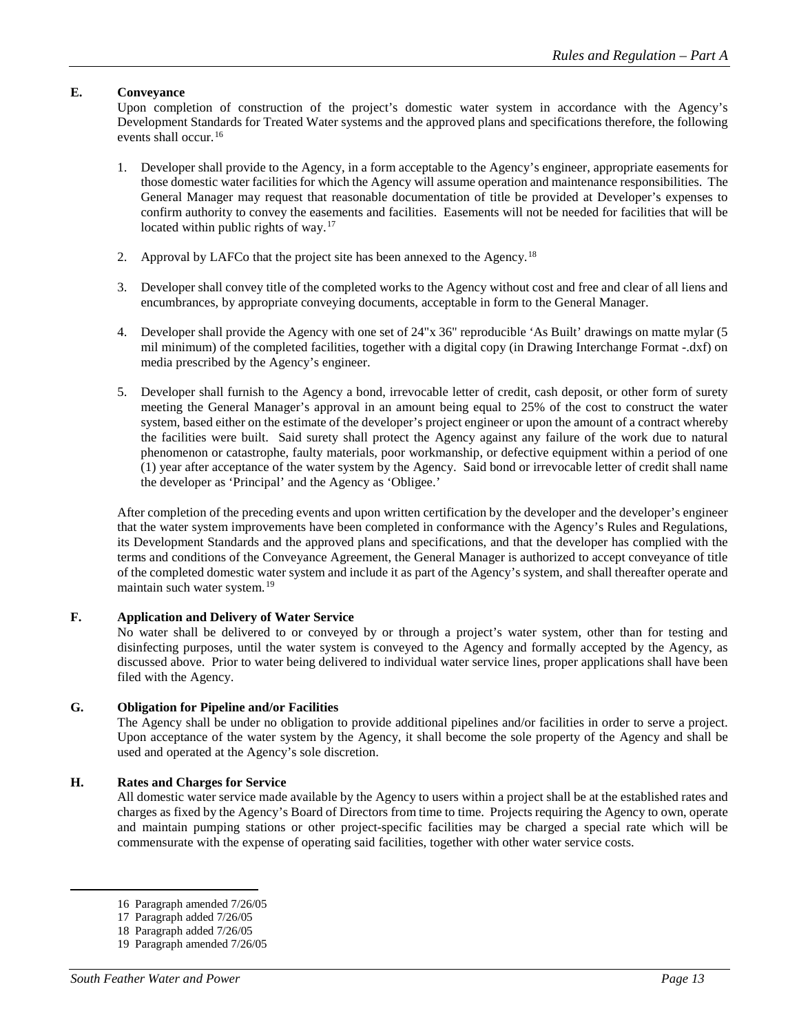## E. Conveyance

Upon completion of construction of the project's domestic water system in accordance with the Agency's Development Standards for Treated Water systems and the approved plans and specifications therefore, the following events shall occur.[16]

1. Developer shall provide to the Agency, in a form acceptable to the Agency's engineer, appropriate easements for those domestic water facilities for which the Agency will assume operation and maintenance responsibilities. The General Manager may request that reasonable documentation of title be provided at Developer's expenses to confirm authority to convey the easements and facilities. Easements will not be needed for facilities that will be located within public rights of way.[17]

2. Approval by LAFCo that the project site has been annexed to the Agency.[18]

3. Developer shall convey title of the completed works to the Agency without cost and free and clear of all liens and encumbrances, by appropriate conveying documents, acceptable in form to the General Manager.

4. Developer shall provide the Agency with one set of 24"x 36" reproducible 'As Built' drawings on matte mylar (5 mil minimum) of the completed facilities, together with a digital copy (in Drawing Interchange Format -.dxf) on media prescribed by the Agency's engineer.

5. Developer shall furnish to the Agency a bond, irrevocable letter of credit, cash deposit, or other form of surety meeting the General Manager's approval in an amount being equal to 25% of the cost to construct the water system, based either on the estimate of the developer's project engineer or upon the amount of a contract whereby the facilities were built. Said surety shall protect the Agency against any failure of the work due to natural phenomenon or catastrophe, faulty materials, poor workmanship, or defective equipment within a period of one (1) year after acceptance of the water system by the Agency. Said bond or irrevocable letter of credit shall name the developer as 'Principal' and the Agency as 'Obligee.'

After completion of the preceding events and upon written certification by the developer and the developer's engineer that the water system improvements have been completed in conformance with the Agency's Rules and Regulations, its Development Standards and the approved plans and specifications, and that the developer has complied with the terms and conditions of the Conveyance Agreement, the General Manager is authorized to accept conveyance of title of the completed domestic water system and include it as part of the Agency's system, and shall thereafter operate and maintain such water system.[19]

## F. Application and Delivery of Water Service

No water shall be delivered to or conveyed by or through a project's water system, other than for testing and disinfecting purposes, until the water system is conveyed to the Agency and formally accepted by the Agency, as discussed above. Prior to water being delivered to individual water service lines, proper applications shall have been filed with the Agency.

## G. Obligation for Pipeline and/or Facilities

The Agency shall be under no obligation to provide additional pipelines and/or facilities in order to serve a project. Upon acceptance of the water system by the Agency, it shall become the sole property of the Agency and shall be used and operated at the Agency's sole discretion.

## H. Rates and Charges for Service

All domestic water service made available by the Agency to users within a project shall be at the established rates and charges as fixed by the Agency's Board of Directors from time to time. Projects requiring the Agency to own, operate and maintain pumping stations or other project-specific facilities may be charged a special rate which will be commensurate with the expense of operating said facilities, together with other water service costs.

---

16 Paragraph amended 7/26/05

17 Paragraph added 7/26/05

18 Paragraph added 7/26/05

19 Paragraph amended 7/26/05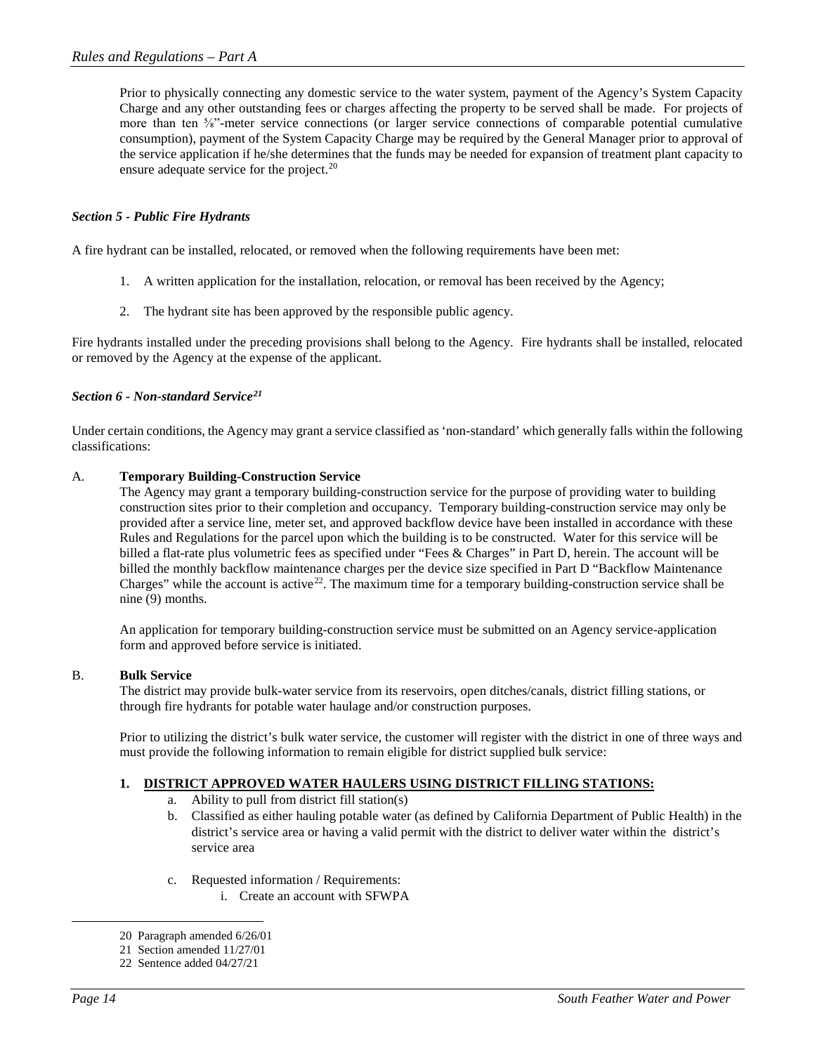Prior to physically connecting any domestic service to the water system, payment of the Agency's System Capacity Charge and any other outstanding fees or charges affecting the property to be served shall be made. For projects of more than ten ⅝"-meter service connections (or larger service connections of comparable potential cumulative consumption), payment of the System Capacity Charge may be required by the General Manager prior to approval of the service application if he/she determines that the funds may be needed for expansion of treatment plant capacity to ensure adequate service for the project.[20]

### *Section 5 - Public Fire Hydrants*

A fire hydrant can be installed, relocated, or removed when the following requirements have been met:

1. A written application for the installation, relocation, or removal has been received by the Agency;
2. The hydrant site has been approved by the responsible public agency.

Fire hydrants installed under the preceding provisions shall belong to the Agency. Fire hydrants shall be installed, relocated or removed by the Agency at the expense of the applicant.

### *Section 6 - Non-standard Service[21]*

Under certain conditions, the Agency may grant a service classified as 'non-standard' which generally falls within the following classifications:

A. **Temporary Building-Construction Service**

The Agency may grant a temporary building-construction service for the purpose of providing water to building construction sites prior to their completion and occupancy. Temporary building-construction service may only be provided after a service line, meter set, and approved backflow device have been installed in accordance with these Rules and Regulations for the parcel upon which the building is to be constructed. Water for this service will be billed a flat-rate plus volumetric fees as specified under "Fees & Charges" in Part D, herein. The account will be billed the monthly backflow maintenance charges per the device size specified in Part D "Backflow Maintenance Charges" while the account is active[22]. The maximum time for a temporary building-construction service shall be nine (9) months.

An application for temporary building-construction service must be submitted on an Agency service-application form and approved before service is initiated.

B. **Bulk Service**

The district may provide bulk-water service from its reservoirs, open ditches/canals, district filling stations, or through fire hydrants for potable water haulage and/or construction purposes.

Prior to utilizing the district's bulk water service, the customer will register with the district in one of three ways and must provide the following information to remain eligible for district supplied bulk service:

**1. <u>DISTRICT APPROVED WATER HAULERS USING DISTRICT FILLING STATIONS:</u>**

a. Ability to pull from district fill station(s)
b. Classified as either hauling potable water (as defined by California Department of Public Health) in the district's service area or having a valid permit with the district to deliver water within the district's service area
c. Requested information / Requirements:
    i. Create an account with SFWPA

---

20 Paragraph amended 6/26/01

21 Section amended 11/27/01

22 Sentence added 04/27/21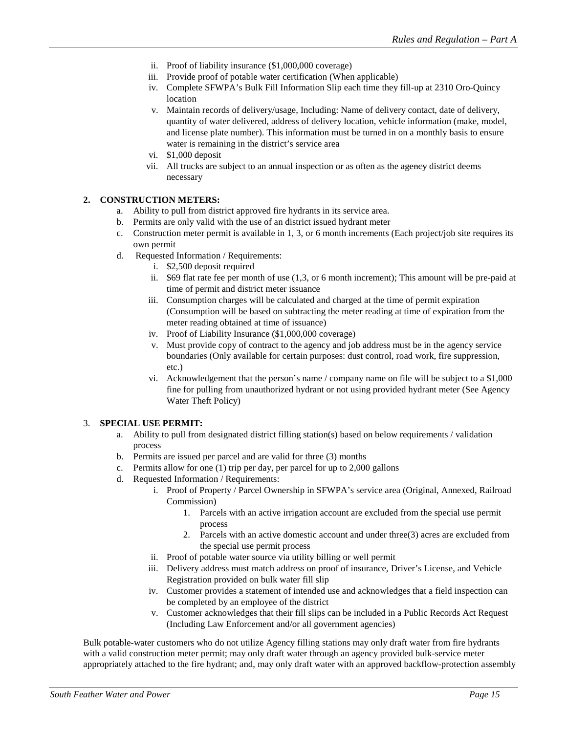ii. Proof of liability insurance ($1,000,000 coverage)
   iii. Provide proof of potable water certification (When applicable)
   iv. Complete SFWPA's Bulk Fill Information Slip each time they fill-up at 2310 Oro-Quincy location
   v. Maintain records of delivery/usage, Including: Name of delivery contact, date of delivery, quantity of water delivered, address of delivery location, vehicle information (make, model, and license plate number). This information must be turned in on a monthly basis to ensure water is remaining in the district's service area
   vi. $1,000 deposit
   vii. All trucks are subject to an annual inspection or as often as the ~~agency~~ district deems necessary

**2. CONSTRUCTION METERS:**

   a. Ability to pull from district approved fire hydrants in its service area.
   b. Permits are only valid with the use of an district issued hydrant meter
   c. Construction meter permit is available in 1, 3, or 6 month increments (Each project/job site requires its own permit
   d. Requested Information / Requirements:
      i. $2,500 deposit required
      ii. $69 flat rate fee per month of use (1,3, or 6 month increment); This amount will be pre-paid at time of permit and district meter issuance
      iii. Consumption charges will be calculated and charged at the time of permit expiration (Consumption will be based on subtracting the meter reading at time of expiration from the meter reading obtained at time of issuance)
      iv. Proof of Liability Insurance ($1,000,000 coverage)
      v. Must provide copy of contract to the agency and job address must be in the agency service boundaries (Only available for certain purposes: dust control, road work, fire suppression, etc.)
      vi. Acknowledgement that the person's name / company name on file will be subject to a $1,000 fine for pulling from unauthorized hydrant or not using provided hydrant meter (See Agency Water Theft Policy)

3. **SPECIAL USE PERMIT:**

   a. Ability to pull from designated district filling station(s) based on below requirements / validation process
   b. Permits are issued per parcel and are valid for three (3) months
   c. Permits allow for one (1) trip per day, per parcel for up to 2,000 gallons
   d. Requested Information / Requirements:
      i. Proof of Property / Parcel Ownership in SFWPA's service area (Original, Annexed, Railroad Commission)
         1. Parcels with an active irrigation account are excluded from the special use permit process
         2. Parcels with an active domestic account and under three(3) acres are excluded from the special use permit process
      ii. Proof of potable water source via utility billing or well permit
      iii. Delivery address must match address on proof of insurance, Driver's License, and Vehicle Registration provided on bulk water fill slip
      iv. Customer provides a statement of intended use and acknowledges that a field inspection can be completed by an employee of the district
      v. Customer acknowledges that their fill slips can be included in a Public Records Act Request (Including Law Enforcement and/or all government agencies)

Bulk potable-water customers who do not utilize Agency filling stations may only draft water from fire hydrants with a valid construction meter permit; may only draft water through an agency provided bulk-service meter appropriately attached to the fire hydrant; and, may only draft water with an approved backflow-protection assembly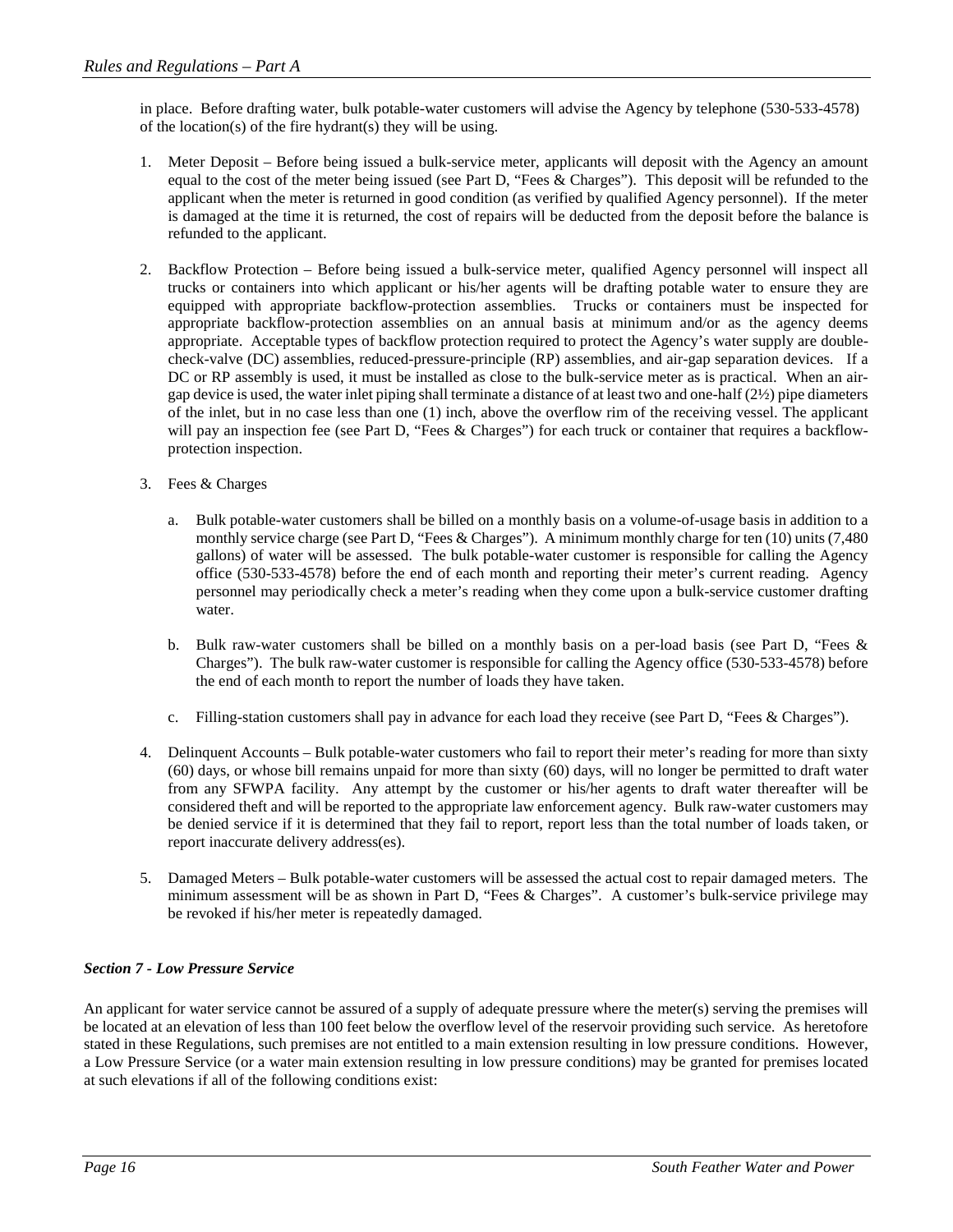in place. Before drafting water, bulk potable-water customers will advise the Agency by telephone (530-533-4578) of the location(s) of the fire hydrant(s) they will be using.

1. Meter Deposit – Before being issued a bulk-service meter, applicants will deposit with the Agency an amount equal to the cost of the meter being issued (see Part D, "Fees & Charges"). This deposit will be refunded to the applicant when the meter is returned in good condition (as verified by qualified Agency personnel). If the meter is damaged at the time it is returned, the cost of repairs will be deducted from the deposit before the balance is refunded to the applicant.

2. Backflow Protection – Before being issued a bulk-service meter, qualified Agency personnel will inspect all trucks or containers into which applicant or his/her agents will be drafting potable water to ensure they are equipped with appropriate backflow-protection assemblies. Trucks or containers must be inspected for appropriate backflow-protection assemblies on an annual basis at minimum and/or as the agency deems appropriate. Acceptable types of backflow protection required to protect the Agency's water supply are double-check-valve (DC) assemblies, reduced-pressure-principle (RP) assemblies, and air-gap separation devices. If a DC or RP assembly is used, it must be installed as close to the bulk-service meter as is practical. When an air-gap device is used, the water inlet piping shall terminate a distance of at least two and one-half (2½) pipe diameters of the inlet, but in no case less than one (1) inch, above the overflow rim of the receiving vessel. The applicant will pay an inspection fee (see Part D, "Fees & Charges") for each truck or container that requires a backflow-protection inspection.

3. Fees & Charges

   a. Bulk potable-water customers shall be billed on a monthly basis on a volume-of-usage basis in addition to a monthly service charge (see Part D, "Fees & Charges"). A minimum monthly charge for ten (10) units (7,480 gallons) of water will be assessed. The bulk potable-water customer is responsible for calling the Agency office (530-533-4578) before the end of each month and reporting their meter's current reading. Agency personnel may periodically check a meter's reading when they come upon a bulk-service customer drafting water.

   b. Bulk raw-water customers shall be billed on a monthly basis on a per-load basis (see Part D, "Fees & Charges"). The bulk raw-water customer is responsible for calling the Agency office (530-533-4578) before the end of each month to report the number of loads they have taken.

   c. Filling-station customers shall pay in advance for each load they receive (see Part D, "Fees & Charges").

4. Delinquent Accounts – Bulk potable-water customers who fail to report their meter's reading for more than sixty (60) days, or whose bill remains unpaid for more than sixty (60) days, will no longer be permitted to draft water from any SFWPA facility. Any attempt by the customer or his/her agents to draft water thereafter will be considered theft and will be reported to the appropriate law enforcement agency. Bulk raw-water customers may be denied service if it is determined that they fail to report, report less than the total number of loads taken, or report inaccurate delivery address(es).

5. Damaged Meters – Bulk potable-water customers will be assessed the actual cost to repair damaged meters. The minimum assessment will be as shown in Part D, "Fees & Charges". A customer's bulk-service privilege may be revoked if his/her meter is repeatedly damaged.

### *Section 7 - Low Pressure Service*

An applicant for water service cannot be assured of a supply of adequate pressure where the meter(s) serving the premises will be located at an elevation of less than 100 feet below the overflow level of the reservoir providing such service. As heretofore stated in these Regulations, such premises are not entitled to a main extension resulting in low pressure conditions. However, a Low Pressure Service (or a water main extension resulting in low pressure conditions) may be granted for premises located at such elevations if all of the following conditions exist: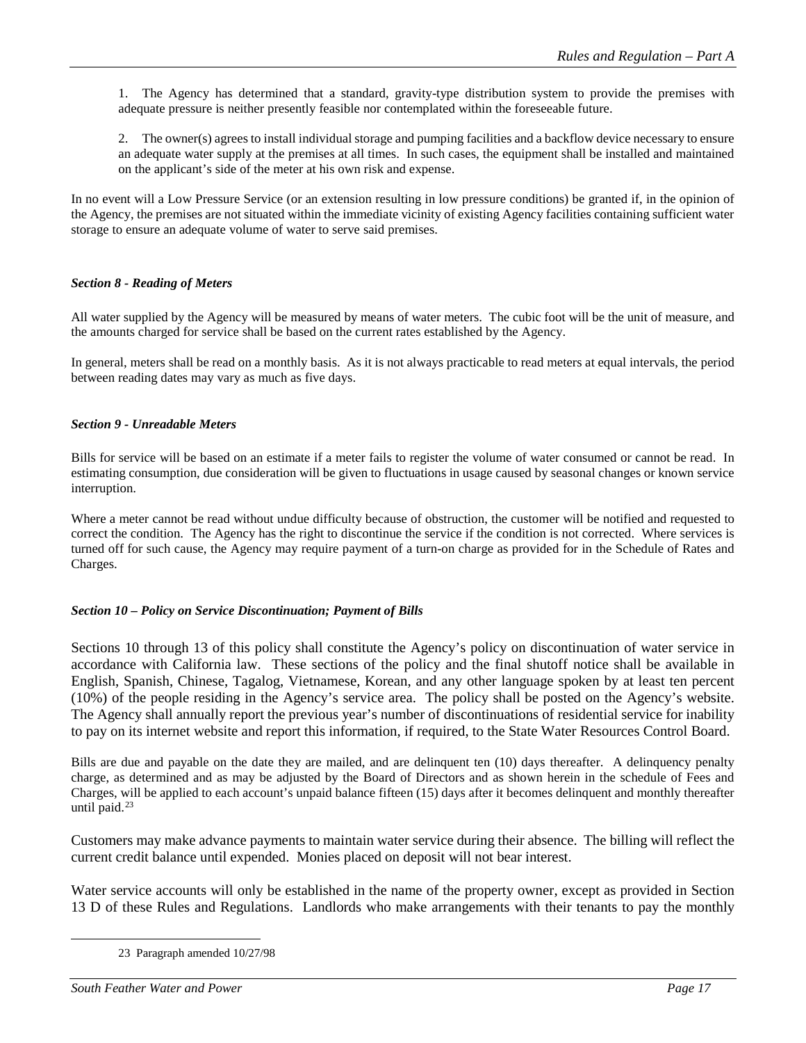1. The Agency has determined that a standard, gravity-type distribution system to provide the premises with adequate pressure is neither presently feasible nor contemplated within the foreseeable future.

2. The owner(s) agrees to install individual storage and pumping facilities and a backflow device necessary to ensure an adequate water supply at the premises at all times. In such cases, the equipment shall be installed and maintained on the applicant's side of the meter at his own risk and expense.

In no event will a Low Pressure Service (or an extension resulting in low pressure conditions) be granted if, in the opinion of the Agency, the premises are not situated within the immediate vicinity of existing Agency facilities containing sufficient water storage to ensure an adequate volume of water to serve said premises.

### *Section 8 - Reading of Meters*

All water supplied by the Agency will be measured by means of water meters. The cubic foot will be the unit of measure, and the amounts charged for service shall be based on the current rates established by the Agency.

In general, meters shall be read on a monthly basis. As it is not always practicable to read meters at equal intervals, the period between reading dates may vary as much as five days.

### *Section 9 - Unreadable Meters*

Bills for service will be based on an estimate if a meter fails to register the volume of water consumed or cannot be read. In estimating consumption, due consideration will be given to fluctuations in usage caused by seasonal changes or known service interruption.

Where a meter cannot be read without undue difficulty because of obstruction, the customer will be notified and requested to correct the condition. The Agency has the right to discontinue the service if the condition is not corrected. Where services is turned off for such cause, the Agency may require payment of a turn-on charge as provided for in the Schedule of Rates and Charges.

### *Section 10 – Policy on Service Discontinuation; Payment of Bills*

Sections 10 through 13 of this policy shall constitute the Agency's policy on discontinuation of water service in accordance with California law. These sections of the policy and the final shutoff notice shall be available in English, Spanish, Chinese, Tagalog, Vietnamese, Korean, and any other language spoken by at least ten percent (10%) of the people residing in the Agency's service area. The policy shall be posted on the Agency's website. The Agency shall annually report the previous year's number of discontinuations of residential service for inability to pay on its internet website and report this information, if required, to the State Water Resources Control Board.

Bills are due and payable on the date they are mailed, and are delinquent ten (10) days thereafter. A delinquency penalty charge, as determined and as may be adjusted by the Board of Directors and as shown herein in the schedule of Fees and Charges, will be applied to each account's unpaid balance fifteen (15) days after it becomes delinquent and monthly thereafter until paid.[23]

Customers may make advance payments to maintain water service during their absence. The billing will reflect the current credit balance until expended. Monies placed on deposit will not bear interest.

Water service accounts will only be established in the name of the property owner, except as provided in Section 13 D of these Rules and Regulations. Landlords who make arrangements with their tenants to pay the monthly

---

[23] Paragraph amended 10/27/98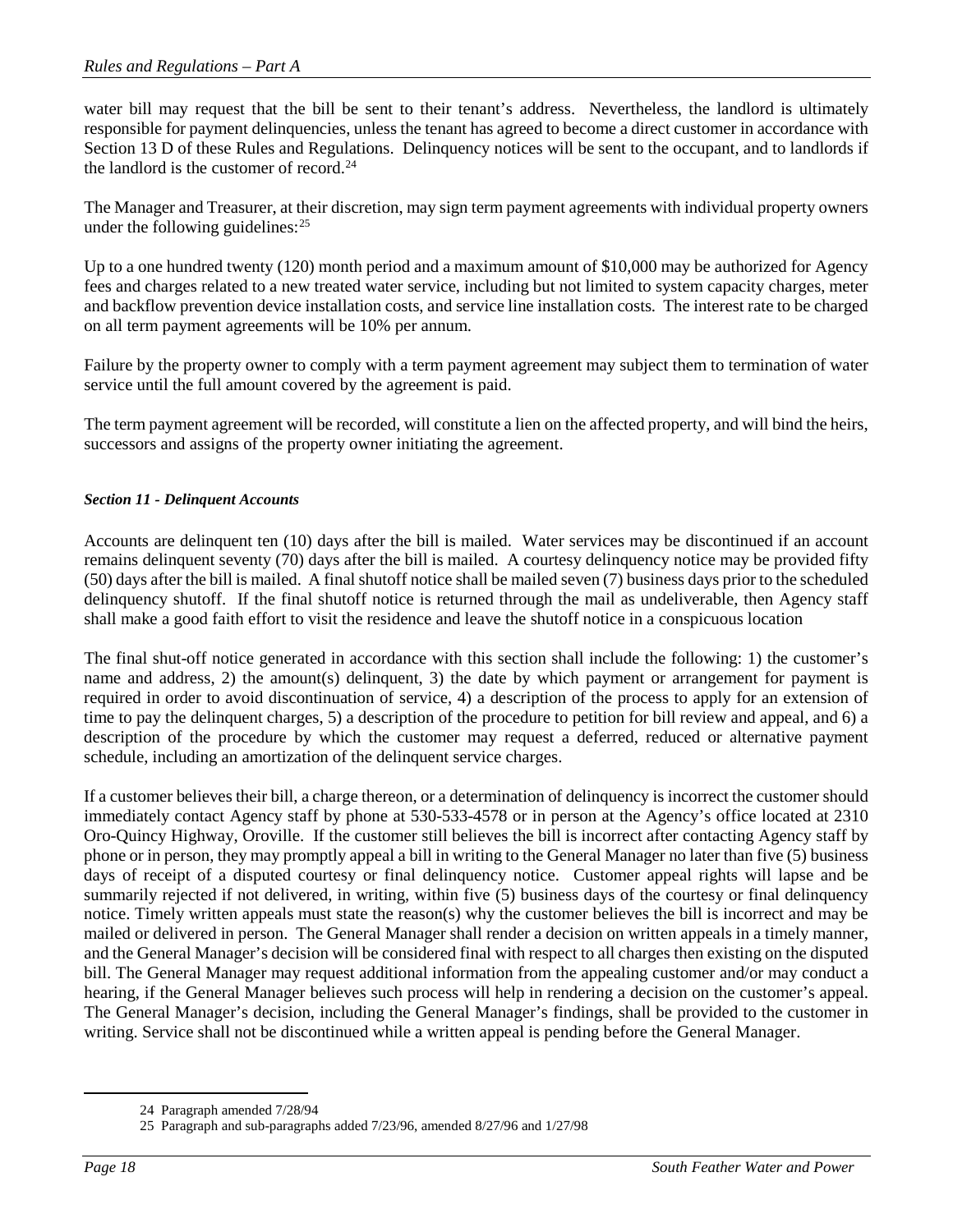water bill may request that the bill be sent to their tenant's address. Nevertheless, the landlord is ultimately responsible for payment delinquencies, unless the tenant has agreed to become a direct customer in accordance with Section 13 D of these Rules and Regulations. Delinquency notices will be sent to the occupant, and to landlords if the landlord is the customer of record.[24]

The Manager and Treasurer, at their discretion, may sign term payment agreements with individual property owners under the following guidelines:[25]

Up to a one hundred twenty (120) month period and a maximum amount of $10,000 may be authorized for Agency fees and charges related to a new treated water service, including but not limited to system capacity charges, meter and backflow prevention device installation costs, and service line installation costs. The interest rate to be charged on all term payment agreements will be 10% per annum.

Failure by the property owner to comply with a term payment agreement may subject them to termination of water service until the full amount covered by the agreement is paid.

The term payment agreement will be recorded, will constitute a lien on the affected property, and will bind the heirs, successors and assigns of the property owner initiating the agreement.

***Section 11 - Delinquent Accounts***

Accounts are delinquent ten (10) days after the bill is mailed. Water services may be discontinued if an account remains delinquent seventy (70) days after the bill is mailed. A courtesy delinquency notice may be provided fifty (50) days after the bill is mailed. A final shutoff notice shall be mailed seven (7) business days prior to the scheduled delinquency shutoff. If the final shutoff notice is returned through the mail as undeliverable, then Agency staff shall make a good faith effort to visit the residence and leave the shutoff notice in a conspicuous location

The final shut-off notice generated in accordance with this section shall include the following: 1) the customer's name and address, 2) the amount(s) delinquent, 3) the date by which payment or arrangement for payment is required in order to avoid discontinuation of service, 4) a description of the process to apply for an extension of time to pay the delinquent charges, 5) a description of the procedure to petition for bill review and appeal, and 6) a description of the procedure by which the customer may request a deferred, reduced or alternative payment schedule, including an amortization of the delinquent service charges.

If a customer believes their bill, a charge thereon, or a determination of delinquency is incorrect the customer should immediately contact Agency staff by phone at 530-533-4578 or in person at the Agency's office located at 2310 Oro-Quincy Highway, Oroville. If the customer still believes the bill is incorrect after contacting Agency staff by phone or in person, they may promptly appeal a bill in writing to the General Manager no later than five (5) business days of receipt of a disputed courtesy or final delinquency notice. Customer appeal rights will lapse and be summarily rejected if not delivered, in writing, within five (5) business days of the courtesy or final delinquency notice. Timely written appeals must state the reason(s) why the customer believes the bill is incorrect and may be mailed or delivered in person. The General Manager shall render a decision on written appeals in a timely manner, and the General Manager's decision will be considered final with respect to all charges then existing on the disputed bill. The General Manager may request additional information from the appealing customer and/or may conduct a hearing, if the General Manager believes such process will help in rendering a decision on the customer's appeal. The General Manager's decision, including the General Manager's findings, shall be provided to the customer in writing. Service shall not be discontinued while a written appeal is pending before the General Manager.

---

[24] Paragraph amended 7/28/94

[25] Paragraph and sub-paragraphs added 7/23/96, amended 8/27/96 and 1/27/98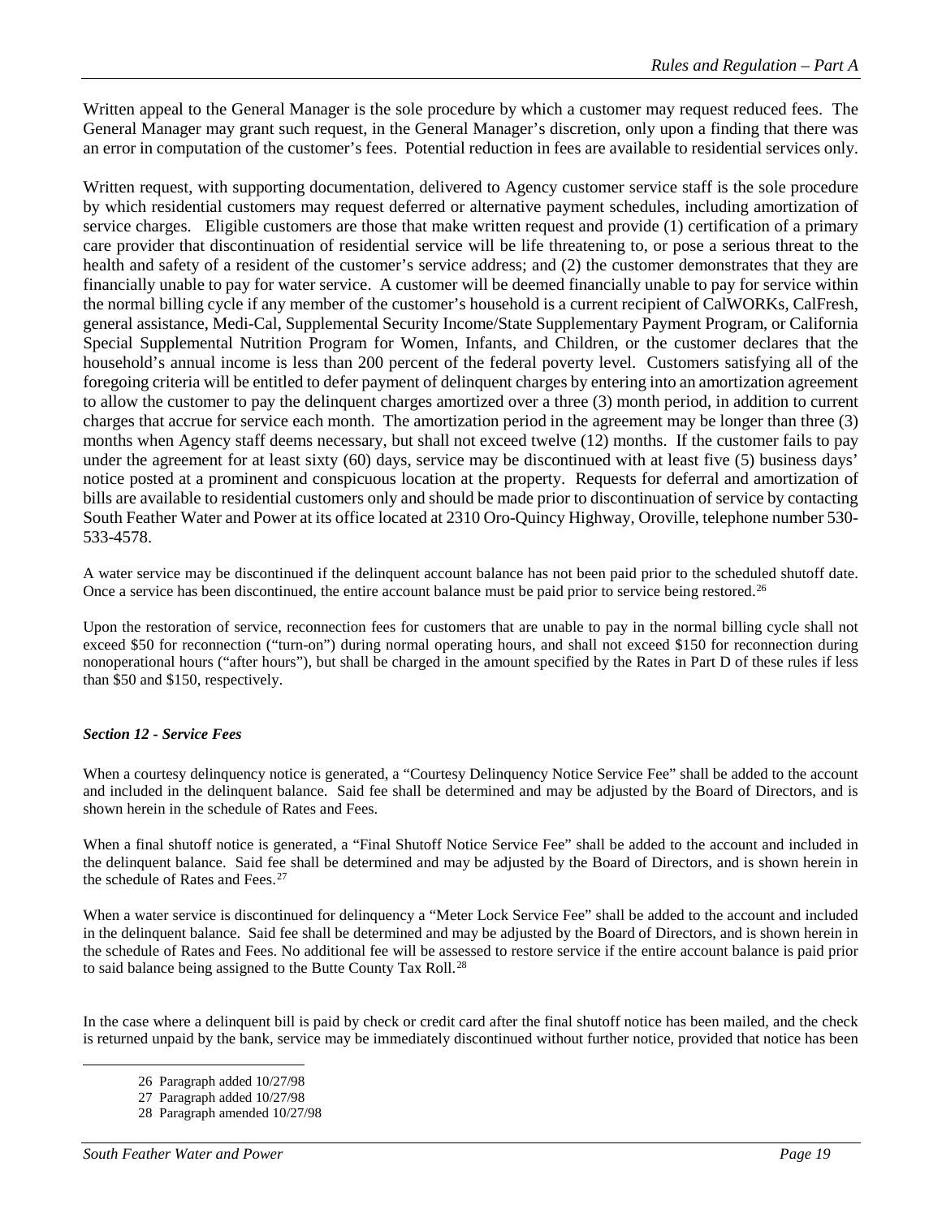Written appeal to the General Manager is the sole procedure by which a customer may request reduced fees. The General Manager may grant such request, in the General Manager's discretion, only upon a finding that there was an error in computation of the customer's fees. Potential reduction in fees are available to residential services only.

Written request, with supporting documentation, delivered to Agency customer service staff is the sole procedure by which residential customers may request deferred or alternative payment schedules, including amortization of service charges. Eligible customers are those that make written request and provide (1) certification of a primary care provider that discontinuation of residential service will be life threatening to, or pose a serious threat to the health and safety of a resident of the customer's service address; and (2) the customer demonstrates that they are financially unable to pay for water service. A customer will be deemed financially unable to pay for service within the normal billing cycle if any member of the customer's household is a current recipient of CalWORKs, CalFresh, general assistance, Medi-Cal, Supplemental Security Income/State Supplementary Payment Program, or California Special Supplemental Nutrition Program for Women, Infants, and Children, or the customer declares that the household's annual income is less than 200 percent of the federal poverty level. Customers satisfying all of the foregoing criteria will be entitled to defer payment of delinquent charges by entering into an amortization agreement to allow the customer to pay the delinquent charges amortized over a three (3) month period, in addition to current charges that accrue for service each month. The amortization period in the agreement may be longer than three (3) months when Agency staff deems necessary, but shall not exceed twelve (12) months. If the customer fails to pay under the agreement for at least sixty (60) days, service may be discontinued with at least five (5) business days' notice posted at a prominent and conspicuous location at the property. Requests for deferral and amortization of bills are available to residential customers only and should be made prior to discontinuation of service by contacting South Feather Water and Power at its office located at 2310 Oro-Quincy Highway, Oroville, telephone number 530-533-4578.

A water service may be discontinued if the delinquent account balance has not been paid prior to the scheduled shutoff date. Once a service has been discontinued, the entire account balance must be paid prior to service being restored.[26]

Upon the restoration of service, reconnection fees for customers that are unable to pay in the normal billing cycle shall not exceed $50 for reconnection ("turn-on") during normal operating hours, and shall not exceed $150 for reconnection during nonoperational hours ("after hours"), but shall be charged in the amount specified by the Rates in Part D of these rules if less than $50 and $150, respectively.

### *Section 12 - Service Fees*

When a courtesy delinquency notice is generated, a "Courtesy Delinquency Notice Service Fee" shall be added to the account and included in the delinquent balance. Said fee shall be determined and may be adjusted by the Board of Directors, and is shown herein in the schedule of Rates and Fees.

When a final shutoff notice is generated, a "Final Shutoff Notice Service Fee" shall be added to the account and included in the delinquent balance. Said fee shall be determined and may be adjusted by the Board of Directors, and is shown herein in the schedule of Rates and Fees.[27]

When a water service is discontinued for delinquency a "Meter Lock Service Fee" shall be added to the account and included in the delinquent balance. Said fee shall be determined and may be adjusted by the Board of Directors, and is shown herein in the schedule of Rates and Fees. No additional fee will be assessed to restore service if the entire account balance is paid prior to said balance being assigned to the Butte County Tax Roll.[28]

In the case where a delinquent bill is paid by check or credit card after the final shutoff notice has been mailed, and the check is returned unpaid by the bank, service may be immediately discontinued without further notice, provided that notice has been

---

26 Paragraph added 10/27/98

27 Paragraph added 10/27/98

28 Paragraph amended 10/27/98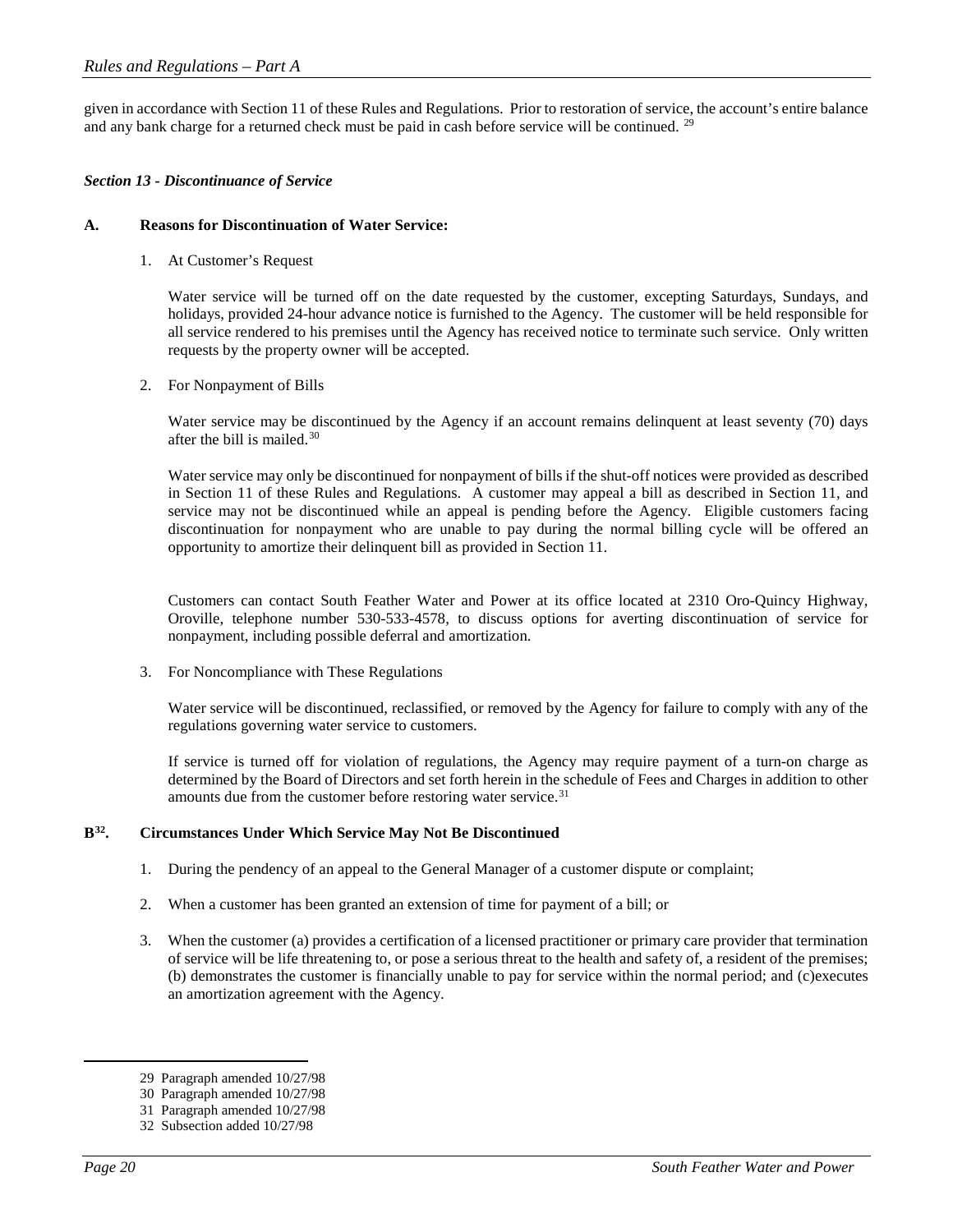given in accordance with Section 11 of these Rules and Regulations. Prior to restoration of service, the account's entire balance and any bank charge for a returned check must be paid in cash before service will be continued. [29]

### *Section 13 - Discontinuance of Service*

**A. Reasons for Discontinuation of Water Service:**

1. At Customer's Request

   Water service will be turned off on the date requested by the customer, excepting Saturdays, Sundays, and holidays, provided 24-hour advance notice is furnished to the Agency. The customer will be held responsible for all service rendered to his premises until the Agency has received notice to terminate such service. Only written requests by the property owner will be accepted.

2. For Nonpayment of Bills

   Water service may be discontinued by the Agency if an account remains delinquent at least seventy (70) days after the bill is mailed.[30]

   Water service may only be discontinued for nonpayment of bills if the shut-off notices were provided as described in Section 11 of these Rules and Regulations. A customer may appeal a bill as described in Section 11, and service may not be discontinued while an appeal is pending before the Agency. Eligible customers facing discontinuation for nonpayment who are unable to pay during the normal billing cycle will be offered an opportunity to amortize their delinquent bill as provided in Section 11.

   Customers can contact South Feather Water and Power at its office located at 2310 Oro-Quincy Highway, Oroville, telephone number 530-533-4578, to discuss options for averting discontinuation of service for nonpayment, including possible deferral and amortization.

3. For Noncompliance with These Regulations

   Water service will be discontinued, reclassified, or removed by the Agency for failure to comply with any of the regulations governing water service to customers.

   If service is turned off for violation of regulations, the Agency may require payment of a turn-on charge as determined by the Board of Directors and set forth herein in the schedule of Fees and Charges in addition to other amounts due from the customer before restoring water service.[31]

**B[32]. Circumstances Under Which Service May Not Be Discontinued**

1. During the pendency of an appeal to the General Manager of a customer dispute or complaint;

2. When a customer has been granted an extension of time for payment of a bill; or

3. When the customer (a) provides a certification of a licensed practitioner or primary care provider that termination of service will be life threatening to, or pose a serious threat to the health and safety of, a resident of the premises; (b) demonstrates the customer is financially unable to pay for service within the normal period; and (c)executes an amortization agreement with the Agency.

---

29 Paragraph amended 10/27/98

30 Paragraph amended 10/27/98

31 Paragraph amended 10/27/98

32 Subsection added 10/27/98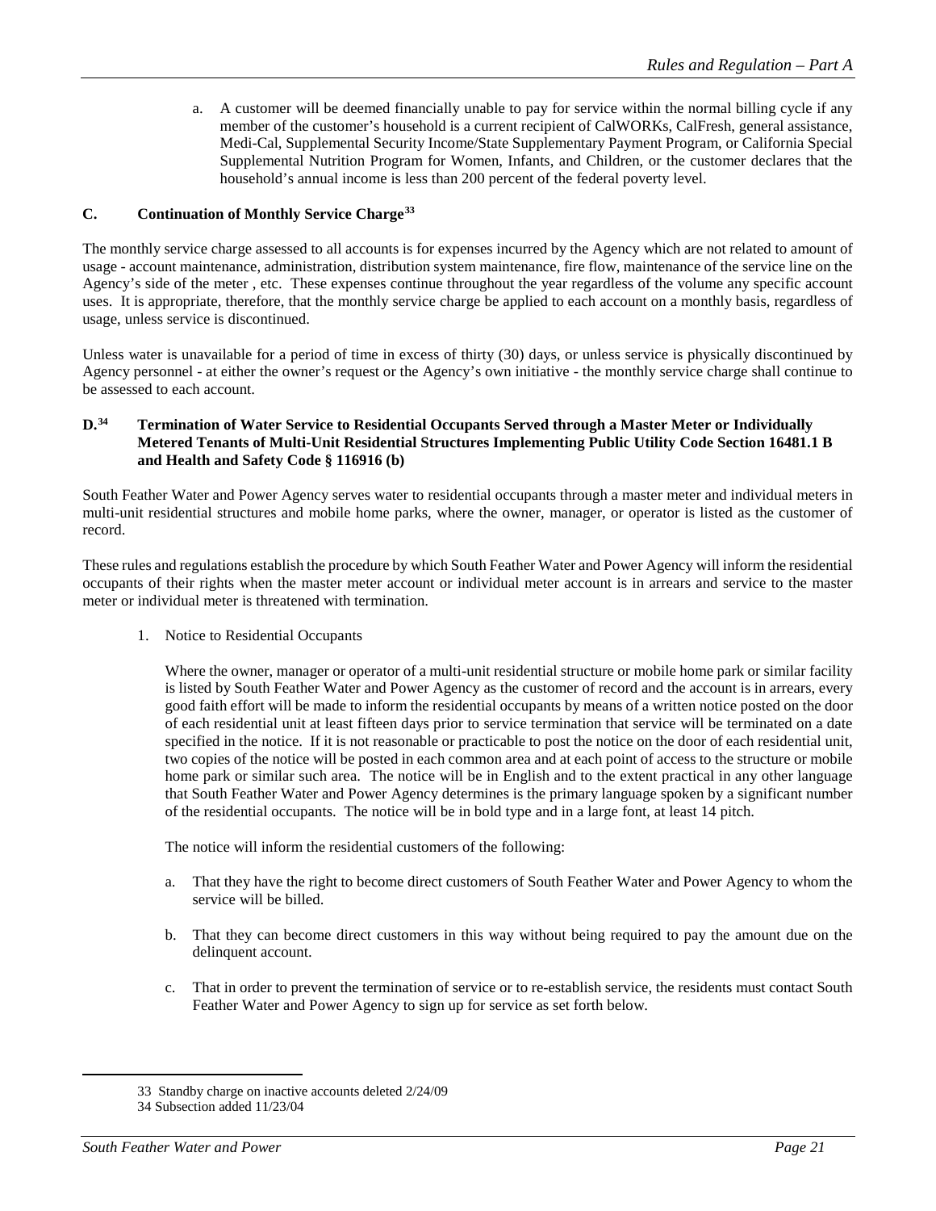a. A customer will be deemed financially unable to pay for service within the normal billing cycle if any member of the customer's household is a current recipient of CalWORKs, CalFresh, general assistance, Medi-Cal, Supplemental Security Income/State Supplementary Payment Program, or California Special Supplemental Nutrition Program for Women, Infants, and Children, or the customer declares that the household's annual income is less than 200 percent of the federal poverty level.

### C. Continuation of Monthly Service Charge[33]

The monthly service charge assessed to all accounts is for expenses incurred by the Agency which are not related to amount of usage - account maintenance, administration, distribution system maintenance, fire flow, maintenance of the service line on the Agency's side of the meter , etc. These expenses continue throughout the year regardless of the volume any specific account uses. It is appropriate, therefore, that the monthly service charge be applied to each account on a monthly basis, regardless of usage, unless service is discontinued.

Unless water is unavailable for a period of time in excess of thirty (30) days, or unless service is physically discontinued by Agency personnel - at either the owner's request or the Agency's own initiative - the monthly service charge shall continue to be assessed to each account.

### D.[34] Termination of Water Service to Residential Occupants Served through a Master Meter or Individually Metered Tenants of Multi-Unit Residential Structures Implementing Public Utility Code Section 16481.1 B and Health and Safety Code § 116916 (b)

South Feather Water and Power Agency serves water to residential occupants through a master meter and individual meters in multi-unit residential structures and mobile home parks, where the owner, manager, or operator is listed as the customer of record.

These rules and regulations establish the procedure by which South Feather Water and Power Agency will inform the residential occupants of their rights when the master meter account or individual meter account is in arrears and service to the master meter or individual meter is threatened with termination.

1. Notice to Residential Occupants

   Where the owner, manager or operator of a multi-unit residential structure or mobile home park or similar facility is listed by South Feather Water and Power Agency as the customer of record and the account is in arrears, every good faith effort will be made to inform the residential occupants by means of a written notice posted on the door of each residential unit at least fifteen days prior to service termination that service will be terminated on a date specified in the notice. If it is not reasonable or practicable to post the notice on the door of each residential unit, two copies of the notice will be posted in each common area and at each point of access to the structure or mobile home park or similar such area. The notice will be in English and to the extent practical in any other language that South Feather Water and Power Agency determines is the primary language spoken by a significant number of the residential occupants. The notice will be in bold type and in a large font, at least 14 pitch.

   The notice will inform the residential customers of the following:

   a. That they have the right to become direct customers of South Feather Water and Power Agency to whom the service will be billed.

   b. That they can become direct customers in this way without being required to pay the amount due on the delinquent account.

   c. That in order to prevent the termination of service or to re-establish service, the residents must contact South Feather Water and Power Agency to sign up for service as set forth below.

---

33 Standby charge on inactive accounts deleted 2/24/09

34 Subsection added 11/23/04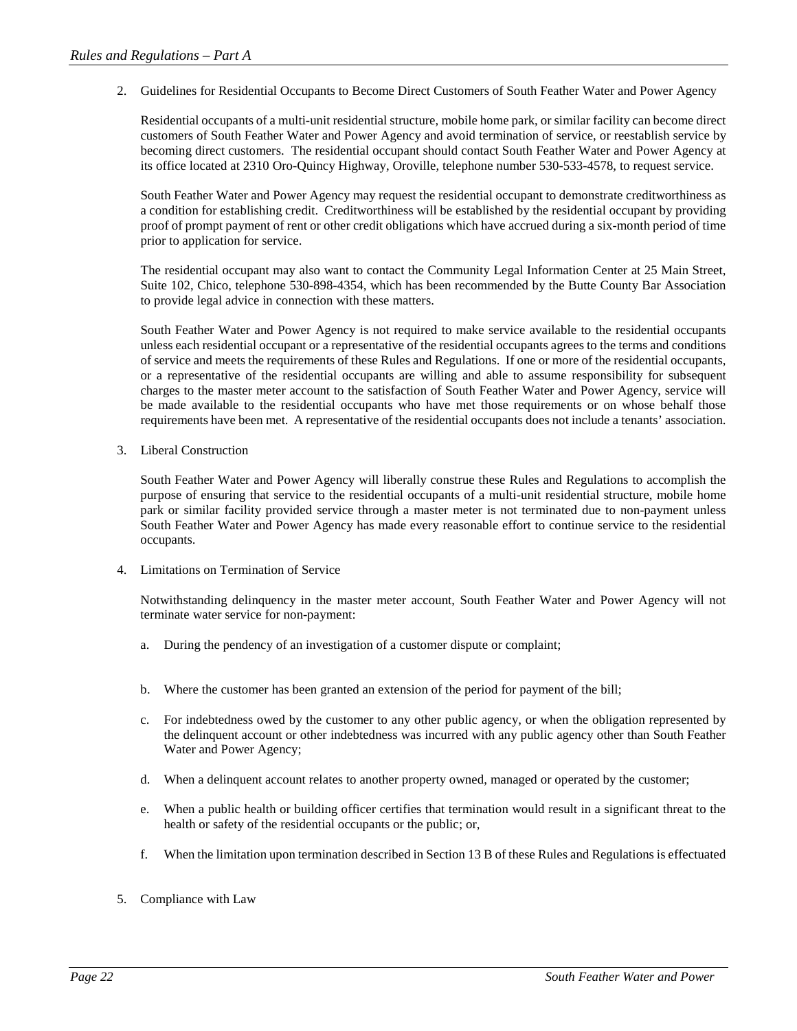2. Guidelines for Residential Occupants to Become Direct Customers of South Feather Water and Power Agency

   Residential occupants of a multi-unit residential structure, mobile home park, or similar facility can become direct customers of South Feather Water and Power Agency and avoid termination of service, or reestablish service by becoming direct customers. The residential occupant should contact South Feather Water and Power Agency at its office located at 2310 Oro-Quincy Highway, Oroville, telephone number 530-533-4578, to request service.

   South Feather Water and Power Agency may request the residential occupant to demonstrate creditworthiness as a condition for establishing credit. Creditworthiness will be established by the residential occupant by providing proof of prompt payment of rent or other credit obligations which have accrued during a six-month period of time prior to application for service.

   The residential occupant may also want to contact the Community Legal Information Center at 25 Main Street, Suite 102, Chico, telephone 530-898-4354, which has been recommended by the Butte County Bar Association to provide legal advice in connection with these matters.

   South Feather Water and Power Agency is not required to make service available to the residential occupants unless each residential occupant or a representative of the residential occupants agrees to the terms and conditions of service and meets the requirements of these Rules and Regulations. If one or more of the residential occupants, or a representative of the residential occupants are willing and able to assume responsibility for subsequent charges to the master meter account to the satisfaction of South Feather Water and Power Agency, service will be made available to the residential occupants who have met those requirements or on whose behalf those requirements have been met. A representative of the residential occupants does not include a tenants' association.

3. Liberal Construction

   South Feather Water and Power Agency will liberally construe these Rules and Regulations to accomplish the purpose of ensuring that service to the residential occupants of a multi-unit residential structure, mobile home park or similar facility provided service through a master meter is not terminated due to non-payment unless South Feather Water and Power Agency has made every reasonable effort to continue service to the residential occupants.

4. Limitations on Termination of Service

   Notwithstanding delinquency in the master meter account, South Feather Water and Power Agency will not terminate water service for non-payment:

   a. During the pendency of an investigation of a customer dispute or complaint;

   b. Where the customer has been granted an extension of the period for payment of the bill;

   c. For indebtedness owed by the customer to any other public agency, or when the obligation represented by the delinquent account or other indebtedness was incurred with any public agency other than South Feather Water and Power Agency;

   d. When a delinquent account relates to another property owned, managed or operated by the customer;

   e. When a public health or building officer certifies that termination would result in a significant threat to the health or safety of the residential occupants or the public; or,

   f. When the limitation upon termination described in Section 13 B of these Rules and Regulations is effectuated

5. Compliance with Law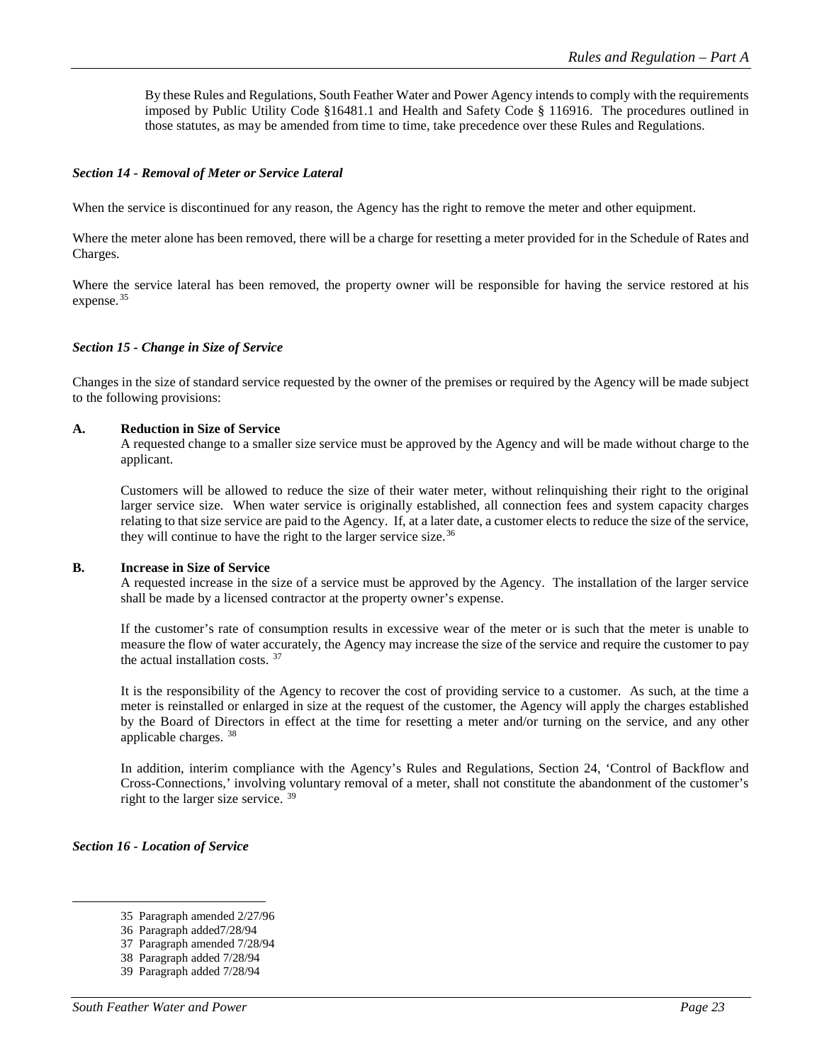By these Rules and Regulations, South Feather Water and Power Agency intends to comply with the requirements imposed by Public Utility Code §16481.1 and Health and Safety Code § 116916. The procedures outlined in those statutes, as may be amended from time to time, take precedence over these Rules and Regulations.

### *Section 14 - Removal of Meter or Service Lateral*

When the service is discontinued for any reason, the Agency has the right to remove the meter and other equipment.

Where the meter alone has been removed, there will be a charge for resetting a meter provided for in the Schedule of Rates and Charges.

Where the service lateral has been removed, the property owner will be responsible for having the service restored at his expense.[35]

### *Section 15 - Change in Size of Service*

Changes in the size of standard service requested by the owner of the premises or required by the Agency will be made subject to the following provisions:

**A. Reduction in Size of Service**

A requested change to a smaller size service must be approved by the Agency and will be made without charge to the applicant.

Customers will be allowed to reduce the size of their water meter, without relinquishing their right to the original larger service size. When water service is originally established, all connection fees and system capacity charges relating to that size service are paid to the Agency. If, at a later date, a customer elects to reduce the size of the service, they will continue to have the right to the larger service size.[36]

**B. Increase in Size of Service**

A requested increase in the size of a service must be approved by the Agency. The installation of the larger service shall be made by a licensed contractor at the property owner's expense.

If the customer's rate of consumption results in excessive wear of the meter or is such that the meter is unable to measure the flow of water accurately, the Agency may increase the size of the service and require the customer to pay the actual installation costs. [37]

It is the responsibility of the Agency to recover the cost of providing service to a customer. As such, at the time a meter is reinstalled or enlarged in size at the request of the customer, the Agency will apply the charges established by the Board of Directors in effect at the time for resetting a meter and/or turning on the service, and any other applicable charges. [38]

In addition, interim compliance with the Agency's Rules and Regulations, Section 24, 'Control of Backflow and Cross-Connections,' involving voluntary removal of a meter, shall not constitute the abandonment of the customer's right to the larger size service. [39]

### *Section 16 - Location of Service*

---

35 Paragraph amended 2/27/96

36 Paragraph added7/28/94

37 Paragraph amended 7/28/94

38 Paragraph added 7/28/94

39 Paragraph added 7/28/94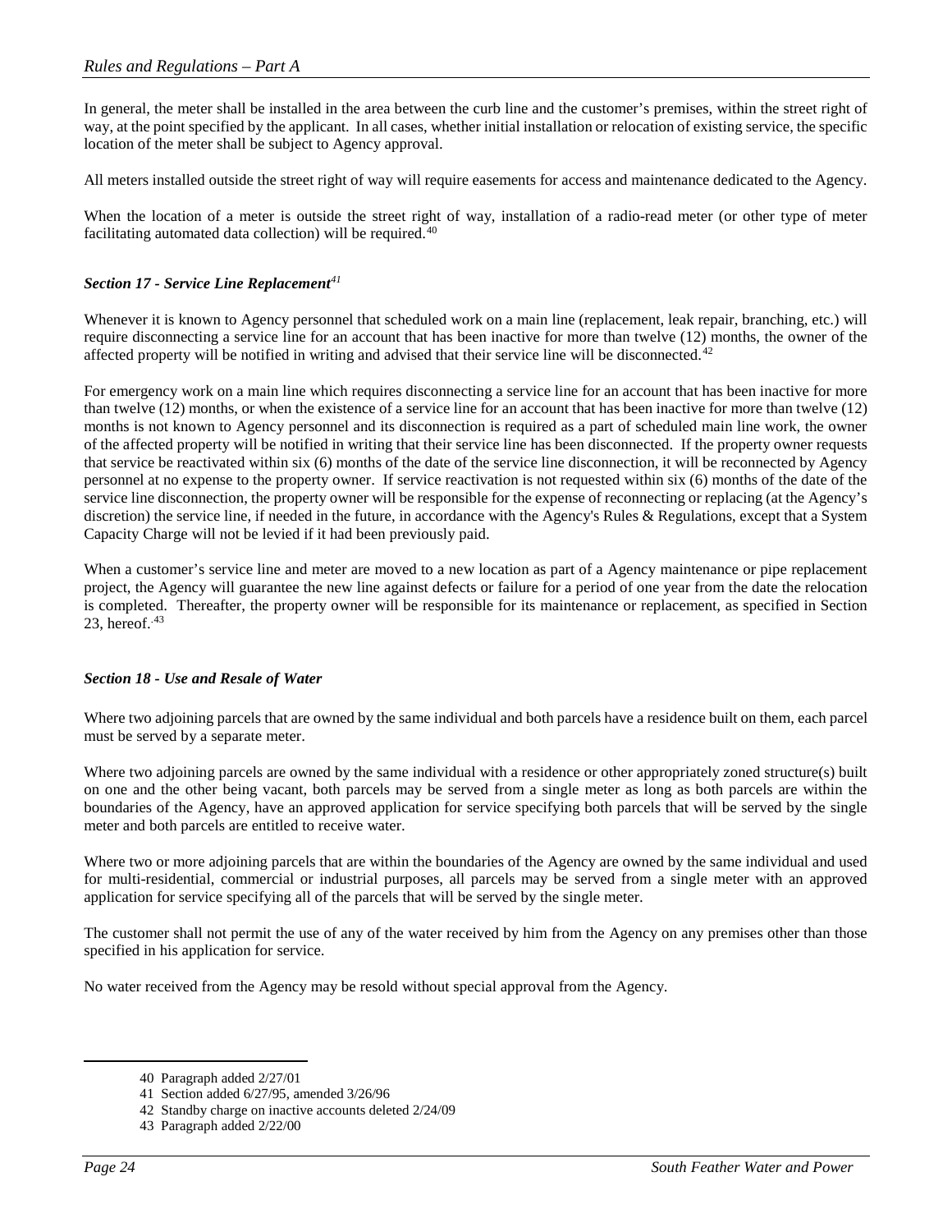In general, the meter shall be installed in the area between the curb line and the customer's premises, within the street right of way, at the point specified by the applicant. In all cases, whether initial installation or relocation of existing service, the specific location of the meter shall be subject to Agency approval.

All meters installed outside the street right of way will require easements for access and maintenance dedicated to the Agency.

When the location of a meter is outside the street right of way, installation of a radio-read meter (or other type of meter facilitating automated data collection) will be required.[40]

### *Section 17 - Service Line Replacement*[41]

Whenever it is known to Agency personnel that scheduled work on a main line (replacement, leak repair, branching, etc.) will require disconnecting a service line for an account that has been inactive for more than twelve (12) months, the owner of the affected property will be notified in writing and advised that their service line will be disconnected.[42]

For emergency work on a main line which requires disconnecting a service line for an account that has been inactive for more than twelve (12) months, or when the existence of a service line for an account that has been inactive for more than twelve (12) months is not known to Agency personnel and its disconnection is required as a part of scheduled main line work, the owner of the affected property will be notified in writing that their service line has been disconnected. If the property owner requests that service be reactivated within six (6) months of the date of the service line disconnection, it will be reconnected by Agency personnel at no expense to the property owner. If service reactivation is not requested within six (6) months of the date of the service line disconnection, the property owner will be responsible for the expense of reconnecting or replacing (at the Agency's discretion) the service line, if needed in the future, in accordance with the Agency's Rules & Regulations, except that a System Capacity Charge will not be levied if it had been previously paid.

When a customer's service line and meter are moved to a new location as part of a Agency maintenance or pipe replacement project, the Agency will guarantee the new line against defects or failure for a period of one year from the date the relocation is completed. Thereafter, the property owner will be responsible for its maintenance or replacement, as specified in Section 23, hereof.[43]

### *Section 18 - Use and Resale of Water*

Where two adjoining parcels that are owned by the same individual and both parcels have a residence built on them, each parcel must be served by a separate meter.

Where two adjoining parcels are owned by the same individual with a residence or other appropriately zoned structure(s) built on one and the other being vacant, both parcels may be served from a single meter as long as both parcels are within the boundaries of the Agency, have an approved application for service specifying both parcels that will be served by the single meter and both parcels are entitled to receive water.

Where two or more adjoining parcels that are within the boundaries of the Agency are owned by the same individual and used for multi-residential, commercial or industrial purposes, all parcels may be served from a single meter with an approved application for service specifying all of the parcels that will be served by the single meter.

The customer shall not permit the use of any of the water received by him from the Agency on any premises other than those specified in his application for service.

No water received from the Agency may be resold without special approval from the Agency.

---

40 Paragraph added 2/27/01

41 Section added 6/27/95, amended 3/26/96

42 Standby charge on inactive accounts deleted 2/24/09

43 Paragraph added 2/22/00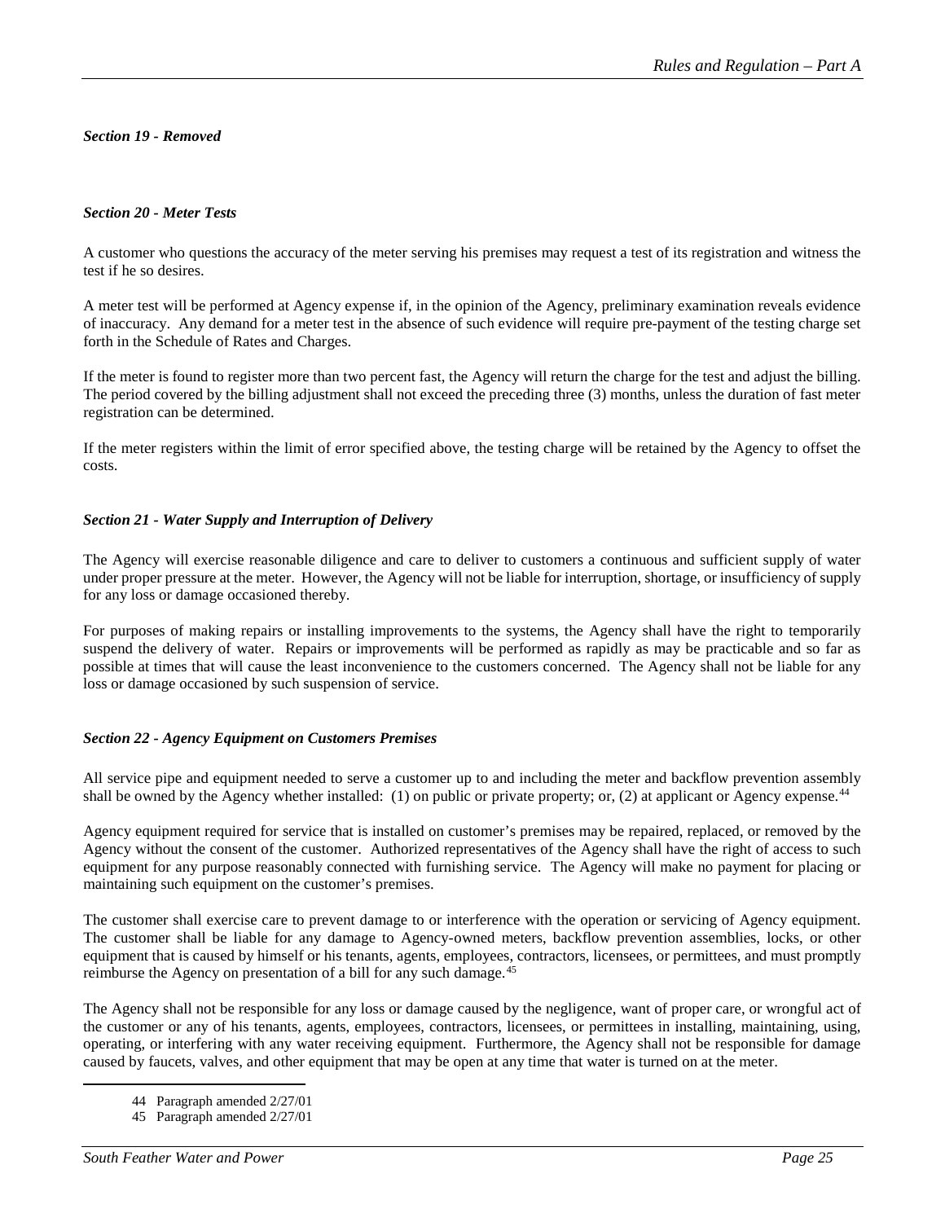### *Section 19 - Removed*

### *Section 20 - Meter Tests*

A customer who questions the accuracy of the meter serving his premises may request a test of its registration and witness the test if he so desires.

A meter test will be performed at Agency expense if, in the opinion of the Agency, preliminary examination reveals evidence of inaccuracy. Any demand for a meter test in the absence of such evidence will require pre-payment of the testing charge set forth in the Schedule of Rates and Charges.

If the meter is found to register more than two percent fast, the Agency will return the charge for the test and adjust the billing. The period covered by the billing adjustment shall not exceed the preceding three (3) months, unless the duration of fast meter registration can be determined.

If the meter registers within the limit of error specified above, the testing charge will be retained by the Agency to offset the costs.

### *Section 21 - Water Supply and Interruption of Delivery*

The Agency will exercise reasonable diligence and care to deliver to customers a continuous and sufficient supply of water under proper pressure at the meter. However, the Agency will not be liable for interruption, shortage, or insufficiency of supply for any loss or damage occasioned thereby.

For purposes of making repairs or installing improvements to the systems, the Agency shall have the right to temporarily suspend the delivery of water. Repairs or improvements will be performed as rapidly as may be practicable and so far as possible at times that will cause the least inconvenience to the customers concerned. The Agency shall not be liable for any loss or damage occasioned by such suspension of service.

### *Section 22 - Agency Equipment on Customers Premises*

All service pipe and equipment needed to serve a customer up to and including the meter and backflow prevention assembly shall be owned by the Agency whether installed: (1) on public or private property; or, (2) at applicant or Agency expense.[44]

Agency equipment required for service that is installed on customer's premises may be repaired, replaced, or removed by the Agency without the consent of the customer. Authorized representatives of the Agency shall have the right of access to such equipment for any purpose reasonably connected with furnishing service. The Agency will make no payment for placing or maintaining such equipment on the customer's premises.

The customer shall exercise care to prevent damage to or interference with the operation or servicing of Agency equipment. The customer shall be liable for any damage to Agency-owned meters, backflow prevention assemblies, locks, or other equipment that is caused by himself or his tenants, agents, employees, contractors, licensees, or permittees, and must promptly reimburse the Agency on presentation of a bill for any such damage.[45]

The Agency shall not be responsible for any loss or damage caused by the negligence, want of proper care, or wrongful act of the customer or any of his tenants, agents, employees, contractors, licensees, or permittees in installing, maintaining, using, operating, or interfering with any water receiving equipment. Furthermore, the Agency shall not be responsible for damage caused by faucets, valves, and other equipment that may be open at any time that water is turned on at the meter.

---

[44] Paragraph amended 2/27/01

[45] Paragraph amended 2/27/01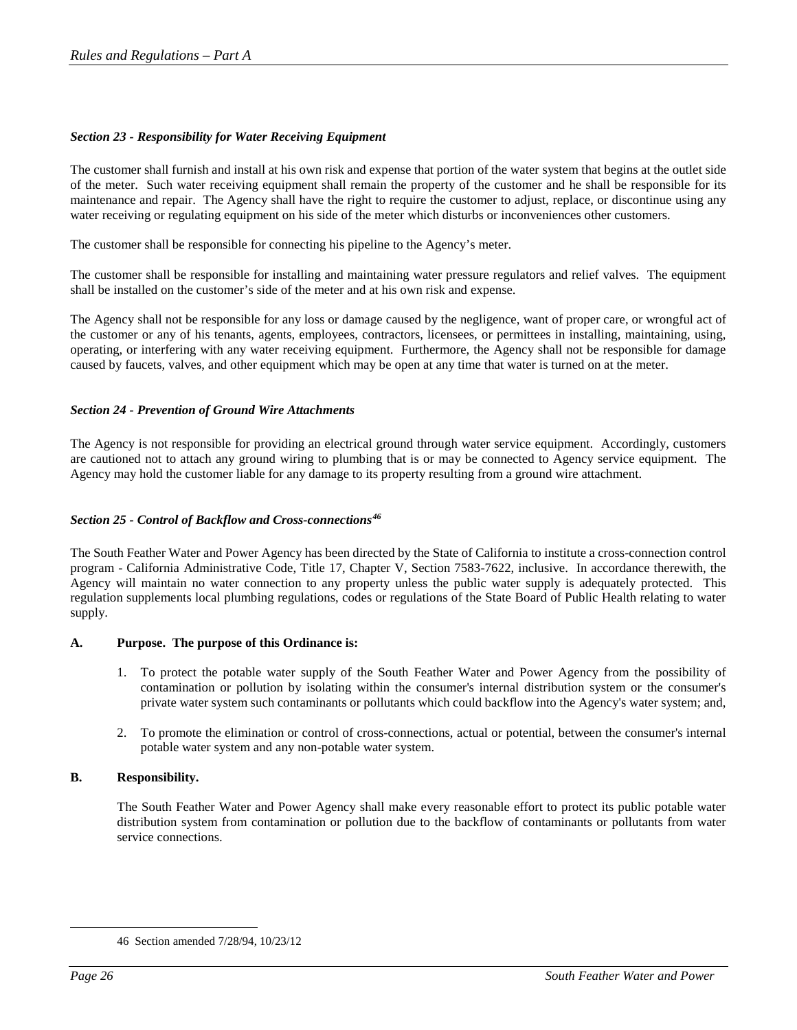### *Section 23 - Responsibility for Water Receiving Equipment*

The customer shall furnish and install at his own risk and expense that portion of the water system that begins at the outlet side of the meter. Such water receiving equipment shall remain the property of the customer and he shall be responsible for its maintenance and repair. The Agency shall have the right to require the customer to adjust, replace, or discontinue using any water receiving or regulating equipment on his side of the meter which disturbs or inconveniences other customers.

The customer shall be responsible for connecting his pipeline to the Agency's meter.

The customer shall be responsible for installing and maintaining water pressure regulators and relief valves. The equipment shall be installed on the customer's side of the meter and at his own risk and expense.

The Agency shall not be responsible for any loss or damage caused by the negligence, want of proper care, or wrongful act of the customer or any of his tenants, agents, employees, contractors, licensees, or permittees in installing, maintaining, using, operating, or interfering with any water receiving equipment. Furthermore, the Agency shall not be responsible for damage caused by faucets, valves, and other equipment which may be open at any time that water is turned on at the meter.

### *Section 24 - Prevention of Ground Wire Attachments*

The Agency is not responsible for providing an electrical ground through water service equipment. Accordingly, customers are cautioned not to attach any ground wiring to plumbing that is or may be connected to Agency service equipment. The Agency may hold the customer liable for any damage to its property resulting from a ground wire attachment.

### *Section 25 - Control of Backflow and Cross-connections*[46]

The South Feather Water and Power Agency has been directed by the State of California to institute a cross-connection control program - California Administrative Code, Title 17, Chapter V, Section 7583-7622, inclusive. In accordance therewith, the Agency will maintain no water connection to any property unless the public water supply is adequately protected. This regulation supplements local plumbing regulations, codes or regulations of the State Board of Public Health relating to water supply.

**A. Purpose. The purpose of this Ordinance is:**

1. To protect the potable water supply of the South Feather Water and Power Agency from the possibility of contamination or pollution by isolating within the consumer's internal distribution system or the consumer's private water system such contaminants or pollutants which could backflow into the Agency's water system; and,

2. To promote the elimination or control of cross-connections, actual or potential, between the consumer's internal potable water system and any non-potable water system.

**B. Responsibility.**

The South Feather Water and Power Agency shall make every reasonable effort to protect its public potable water distribution system from contamination or pollution due to the backflow of contaminants or pollutants from water service connections.

---

46 Section amended 7/28/94, 10/23/12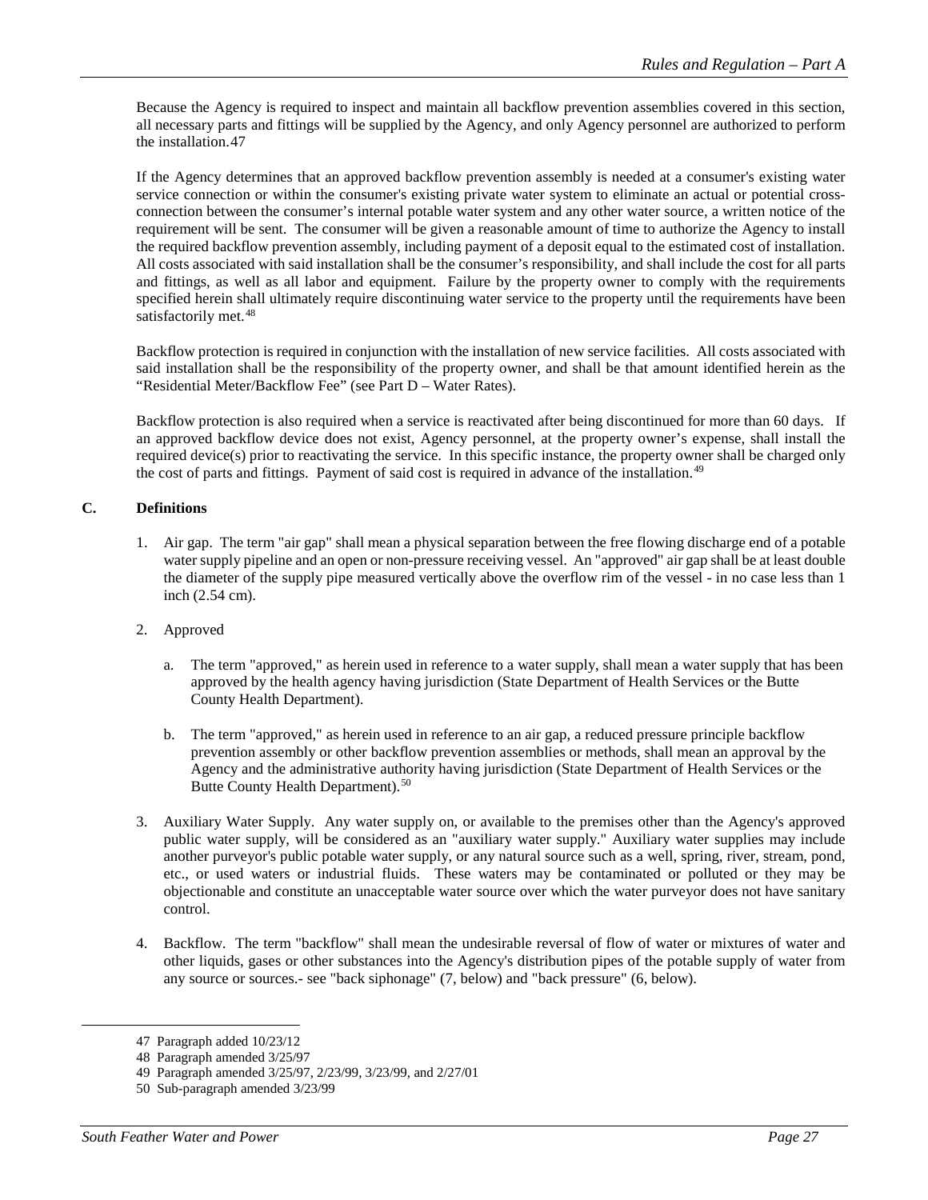Because the Agency is required to inspect and maintain all backflow prevention assemblies covered in this section, all necessary parts and fittings will be supplied by the Agency, and only Agency personnel are authorized to perform the installation.[47]

If the Agency determines that an approved backflow prevention assembly is needed at a consumer's existing water service connection or within the consumer's existing private water system to eliminate an actual or potential cross-connection between the consumer's internal potable water system and any other water source, a written notice of the requirement will be sent. The consumer will be given a reasonable amount of time to authorize the Agency to install the required backflow prevention assembly, including payment of a deposit equal to the estimated cost of installation. All costs associated with said installation shall be the consumer's responsibility, and shall include the cost for all parts and fittings, as well as all labor and equipment. Failure by the property owner to comply with the requirements specified herein shall ultimately require discontinuing water service to the property until the requirements have been satisfactorily met.[48]

Backflow protection is required in conjunction with the installation of new service facilities. All costs associated with said installation shall be the responsibility of the property owner, and shall be that amount identified herein as the "Residential Meter/Backflow Fee" (see Part D – Water Rates).

Backflow protection is also required when a service is reactivated after being discontinued for more than 60 days. If an approved backflow device does not exist, Agency personnel, at the property owner's expense, shall install the required device(s) prior to reactivating the service. In this specific instance, the property owner shall be charged only the cost of parts and fittings. Payment of said cost is required in advance of the installation.[49]

## C. Definitions

1. Air gap. The term "air gap" shall mean a physical separation between the free flowing discharge end of a potable water supply pipeline and an open or non-pressure receiving vessel. An "approved" air gap shall be at least double the diameter of the supply pipe measured vertically above the overflow rim of the vessel - in no case less than 1 inch (2.54 cm).

2. Approved

   a. The term "approved," as herein used in reference to a water supply, shall mean a water supply that has been approved by the health agency having jurisdiction (State Department of Health Services or the Butte County Health Department).

   b. The term "approved," as herein used in reference to an air gap, a reduced pressure principle backflow prevention assembly or other backflow prevention assemblies or methods, shall mean an approval by the Agency and the administrative authority having jurisdiction (State Department of Health Services or the Butte County Health Department).[50]

3. Auxiliary Water Supply. Any water supply on, or available to the premises other than the Agency's approved public water supply, will be considered as an "auxiliary water supply." Auxiliary water supplies may include another purveyor's public potable water supply, or any natural source such as a well, spring, river, stream, pond, etc., or used waters or industrial fluids. These waters may be contaminated or polluted or they may be objectionable and constitute an unacceptable water source over which the water purveyor does not have sanitary control.

4. Backflow. The term "backflow" shall mean the undesirable reversal of flow of water or mixtures of water and other liquids, gases or other substances into the Agency's distribution pipes of the potable supply of water from any source or sources.- see "back siphonage" (7, below) and "back pressure" (6, below).

---

47 Paragraph added 10/23/12

48 Paragraph amended 3/25/97

49 Paragraph amended 3/25/97, 2/23/99, 3/23/99, and 2/27/01

50 Sub-paragraph amended 3/23/99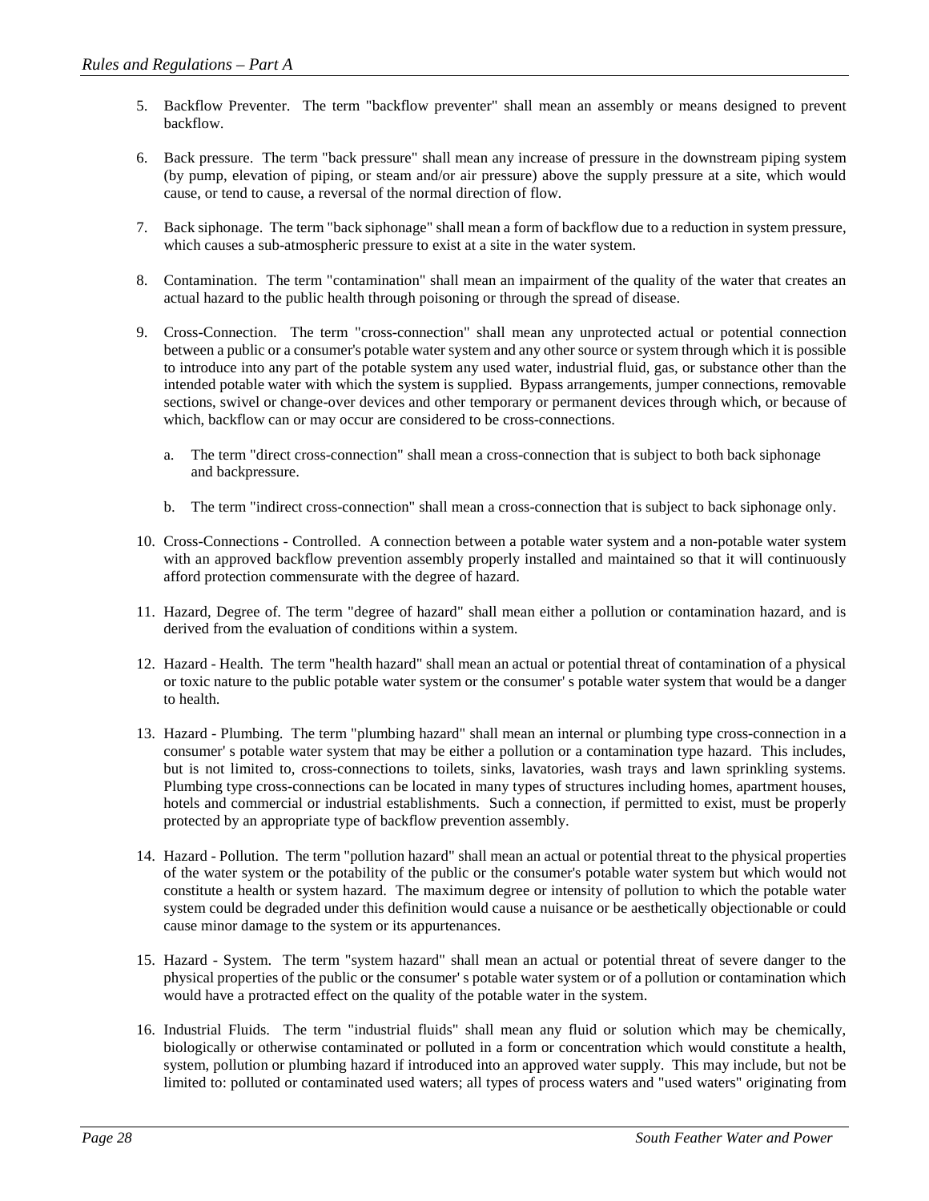5. Backflow Preventer. The term "backflow preventer" shall mean an assembly or means designed to prevent backflow.

6. Back pressure. The term "back pressure" shall mean any increase of pressure in the downstream piping system (by pump, elevation of piping, or steam and/or air pressure) above the supply pressure at a site, which would cause, or tend to cause, a reversal of the normal direction of flow.

7. Back siphonage. The term "back siphonage" shall mean a form of backflow due to a reduction in system pressure, which causes a sub-atmospheric pressure to exist at a site in the water system.

8. Contamination. The term "contamination" shall mean an impairment of the quality of the water that creates an actual hazard to the public health through poisoning or through the spread of disease.

9. Cross-Connection. The term "cross-connection" shall mean any unprotected actual or potential connection between a public or a consumer's potable water system and any other source or system through which it is possible to introduce into any part of the potable system any used water, industrial fluid, gas, or substance other than the intended potable water with which the system is supplied. Bypass arrangements, jumper connections, removable sections, swivel or change-over devices and other temporary or permanent devices through which, or because of which, backflow can or may occur are considered to be cross-connections.

   a. The term "direct cross-connection" shall mean a cross-connection that is subject to both back siphonage and backpressure.

   b. The term "indirect cross-connection" shall mean a cross-connection that is subject to back siphonage only.

10. Cross-Connections - Controlled. A connection between a potable water system and a non-potable water system with an approved backflow prevention assembly properly installed and maintained so that it will continuously afford protection commensurate with the degree of hazard.

11. Hazard, Degree of. The term "degree of hazard" shall mean either a pollution or contamination hazard, and is derived from the evaluation of conditions within a system.

12. Hazard - Health. The term "health hazard" shall mean an actual or potential threat of contamination of a physical or toxic nature to the public potable water system or the consumer' s potable water system that would be a danger to health.

13. Hazard - Plumbing. The term "plumbing hazard" shall mean an internal or plumbing type cross-connection in a consumer' s potable water system that may be either a pollution or a contamination type hazard. This includes, but is not limited to, cross-connections to toilets, sinks, lavatories, wash trays and lawn sprinkling systems. Plumbing type cross-connections can be located in many types of structures including homes, apartment houses, hotels and commercial or industrial establishments. Such a connection, if permitted to exist, must be properly protected by an appropriate type of backflow prevention assembly.

14. Hazard - Pollution. The term "pollution hazard" shall mean an actual or potential threat to the physical properties of the water system or the potability of the public or the consumer's potable water system but which would not constitute a health or system hazard. The maximum degree or intensity of pollution to which the potable water system could be degraded under this definition would cause a nuisance or be aesthetically objectionable or could cause minor damage to the system or its appurtenances.

15. Hazard - System. The term "system hazard" shall mean an actual or potential threat of severe danger to the physical properties of the public or the consumer' s potable water system or of a pollution or contamination which would have a protracted effect on the quality of the potable water in the system.

16. Industrial Fluids. The term "industrial fluids" shall mean any fluid or solution which may be chemically, biologically or otherwise contaminated or polluted in a form or concentration which would constitute a health, system, pollution or plumbing hazard if introduced into an approved water supply. This may include, but not be limited to: polluted or contaminated used waters; all types of process waters and "used waters" originating from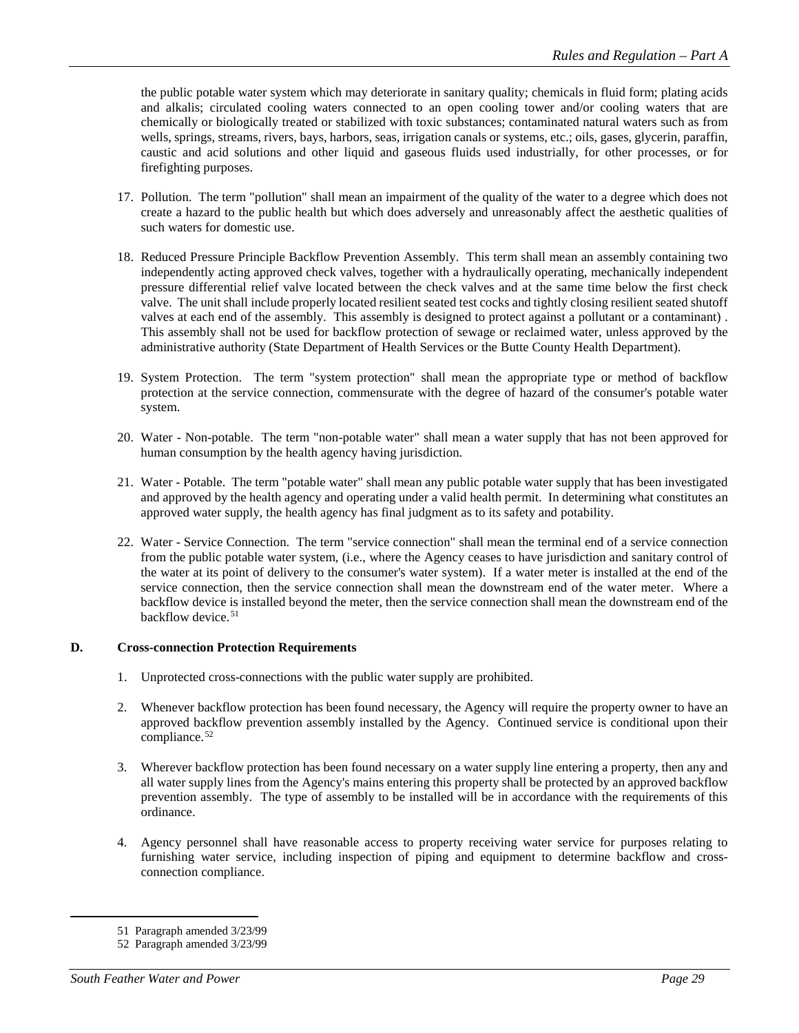the public potable water system which may deteriorate in sanitary quality; chemicals in fluid form; plating acids and alkalis; circulated cooling waters connected to an open cooling tower and/or cooling waters that are chemically or biologically treated or stabilized with toxic substances; contaminated natural waters such as from wells, springs, streams, rivers, bays, harbors, seas, irrigation canals or systems, etc.; oils, gases, glycerin, paraffin, caustic and acid solutions and other liquid and gaseous fluids used industrially, for other processes, or for firefighting purposes.

17. Pollution. The term "pollution" shall mean an impairment of the quality of the water to a degree which does not create a hazard to the public health but which does adversely and unreasonably affect the aesthetic qualities of such waters for domestic use.

18. Reduced Pressure Principle Backflow Prevention Assembly. This term shall mean an assembly containing two independently acting approved check valves, together with a hydraulically operating, mechanically independent pressure differential relief valve located between the check valves and at the same time below the first check valve. The unit shall include properly located resilient seated test cocks and tightly closing resilient seated shutoff valves at each end of the assembly. This assembly is designed to protect against a pollutant or a contaminant) . This assembly shall not be used for backflow protection of sewage or reclaimed water, unless approved by the administrative authority (State Department of Health Services or the Butte County Health Department).

19. System Protection. The term "system protection" shall mean the appropriate type or method of backflow protection at the service connection, commensurate with the degree of hazard of the consumer's potable water system.

20. Water - Non-potable. The term "non-potable water" shall mean a water supply that has not been approved for human consumption by the health agency having jurisdiction.

21. Water - Potable. The term "potable water" shall mean any public potable water supply that has been investigated and approved by the health agency and operating under a valid health permit. In determining what constitutes an approved water supply, the health agency has final judgment as to its safety and potability.

22. Water - Service Connection. The term "service connection" shall mean the terminal end of a service connection from the public potable water system, (i.e., where the Agency ceases to have jurisdiction and sanitary control of the water at its point of delivery to the consumer's water system). If a water meter is installed at the end of the service connection, then the service connection shall mean the downstream end of the water meter. Where a backflow device is installed beyond the meter, then the service connection shall mean the downstream end of the backflow device.[51]

### D. Cross-connection Protection Requirements

1. Unprotected cross-connections with the public water supply are prohibited.

2. Whenever backflow protection has been found necessary, the Agency will require the property owner to have an approved backflow prevention assembly installed by the Agency. Continued service is conditional upon their compliance.[52]

3. Wherever backflow protection has been found necessary on a water supply line entering a property, then any and all water supply lines from the Agency's mains entering this property shall be protected by an approved backflow prevention assembly. The type of assembly to be installed will be in accordance with the requirements of this ordinance.

4. Agency personnel shall have reasonable access to property receiving water service for purposes relating to furnishing water service, including inspection of piping and equipment to determine backflow and cross-connection compliance.

---

51 Paragraph amended 3/23/99

52 Paragraph amended 3/23/99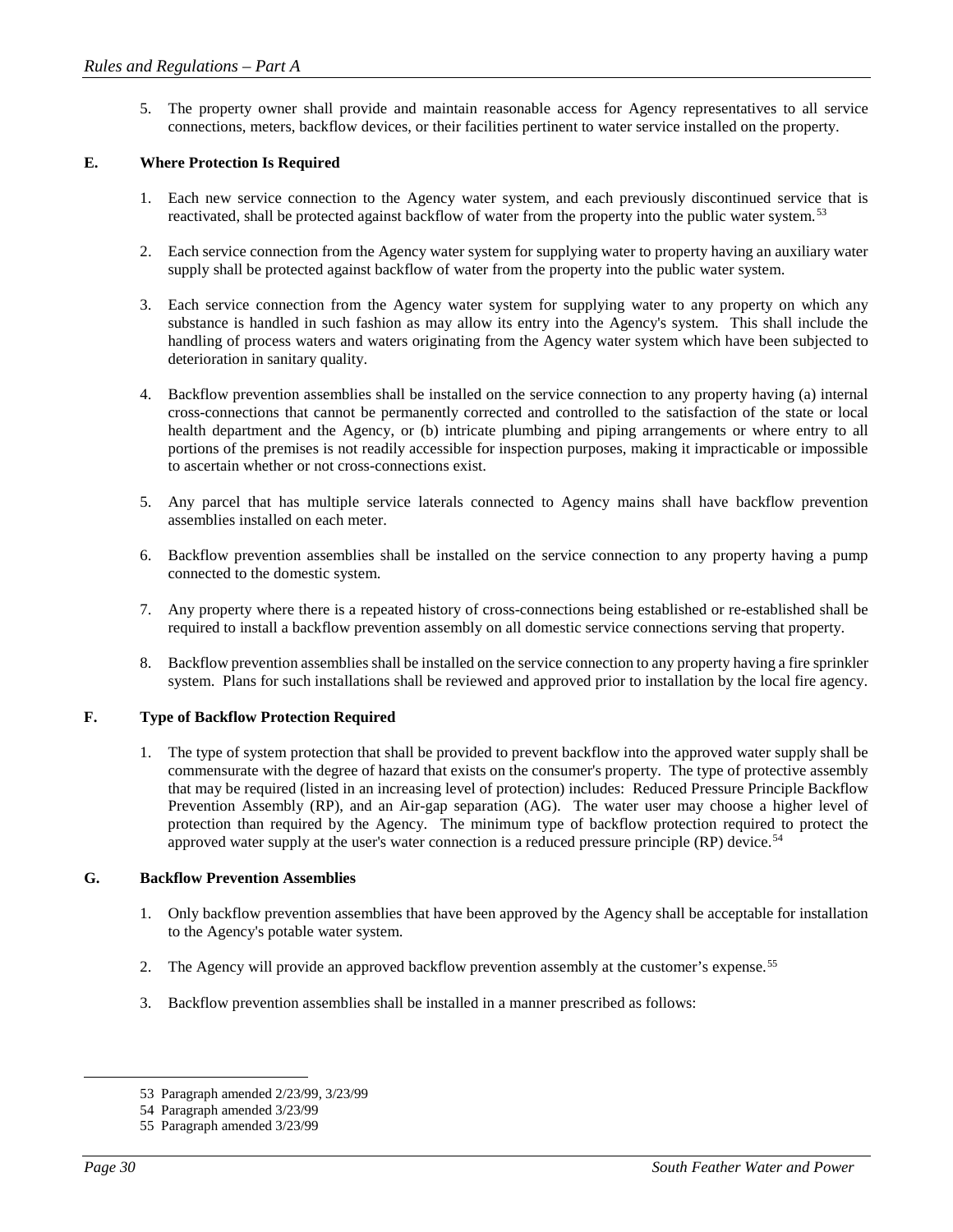5. The property owner shall provide and maintain reasonable access for Agency representatives to all service connections, meters, backflow devices, or their facilities pertinent to water service installed on the property.

**E. Where Protection Is Required**

1. Each new service connection to the Agency water system, and each previously discontinued service that is reactivated, shall be protected against backflow of water from the property into the public water system.[53]

2. Each service connection from the Agency water system for supplying water to property having an auxiliary water supply shall be protected against backflow of water from the property into the public water system.

3. Each service connection from the Agency water system for supplying water to any property on which any substance is handled in such fashion as may allow its entry into the Agency's system. This shall include the handling of process waters and waters originating from the Agency water system which have been subjected to deterioration in sanitary quality.

4. Backflow prevention assemblies shall be installed on the service connection to any property having (a) internal cross-connections that cannot be permanently corrected and controlled to the satisfaction of the state or local health department and the Agency, or (b) intricate plumbing and piping arrangements or where entry to all portions of the premises is not readily accessible for inspection purposes, making it impracticable or impossible to ascertain whether or not cross-connections exist.

5. Any parcel that has multiple service laterals connected to Agency mains shall have backflow prevention assemblies installed on each meter.

6. Backflow prevention assemblies shall be installed on the service connection to any property having a pump connected to the domestic system.

7. Any property where there is a repeated history of cross-connections being established or re-established shall be required to install a backflow prevention assembly on all domestic service connections serving that property.

8. Backflow prevention assemblies shall be installed on the service connection to any property having a fire sprinkler system. Plans for such installations shall be reviewed and approved prior to installation by the local fire agency.

**F. Type of Backflow Protection Required**

1. The type of system protection that shall be provided to prevent backflow into the approved water supply shall be commensurate with the degree of hazard that exists on the consumer's property. The type of protective assembly that may be required (listed in an increasing level of protection) includes: Reduced Pressure Principle Backflow Prevention Assembly (RP), and an Air-gap separation (AG). The water user may choose a higher level of protection than required by the Agency. The minimum type of backflow protection required to protect the approved water supply at the user's water connection is a reduced pressure principle (RP) device.[54]

**G. Backflow Prevention Assemblies**

1. Only backflow prevention assemblies that have been approved by the Agency shall be acceptable for installation to the Agency's potable water system.

2. The Agency will provide an approved backflow prevention assembly at the customer's expense.[55]

3. Backflow prevention assemblies shall be installed in a manner prescribed as follows:

---

53 Paragraph amended 2/23/99, 3/23/99

54 Paragraph amended 3/23/99

55 Paragraph amended 3/23/99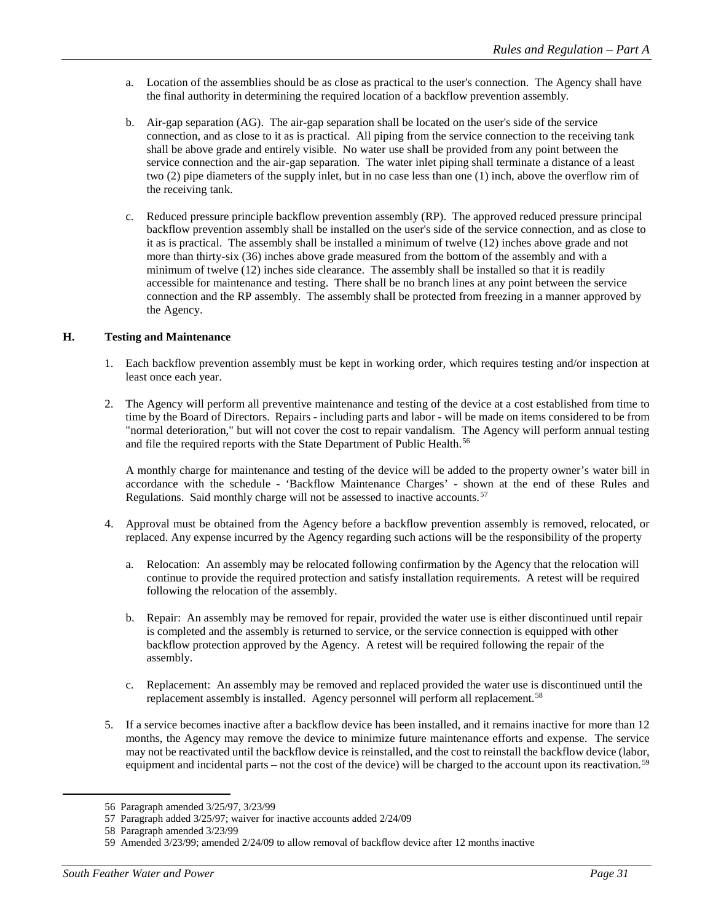a. Location of the assemblies should be as close as practical to the user's connection. The Agency shall have the final authority in determining the required location of a backflow prevention assembly.

b. Air-gap separation (AG). The air-gap separation shall be located on the user's side of the service connection, and as close to it as is practical. All piping from the service connection to the receiving tank shall be above grade and entirely visible. No water use shall be provided from any point between the service connection and the air-gap separation. The water inlet piping shall terminate a distance of a least two (2) pipe diameters of the supply inlet, but in no case less than one (1) inch, above the overflow rim of the receiving tank.

c. Reduced pressure principle backflow prevention assembly (RP). The approved reduced pressure principal backflow prevention assembly shall be installed on the user's side of the service connection, and as close to it as is practical. The assembly shall be installed a minimum of twelve (12) inches above grade and not more than thirty-six (36) inches above grade measured from the bottom of the assembly and with a minimum of twelve (12) inches side clearance. The assembly shall be installed so that it is readily accessible for maintenance and testing. There shall be no branch lines at any point between the service connection and the RP assembly. The assembly shall be protected from freezing in a manner approved by the Agency.

## H. Testing and Maintenance

1. Each backflow prevention assembly must be kept in working order, which requires testing and/or inspection at least once each year.

2. The Agency will perform all preventive maintenance and testing of the device at a cost established from time to time by the Board of Directors. Repairs - including parts and labor - will be made on items considered to be from "normal deterioration," but will not cover the cost to repair vandalism. The Agency will perform annual testing and file the required reports with the State Department of Public Health.[56]

   A monthly charge for maintenance and testing of the device will be added to the property owner's water bill in accordance with the schedule - 'Backflow Maintenance Charges' - shown at the end of these Rules and Regulations. Said monthly charge will not be assessed to inactive accounts.[57]

4. Approval must be obtained from the Agency before a backflow prevention assembly is removed, relocated, or replaced. Any expense incurred by the Agency regarding such actions will be the responsibility of the property

   a. Relocation: An assembly may be relocated following confirmation by the Agency that the relocation will continue to provide the required protection and satisfy installation requirements. A retest will be required following the relocation of the assembly.

   b. Repair: An assembly may be removed for repair, provided the water use is either discontinued until repair is completed and the assembly is returned to service, or the service connection is equipped with other backflow protection approved by the Agency. A retest will be required following the repair of the assembly.

   c. Replacement: An assembly may be removed and replaced provided the water use is discontinued until the replacement assembly is installed. Agency personnel will perform all replacement.[58]

5. If a service becomes inactive after a backflow device has been installed, and it remains inactive for more than 12 months, the Agency may remove the device to minimize future maintenance efforts and expense. The service may not be reactivated until the backflow device is reinstalled, and the cost to reinstall the backflow device (labor, equipment and incidental parts – not the cost of the device) will be charged to the account upon its reactivation.[59]

---

56 Paragraph amended 3/25/97, 3/23/99

57 Paragraph added 3/25/97; waiver for inactive accounts added 2/24/09

58 Paragraph amended 3/23/99

59 Amended 3/23/99; amended 2/24/09 to allow removal of backflow device after 12 months inactive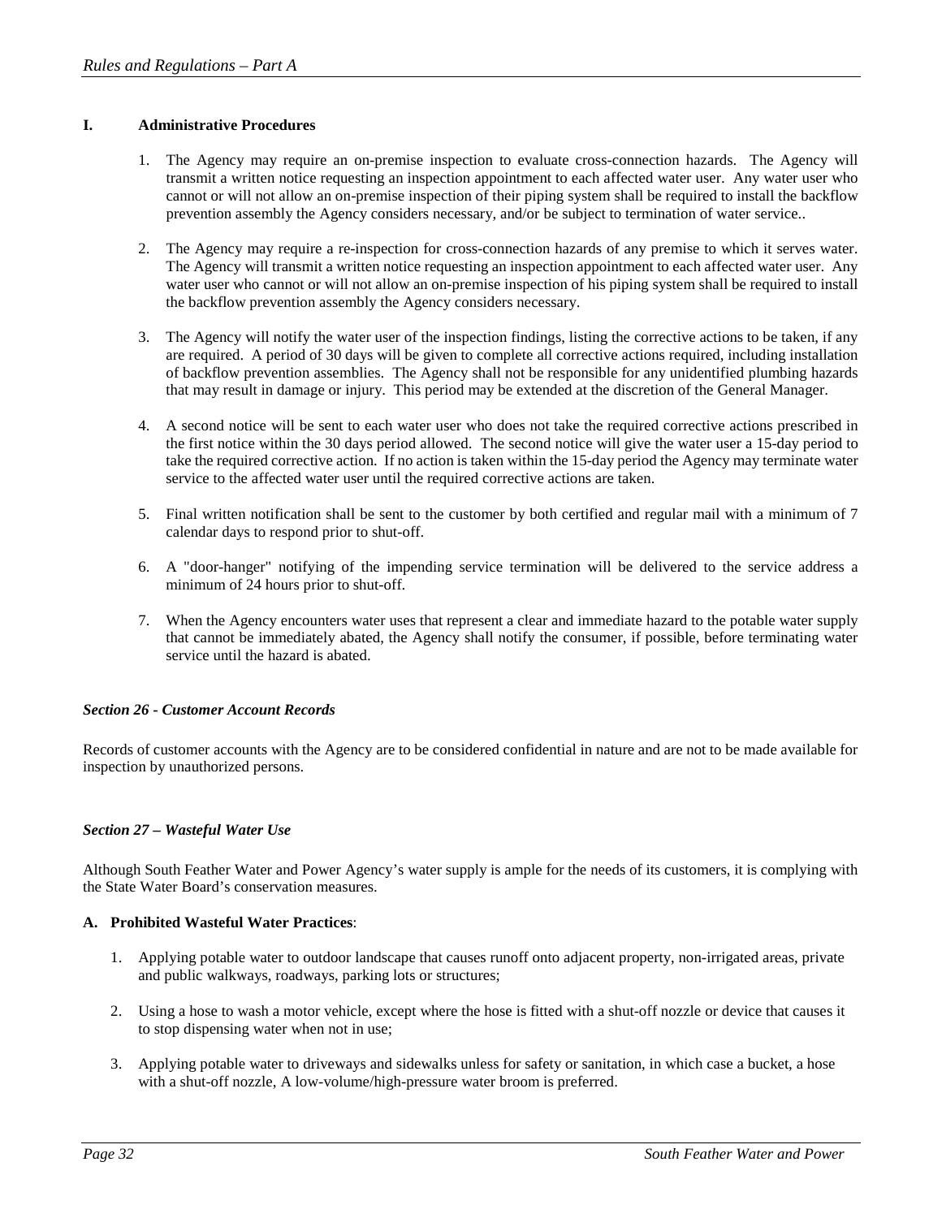### I. Administrative Procedures

1. The Agency may require an on-premise inspection to evaluate cross-connection hazards. The Agency will transmit a written notice requesting an inspection appointment to each affected water user. Any water user who cannot or will not allow an on-premise inspection of their piping system shall be required to install the backflow prevention assembly the Agency considers necessary, and/or be subject to termination of water service..

2. The Agency may require a re-inspection for cross-connection hazards of any premise to which it serves water. The Agency will transmit a written notice requesting an inspection appointment to each affected water user. Any water user who cannot or will not allow an on-premise inspection of his piping system shall be required to install the backflow prevention assembly the Agency considers necessary.

3. The Agency will notify the water user of the inspection findings, listing the corrective actions to be taken, if any are required. A period of 30 days will be given to complete all corrective actions required, including installation of backflow prevention assemblies. The Agency shall not be responsible for any unidentified plumbing hazards that may result in damage or injury. This period may be extended at the discretion of the General Manager.

4. A second notice will be sent to each water user who does not take the required corrective actions prescribed in the first notice within the 30 days period allowed. The second notice will give the water user a 15-day period to take the required corrective action. If no action is taken within the 15-day period the Agency may terminate water service to the affected water user until the required corrective actions are taken.

5. Final written notification shall be sent to the customer by both certified and regular mail with a minimum of 7 calendar days to respond prior to shut-off.

6. A "door-hanger" notifying of the impending service termination will be delivered to the service address a minimum of 24 hours prior to shut-off.

7. When the Agency encounters water uses that represent a clear and immediate hazard to the potable water supply that cannot be immediately abated, the Agency shall notify the consumer, if possible, before terminating water service until the hazard is abated.

## *Section 26 - Customer Account Records*

Records of customer accounts with the Agency are to be considered confidential in nature and are not to be made available for inspection by unauthorized persons.

## *Section 27 – Wasteful Water Use*

Although South Feather Water and Power Agency's water supply is ample for the needs of its customers, it is complying with the State Water Board's conservation measures.

### A. Prohibited Wasteful Water Practices:

1. Applying potable water to outdoor landscape that causes runoff onto adjacent property, non-irrigated areas, private and public walkways, roadways, parking lots or structures;

2. Using a hose to wash a motor vehicle, except where the hose is fitted with a shut-off nozzle or device that causes it to stop dispensing water when not in use;

3. Applying potable water to driveways and sidewalks unless for safety or sanitation, in which case a bucket, a hose with a shut-off nozzle, A low-volume/high-pressure water broom is preferred.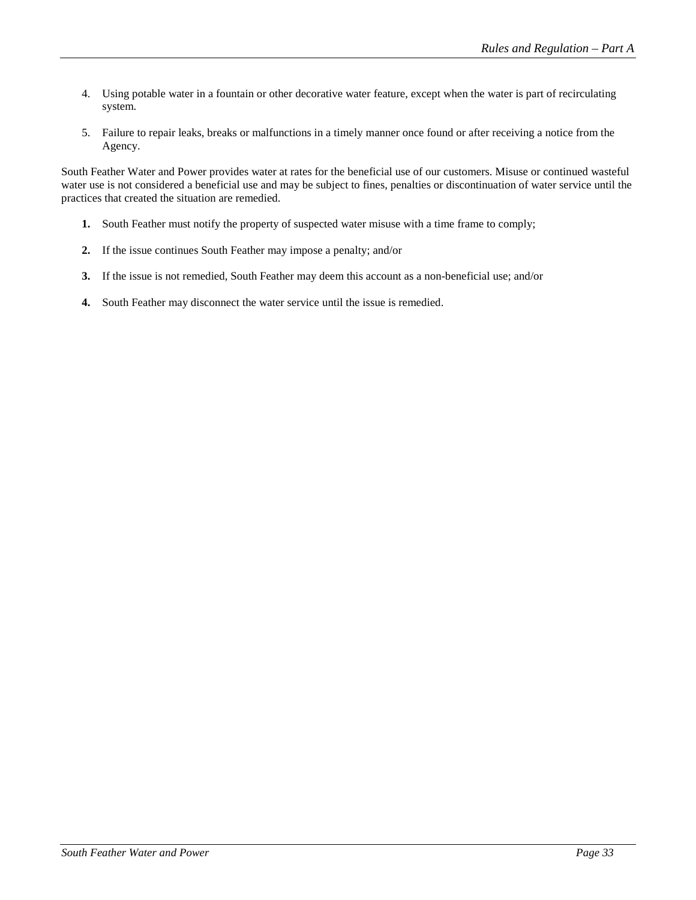4. Using potable water in a fountain or other decorative water feature, except when the water is part of recirculating system.

5. Failure to repair leaks, breaks or malfunctions in a timely manner once found or after receiving a notice from the Agency.

South Feather Water and Power provides water at rates for the beneficial use of our customers. Misuse or continued wasteful water use is not considered a beneficial use and may be subject to fines, penalties or discontinuation of water service until the practices that created the situation are remedied.

**1.** South Feather must notify the property of suspected water misuse with a time frame to comply;

**2.** If the issue continues South Feather may impose a penalty; and/or

**3.** If the issue is not remedied, South Feather may deem this account as a non-beneficial use; and/or

**4.** South Feather may disconnect the water service until the issue is remedied.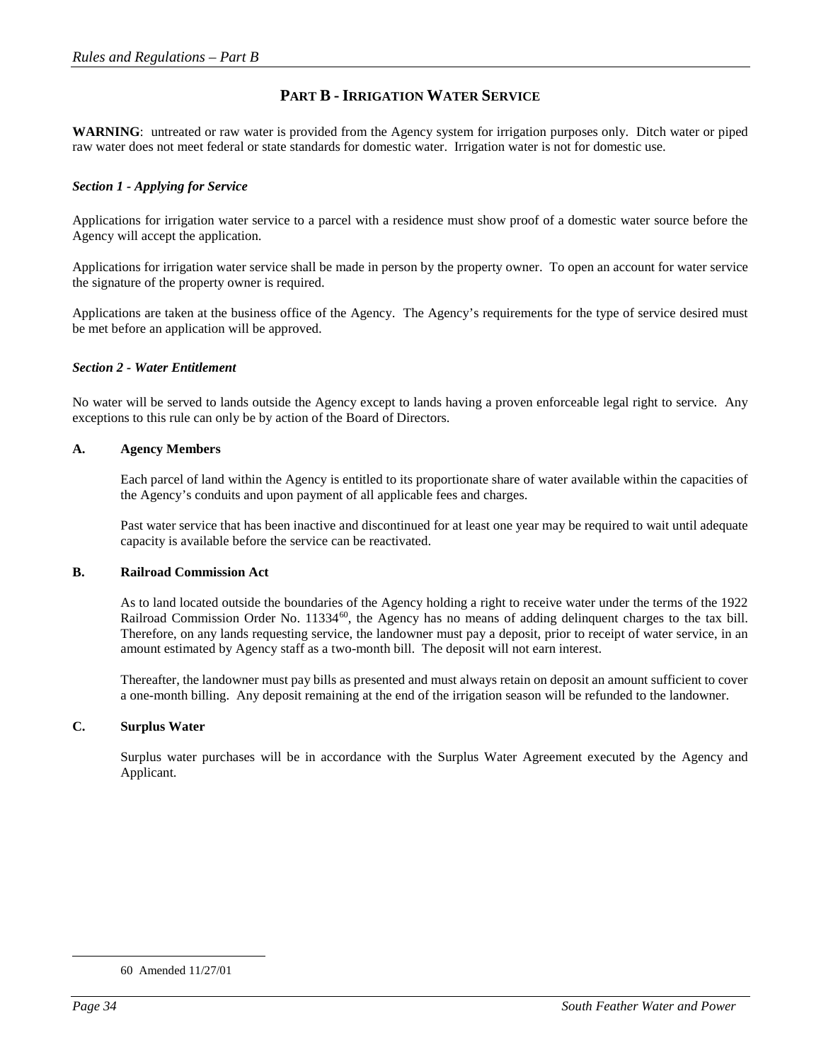# PART B - IRRIGATION WATER SERVICE

**WARNING**: untreated or raw water is provided from the Agency system for irrigation purposes only. Ditch water or piped raw water does not meet federal or state standards for domestic water. Irrigation water is not for domestic use.

### *Section 1 - Applying for Service*

Applications for irrigation water service to a parcel with a residence must show proof of a domestic water source before the Agency will accept the application.

Applications for irrigation water service shall be made in person by the property owner. To open an account for water service the signature of the property owner is required.

Applications are taken at the business office of the Agency. The Agency's requirements for the type of service desired must be met before an application will be approved.

### *Section 2 - Water Entitlement*

No water will be served to lands outside the Agency except to lands having a proven enforceable legal right to service. Any exceptions to this rule can only be by action of the Board of Directors.

#### A. Agency Members

Each parcel of land within the Agency is entitled to its proportionate share of water available within the capacities of the Agency's conduits and upon payment of all applicable fees and charges.

Past water service that has been inactive and discontinued for at least one year may be required to wait until adequate capacity is available before the service can be reactivated.

#### B. Railroad Commission Act

As to land located outside the boundaries of the Agency holding a right to receive water under the terms of the 1922 Railroad Commission Order No. 11334[60], the Agency has no means of adding delinquent charges to the tax bill. Therefore, on any lands requesting service, the landowner must pay a deposit, prior to receipt of water service, in an amount estimated by Agency staff as a two-month bill. The deposit will not earn interest.

Thereafter, the landowner must pay bills as presented and must always retain on deposit an amount sufficient to cover a one-month billing. Any deposit remaining at the end of the irrigation season will be refunded to the landowner.

#### C. Surplus Water

Surplus water purchases will be in accordance with the Surplus Water Agreement executed by the Agency and Applicant.

---

60 Amended 11/27/01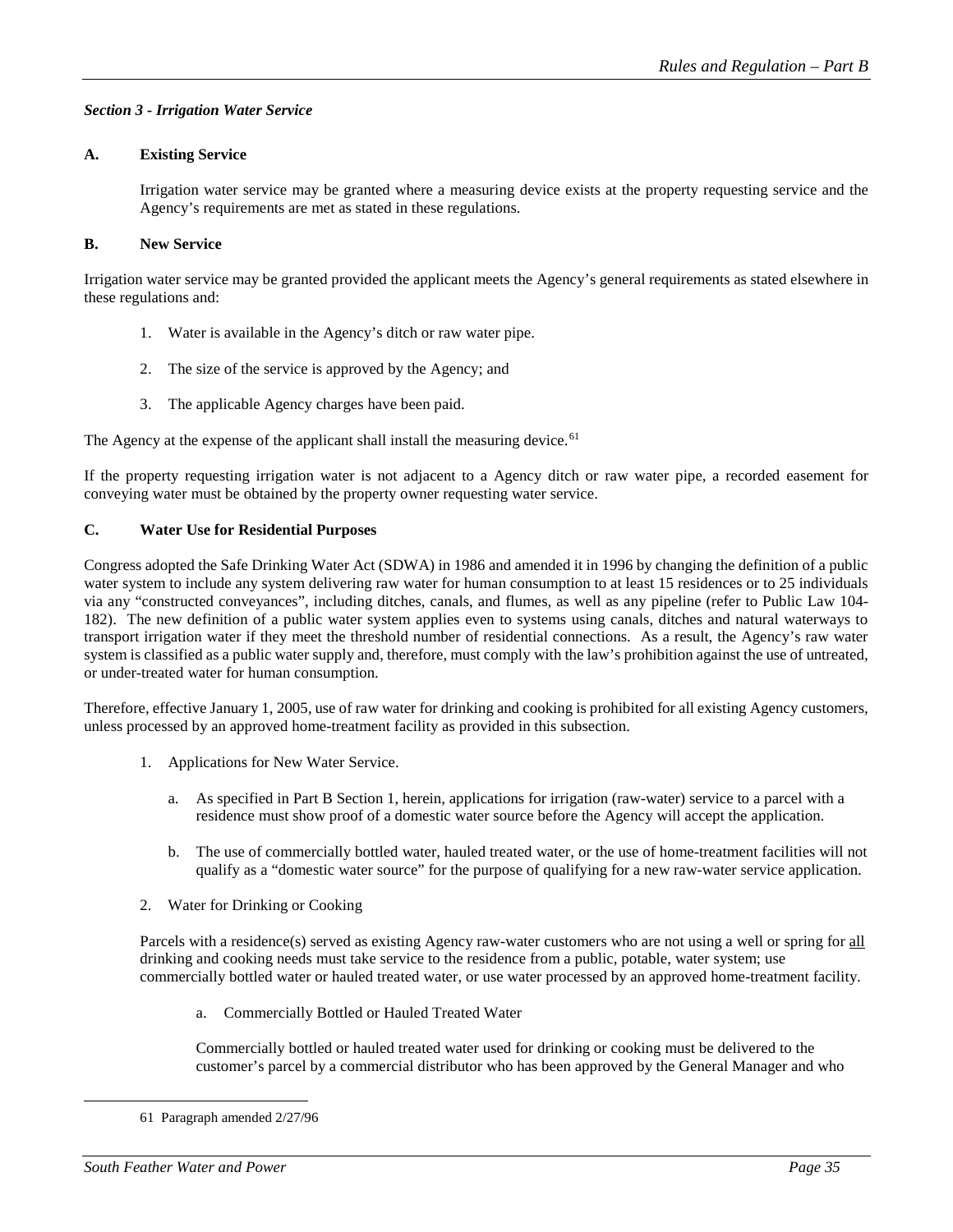### *Section 3 - Irrigation Water Service*

**A. Existing Service**

Irrigation water service may be granted where a measuring device exists at the property requesting service and the Agency's requirements are met as stated in these regulations.

**B. New Service**

Irrigation water service may be granted provided the applicant meets the Agency's general requirements as stated elsewhere in these regulations and:

1. Water is available in the Agency's ditch or raw water pipe.
2. The size of the service is approved by the Agency; and
3. The applicable Agency charges have been paid.

The Agency at the expense of the applicant shall install the measuring device.[61]

If the property requesting irrigation water is not adjacent to a Agency ditch or raw water pipe, a recorded easement for conveying water must be obtained by the property owner requesting water service.

**C. Water Use for Residential Purposes**

Congress adopted the Safe Drinking Water Act (SDWA) in 1986 and amended it in 1996 by changing the definition of a public water system to include any system delivering raw water for human consumption to at least 15 residences or to 25 individuals via any "constructed conveyances", including ditches, canals, and flumes, as well as any pipeline (refer to Public Law 104-182). The new definition of a public water system applies even to systems using canals, ditches and natural waterways to transport irrigation water if they meet the threshold number of residential connections. As a result, the Agency's raw water system is classified as a public water supply and, therefore, must comply with the law's prohibition against the use of untreated, or under-treated water for human consumption.

Therefore, effective January 1, 2005, use of raw water for drinking and cooking is prohibited for all existing Agency customers, unless processed by an approved home-treatment facility as provided in this subsection.

1. Applications for New Water Service.

   a. As specified in Part B Section 1, herein, applications for irrigation (raw-water) service to a parcel with a residence must show proof of a domestic water source before the Agency will accept the application.

   b. The use of commercially bottled water, hauled treated water, or the use of home-treatment facilities will not qualify as a "domestic water source" for the purpose of qualifying for a new raw-water service application.

2. Water for Drinking or Cooking

   Parcels with a residence(s) served as existing Agency raw-water customers who are not using a well or spring for <u>all</u> drinking and cooking needs must take service to the residence from a public, potable, water system; use commercially bottled water or hauled treated water, or use water processed by an approved home-treatment facility.

   a. Commercially Bottled or Hauled Treated Water

   Commercially bottled or hauled treated water used for drinking or cooking must be delivered to the customer's parcel by a commercial distributor who has been approved by the General Manager and who

---

61 Paragraph amended 2/27/96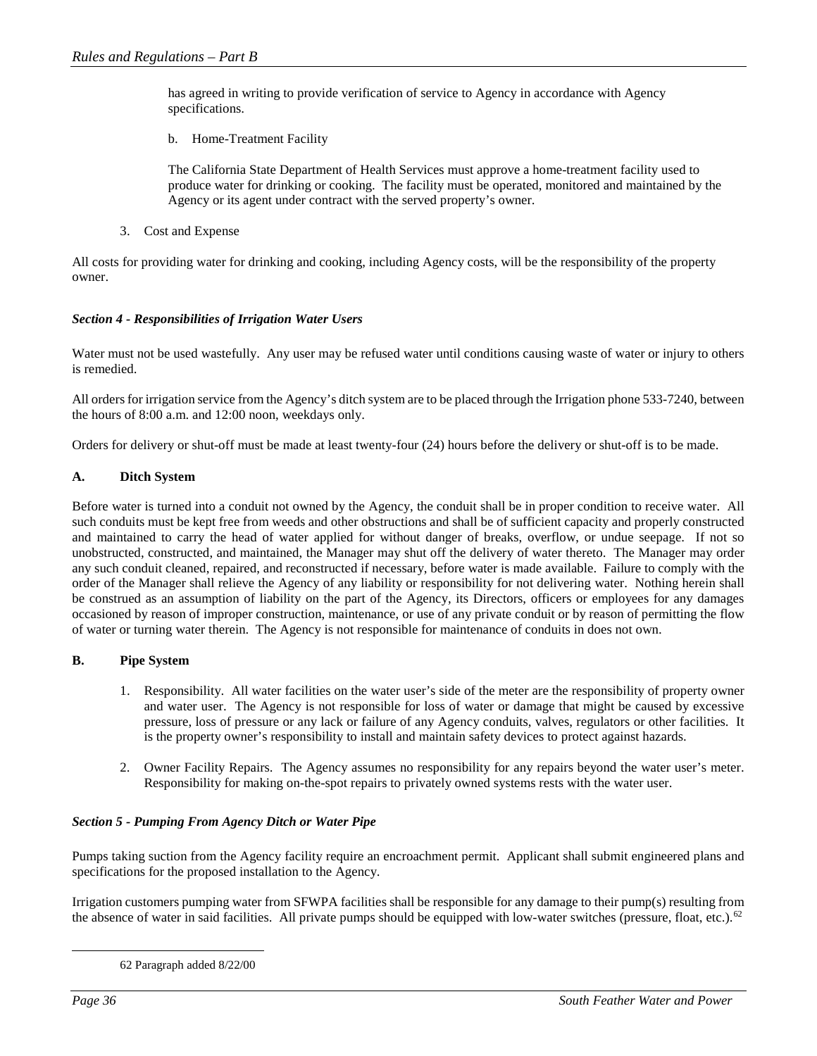has agreed in writing to provide verification of service to Agency in accordance with Agency specifications.

b. Home-Treatment Facility

The California State Department of Health Services must approve a home-treatment facility used to produce water for drinking or cooking. The facility must be operated, monitored and maintained by the Agency or its agent under contract with the served property's owner.

3. Cost and Expense

All costs for providing water for drinking and cooking, including Agency costs, will be the responsibility of the property owner.

### *Section 4 - Responsibilities of Irrigation Water Users*

Water must not be used wastefully. Any user may be refused water until conditions causing waste of water or injury to others is remedied.

All orders for irrigation service from the Agency's ditch system are to be placed through the Irrigation phone 533-7240, between the hours of 8:00 a.m. and 12:00 noon, weekdays only.

Orders for delivery or shut-off must be made at least twenty-four (24) hours before the delivery or shut-off is to be made.

#### A. Ditch System

Before water is turned into a conduit not owned by the Agency, the conduit shall be in proper condition to receive water. All such conduits must be kept free from weeds and other obstructions and shall be of sufficient capacity and properly constructed and maintained to carry the head of water applied for without danger of breaks, overflow, or undue seepage. If not so unobstructed, constructed, and maintained, the Manager may shut off the delivery of water thereto. The Manager may order any such conduit cleaned, repaired, and reconstructed if necessary, before water is made available. Failure to comply with the order of the Manager shall relieve the Agency of any liability or responsibility for not delivering water. Nothing herein shall be construed as an assumption of liability on the part of the Agency, its Directors, officers or employees for any damages occasioned by reason of improper construction, maintenance, or use of any private conduit or by reason of permitting the flow of water or turning water therein. The Agency is not responsible for maintenance of conduits in does not own.

#### B. Pipe System

1. Responsibility. All water facilities on the water user's side of the meter are the responsibility of property owner and water user. The Agency is not responsible for loss of water or damage that might be caused by excessive pressure, loss of pressure or any lack or failure of any Agency conduits, valves, regulators or other facilities. It is the property owner's responsibility to install and maintain safety devices to protect against hazards.

2. Owner Facility Repairs. The Agency assumes no responsibility for any repairs beyond the water user's meter. Responsibility for making on-the-spot repairs to privately owned systems rests with the water user.

### *Section 5 - Pumping From Agency Ditch or Water Pipe*

Pumps taking suction from the Agency facility require an encroachment permit. Applicant shall submit engineered plans and specifications for the proposed installation to the Agency.

Irrigation customers pumping water from SFWPA facilities shall be responsible for any damage to their pump(s) resulting from the absence of water in said facilities. All private pumps should be equipped with low-water switches (pressure, float, etc.).[62]

---

62 Paragraph added 8/22/00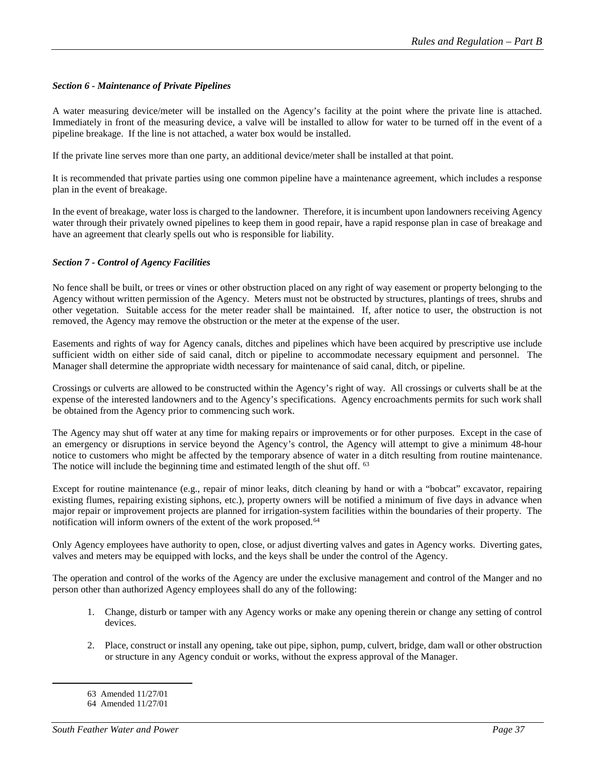### *Section 6 - Maintenance of Private Pipelines*

A water measuring device/meter will be installed on the Agency's facility at the point where the private line is attached. Immediately in front of the measuring device, a valve will be installed to allow for water to be turned off in the event of a pipeline breakage. If the line is not attached, a water box would be installed.

If the private line serves more than one party, an additional device/meter shall be installed at that point.

It is recommended that private parties using one common pipeline have a maintenance agreement, which includes a response plan in the event of breakage.

In the event of breakage, water loss is charged to the landowner. Therefore, it is incumbent upon landowners receiving Agency water through their privately owned pipelines to keep them in good repair, have a rapid response plan in case of breakage and have an agreement that clearly spells out who is responsible for liability.

### *Section 7 - Control of Agency Facilities*

No fence shall be built, or trees or vines or other obstruction placed on any right of way easement or property belonging to the Agency without written permission of the Agency. Meters must not be obstructed by structures, plantings of trees, shrubs and other vegetation. Suitable access for the meter reader shall be maintained. If, after notice to user, the obstruction is not removed, the Agency may remove the obstruction or the meter at the expense of the user.

Easements and rights of way for Agency canals, ditches and pipelines which have been acquired by prescriptive use include sufficient width on either side of said canal, ditch or pipeline to accommodate necessary equipment and personnel. The Manager shall determine the appropriate width necessary for maintenance of said canal, ditch, or pipeline.

Crossings or culverts are allowed to be constructed within the Agency's right of way. All crossings or culverts shall be at the expense of the interested landowners and to the Agency's specifications. Agency encroachments permits for such work shall be obtained from the Agency prior to commencing such work.

The Agency may shut off water at any time for making repairs or improvements or for other purposes. Except in the case of an emergency or disruptions in service beyond the Agency's control, the Agency will attempt to give a minimum 48-hour notice to customers who might be affected by the temporary absence of water in a ditch resulting from routine maintenance. The notice will include the beginning time and estimated length of the shut off. [63]

Except for routine maintenance (e.g., repair of minor leaks, ditch cleaning by hand or with a "bobcat" excavator, repairing existing flumes, repairing existing siphons, etc.), property owners will be notified a minimum of five days in advance when major repair or improvement projects are planned for irrigation-system facilities within the boundaries of their property. The notification will inform owners of the extent of the work proposed.[64]

Only Agency employees have authority to open, close, or adjust diverting valves and gates in Agency works. Diverting gates, valves and meters may be equipped with locks, and the keys shall be under the control of the Agency.

The operation and control of the works of the Agency are under the exclusive management and control of the Manger and no person other than authorized Agency employees shall do any of the following:

1. Change, disturb or tamper with any Agency works or make any opening therein or change any setting of control devices.

2. Place, construct or install any opening, take out pipe, siphon, pump, culvert, bridge, dam wall or other obstruction or structure in any Agency conduit or works, without the express approval of the Manager.

---

63 Amended 11/27/01

64 Amended 11/27/01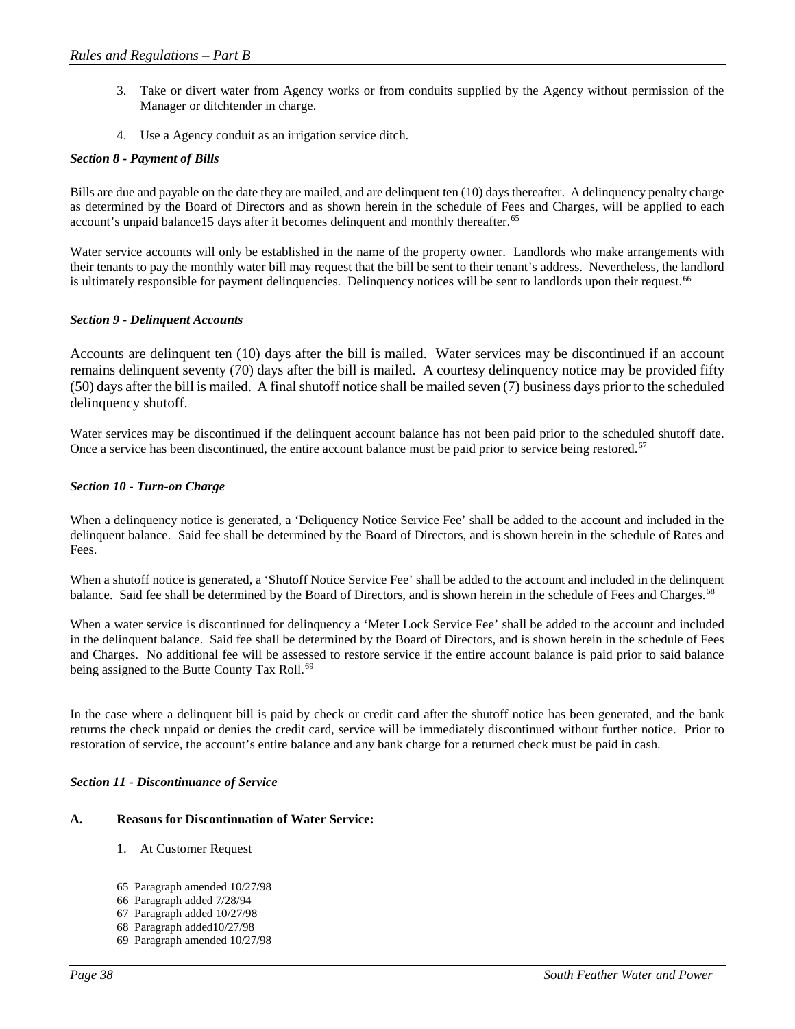3. Take or divert water from Agency works or from conduits supplied by the Agency without permission of the Manager or ditchtender in charge.

4. Use a Agency conduit as an irrigation service ditch.

***Section 8 - Payment of Bills***

Bills are due and payable on the date they are mailed, and are delinquent ten (10) days thereafter. A delinquency penalty charge as determined by the Board of Directors and as shown herein in the schedule of Fees and Charges, will be applied to each account's unpaid balance15 days after it becomes delinquent and monthly thereafter.[65]

Water service accounts will only be established in the name of the property owner. Landlords who make arrangements with their tenants to pay the monthly water bill may request that the bill be sent to their tenant's address. Nevertheless, the landlord is ultimately responsible for payment delinquencies. Delinquency notices will be sent to landlords upon their request.[66]

***Section 9 - Delinquent Accounts***

Accounts are delinquent ten (10) days after the bill is mailed. Water services may be discontinued if an account remains delinquent seventy (70) days after the bill is mailed. A courtesy delinquency notice may be provided fifty (50) days after the bill is mailed. A final shutoff notice shall be mailed seven (7) business days prior to the scheduled delinquency shutoff.

Water services may be discontinued if the delinquent account balance has not been paid prior to the scheduled shutoff date. Once a service has been discontinued, the entire account balance must be paid prior to service being restored.[67]

***Section 10 - Turn-on Charge***

When a delinquency notice is generated, a 'Deliquency Notice Service Fee' shall be added to the account and included in the delinquent balance. Said fee shall be determined by the Board of Directors, and is shown herein in the schedule of Rates and Fees.

When a shutoff notice is generated, a 'Shutoff Notice Service Fee' shall be added to the account and included in the delinquent balance. Said fee shall be determined by the Board of Directors, and is shown herein in the schedule of Fees and Charges.[68]

When a water service is discontinued for delinquency a 'Meter Lock Service Fee' shall be added to the account and included in the delinquent balance. Said fee shall be determined by the Board of Directors, and is shown herein in the schedule of Fees and Charges. No additional fee will be assessed to restore service if the entire account balance is paid prior to said balance being assigned to the Butte County Tax Roll.[69]

In the case where a delinquent bill is paid by check or credit card after the shutoff notice has been generated, and the bank returns the check unpaid or denies the credit card, service will be immediately discontinued without further notice. Prior to restoration of service, the account's entire balance and any bank charge for a returned check must be paid in cash.

***Section 11 - Discontinuance of Service***

**A. Reasons for Discontinuation of Water Service:**

1. At Customer Request

---

65 Paragraph amended 10/27/98

66 Paragraph added 7/28/94

67 Paragraph added 10/27/98

68 Paragraph added10/27/98

69 Paragraph amended 10/27/98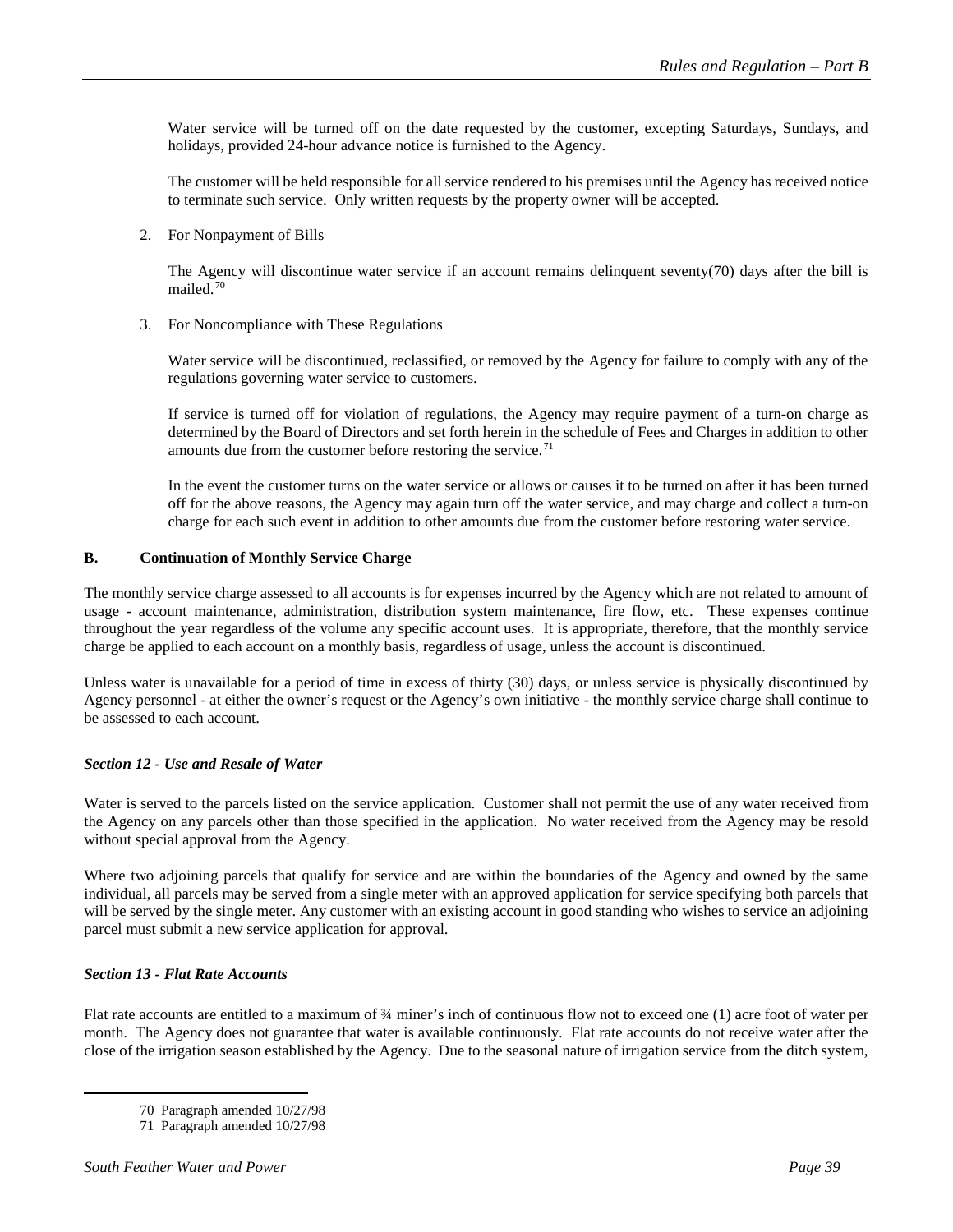Water service will be turned off on the date requested by the customer, excepting Saturdays, Sundays, and holidays, provided 24-hour advance notice is furnished to the Agency.

The customer will be held responsible for all service rendered to his premises until the Agency has received notice to terminate such service. Only written requests by the property owner will be accepted.

2. For Nonpayment of Bills

   The Agency will discontinue water service if an account remains delinquent seventy(70) days after the bill is mailed.[70]

3. For Noncompliance with These Regulations

   Water service will be discontinued, reclassified, or removed by the Agency for failure to comply with any of the regulations governing water service to customers.

   If service is turned off for violation of regulations, the Agency may require payment of a turn-on charge as determined by the Board of Directors and set forth herein in the schedule of Fees and Charges in addition to other amounts due from the customer before restoring the service.[71]

   In the event the customer turns on the water service or allows or causes it to be turned on after it has been turned off for the above reasons, the Agency may again turn off the water service, and may charge and collect a turn-on charge for each such event in addition to other amounts due from the customer before restoring water service.

**B. Continuation of Monthly Service Charge**

The monthly service charge assessed to all accounts is for expenses incurred by the Agency which are not related to amount of usage - account maintenance, administration, distribution system maintenance, fire flow, etc. These expenses continue throughout the year regardless of the volume any specific account uses. It is appropriate, therefore, that the monthly service charge be applied to each account on a monthly basis, regardless of usage, unless the account is discontinued.

Unless water is unavailable for a period of time in excess of thirty (30) days, or unless service is physically discontinued by Agency personnel - at either the owner's request or the Agency's own initiative - the monthly service charge shall continue to be assessed to each account.

### *Section 12 - Use and Resale of Water*

Water is served to the parcels listed on the service application. Customer shall not permit the use of any water received from the Agency on any parcels other than those specified in the application. No water received from the Agency may be resold without special approval from the Agency.

Where two adjoining parcels that qualify for service and are within the boundaries of the Agency and owned by the same individual, all parcels may be served from a single meter with an approved application for service specifying both parcels that will be served by the single meter. Any customer with an existing account in good standing who wishes to service an adjoining parcel must submit a new service application for approval.

### *Section 13 - Flat Rate Accounts*

Flat rate accounts are entitled to a maximum of ¾ miner's inch of continuous flow not to exceed one (1) acre foot of water per month. The Agency does not guarantee that water is available continuously. Flat rate accounts do not receive water after the close of the irrigation season established by the Agency. Due to the seasonal nature of irrigation service from the ditch system,

---

70 Paragraph amended 10/27/98

71 Paragraph amended 10/27/98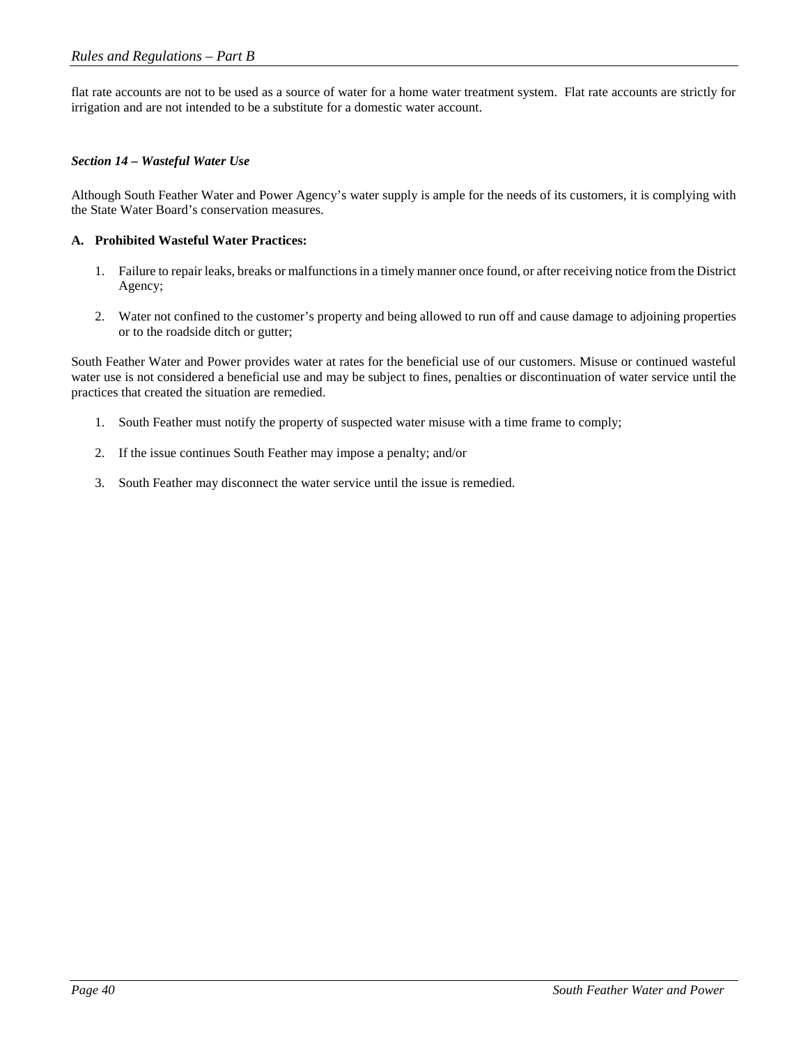flat rate accounts are not to be used as a source of water for a home water treatment system. Flat rate accounts are strictly for irrigation and are not intended to be a substitute for a domestic water account.

### *Section 14 – Wasteful Water Use*

Although South Feather Water and Power Agency's water supply is ample for the needs of its customers, it is complying with the State Water Board's conservation measures.

**A. Prohibited Wasteful Water Practices:**

1. Failure to repair leaks, breaks or malfunctions in a timely manner once found, or after receiving notice from the District Agency;

2. Water not confined to the customer's property and being allowed to run off and cause damage to adjoining properties or to the roadside ditch or gutter;

South Feather Water and Power provides water at rates for the beneficial use of our customers. Misuse or continued wasteful water use is not considered a beneficial use and may be subject to fines, penalties or discontinuation of water service until the practices that created the situation are remedied.

1. South Feather must notify the property of suspected water misuse with a time frame to comply;

2. If the issue continues South Feather may impose a penalty; and/or

3. South Feather may disconnect the water service until the issue is remedied.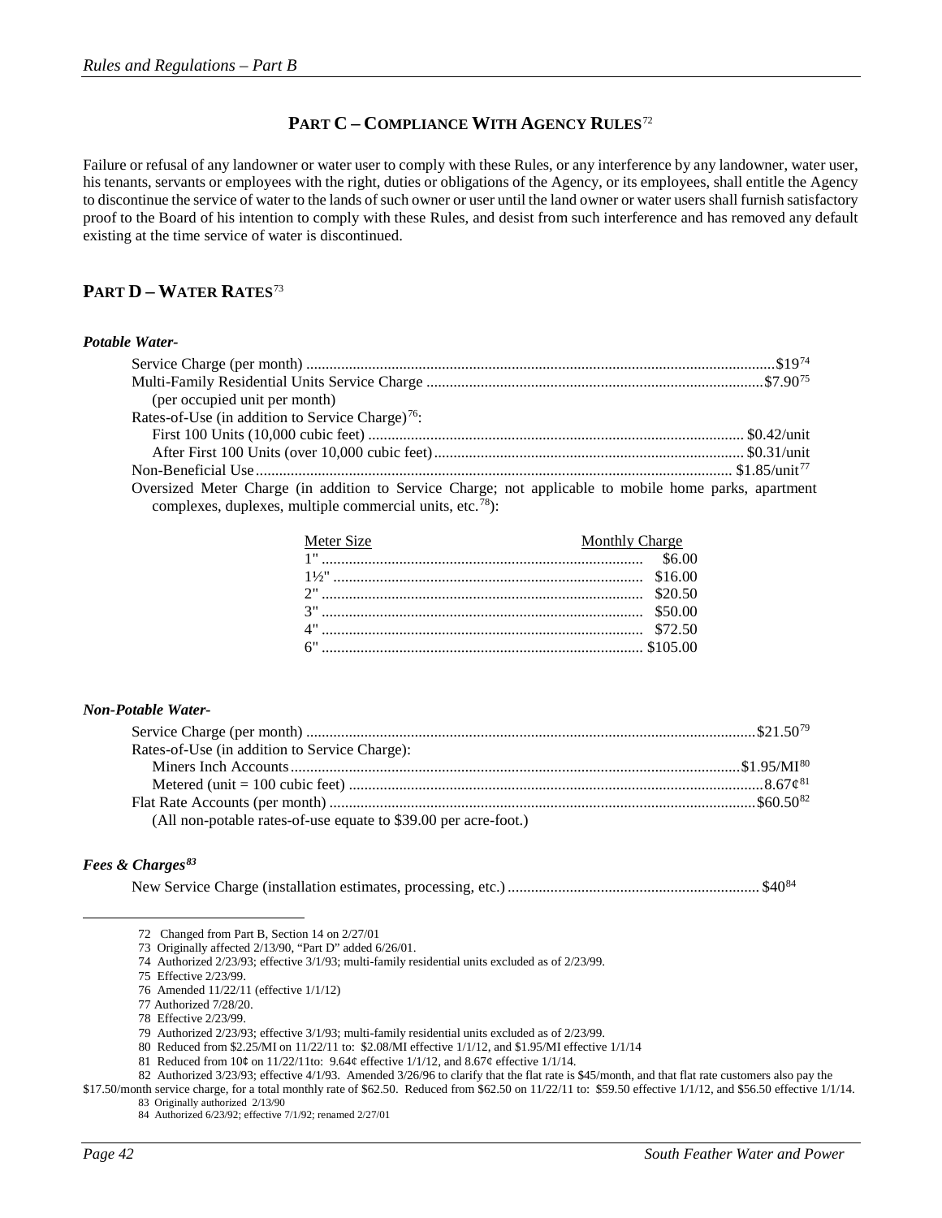## PART C – COMPLIANCE WITH AGENCY RULES[72]

Failure or refusal of any landowner or water user to comply with these Rules, or any interference by any landowner, water user, his tenants, servants or employees with the right, duties or obligations of the Agency, or its employees, shall entitle the Agency to discontinue the service of water to the lands of such owner or user until the land owner or water users shall furnish satisfactory proof to the Board of his intention to comply with these Rules, and desist from such interference and has removed any default existing at the time service of water is discontinued.

## PART D – WATER RATES[73]

***Potable Water-***

Service Charge (per month) .......................................................................................................................$19[74]

Multi-Family Residential Units Service Charge ......................................................................................$7.90[75]
(per occupied unit per month)

Rates-of-Use (in addition to Service Charge)[76]:

- First 100 Units (10,000 cubic feet) ............................................................................................... $0.42/unit
- After First 100 Units (over 10,000 cubic feet)............................................................................... $0.31/unit

Non-Beneficial Use.......................................................................................................................... $1.85/unit[77]

Oversized Meter Charge (in addition to Service Charge; not applicable to mobile home parks, apartment complexes, duplexes, multiple commercial units, etc.[78]):

| Meter Size | Monthly Charge |
|---|---|
| 1" | $6.00 |
| 1½" | $16.00 |
| 2" | $20.50 |
| 3" | $50.00 |
| 4" | $72.50 |
| 6" | $105.00 |

***Non-Potable Water-***

Service Charge (per month) ...................................................................................................................$21.50[79]

Rates-of-Use (in addition to Service Charge):

- Miners Inch Accounts...................................................................................................................$1.95/MI[80]
- Metered (unit = 100 cubic feet) .........................................................................................................8.67¢[81]

Flat Rate Accounts (per month) .............................................................................................................$60.50[82]
(All non-potable rates-of-use equate to $39.00 per acre-foot.)

***Fees & Charges[83]***

New Service Charge (installation estimates, processing, etc.) ................................................................. $40[84]

---

72 Changed from Part B, Section 14 on 2/27/01

73 Originally affected 2/13/90, "Part D" added 6/26/01.

74 Authorized 2/23/93; effective 3/1/93; multi-family residential units excluded as of 2/23/99.

75 Effective 2/23/99.

76 Amended 11/22/11 (effective 1/1/12)

77 Authorized 7/28/20.

78 Effective 2/23/99.

79 Authorized 2/23/93; effective 3/1/93; multi-family residential units excluded as of 2/23/99.

80 Reduced from $2.25/MI on 11/22/11 to: $2.08/MI effective 1/1/12, and $1.95/MI effective 1/1/14

81 Reduced from 10¢ on 11/22/11to: 9.64¢ effective 1/1/12, and 8.67¢ effective 1/1/14.

82 Authorized 3/23/93; effective 4/1/93. Amended 3/26/96 to clarify that the flat rate is $45/month, and that flat rate customers also pay the $17.50/month service charge, for a total monthly rate of $62.50. Reduced from $62.50 on 11/22/11 to: $59.50 effective 1/1/12, and $56.50 effective 1/1/14.

83 Originally authorized 2/13/90

84 Authorized 6/23/92; effective 7/1/92; renamed 2/27/01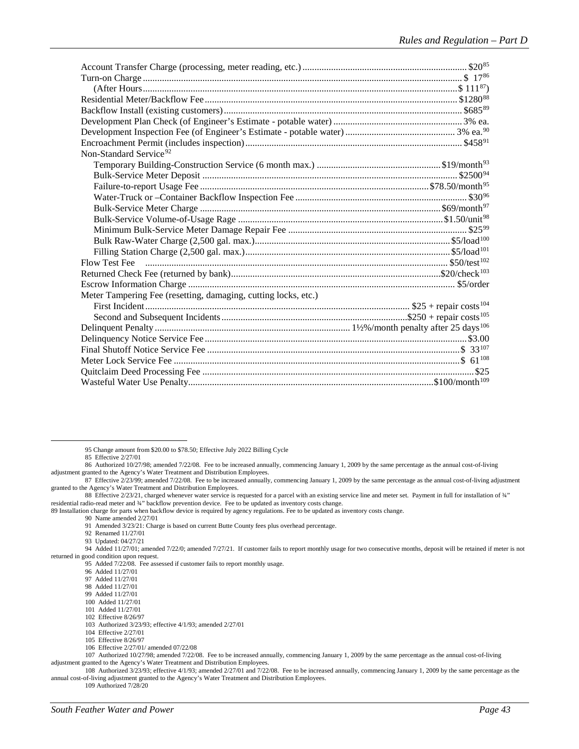| Item | Fee |
|---|---|
| Account Transfer Charge (processing, meter reading, etc.) | $20[85] |
| Turn-on Charge | $ 17[86] |
| (After Hours | $ 111[87]) |
| Residential Meter/Backflow Fee | $1280[88] |
| Backflow Install (existing customers) | $685[89] |
| Development Plan Check (of Engineer's Estimate - potable water) | 3% ea. |
| Development Inspection Fee (of Engineer's Estimate - potable water) | 3% ea.[90] |
| Encroachment Permit (includes inspection) | $458[91] |
| Non-Standard Service[92] | |
| Temporary Building-Construction Service (6 month max.) | $19/month[93] |
| Bulk-Service Meter Deposit | $2500[94] |
| Failure-to-report Usage Fee | $78.50/month[95] |
| Water-Truck or –Container Backflow Inspection Fee | $30[96] |
| Bulk-Service Meter Charge | $69/month[97] |
| Bulk-Service Volume-of-Usage Rage | $1.50/unit[98] |
| Minimum Bulk-Service Meter Damage Repair Fee | $25[99] |
| Bulk Raw-Water Charge (2,500 gal. max.) | $5/load[100] |
| Filling Station Charge (2,500 gal. max.) | $5/load[101] |
| Flow Test Fee | $50/test[102] |
| Returned Check Fee (returned by bank) | $20/check[103] |
| Escrow Information Charge | $5/order |
| Meter Tampering Fee (resetting, damaging, cutting locks, etc.) | |
| First Incident | $25 + repair costs[104] |
| Second and Subsequent Incidents | $250 + repair costs[105] |
| Delinquent Penalty | 1½%/month penalty after 25 days[106] |
| Delinquency Notice Service Fee | $3.00 |
| Final Shutoff Notice Service Fee | $ 33[107] |
| Meter Lock Service Fee | $ 61[108] |
| Quitclaim Deed Processing Fee | $25 |
| Wasteful Water Use Penalty | $100/month[109] |

---

95 Change amount from $20.00 to $78.50; Effective July 2022 Billing Cycle

85 Effective 2/27/01

86 Authorized 10/27/98; amended 7/22/08. Fee to be increased annually, commencing January 1, 2009 by the same percentage as the annual cost-of-living adjustment granted to the Agency's Water Treatment and Distribution Employees.

87 Effective 2/23/99; amended 7/22/08. Fee to be increased annually, commencing January 1, 2009 by the same percentage as the annual cost-of-living adjustment granted to the Agency's Water Treatment and Distribution Employees.

88 Effective 2/23/21, charged whenever water service is requested for a parcel with an existing service line and meter set. Payment in full for installation of ¾" residential radio-read meter and ¾" backflow prevention device. Fee to be updated as inventory costs change.

89 Installation charge for parts when backflow device is required by agency regulations. Fee to be updated as inventory costs change.

90 Name amended 2/27/01

91 Amended 3/23/21: Charge is based on current Butte County fees plus overhead percentage.

92 Renamed 11/27/01

93 Updated: 04/27/21

94 Added 11/27/01; amended 7/22/0; amended 7/27/21. If customer fails to report monthly usage for two consecutive months, deposit will be retained if meter is not returned in good condition upon request.

95 Added 7/22/08. Fee assessed if customer fails to report monthly usage.

96 Added 11/27/01

97 Added 11/27/01

98 Added 11/27/01

99 Added 11/27/01

100 Added 11/27/01

101 Added 11/27/01

102 Effective 8/26/97

103 Authorized 3/23/93; effective 4/1/93; amended 2/27/01

104 Effective 2/27/01

105 Effective 8/26/97

106 Effective 2/27/01/ amended 07/22/08

107 Authorized 10/27/98; amended 7/22/08. Fee to be increased annually, commencing January 1, 2009 by the same percentage as the annual cost-of-living adjustment granted to the Agency's Water Treatment and Distribution Employees.

108 Authorized 3/23/93; effective 4/1/93; amended 2/27/01 and 7/22/08. Fee to be increased annually, commencing January 1, 2009 by the same percentage as the annual cost-of-living adjustment granted to the Agency's Water Treatment and Distribution Employees.

109 Authorized 7/28/20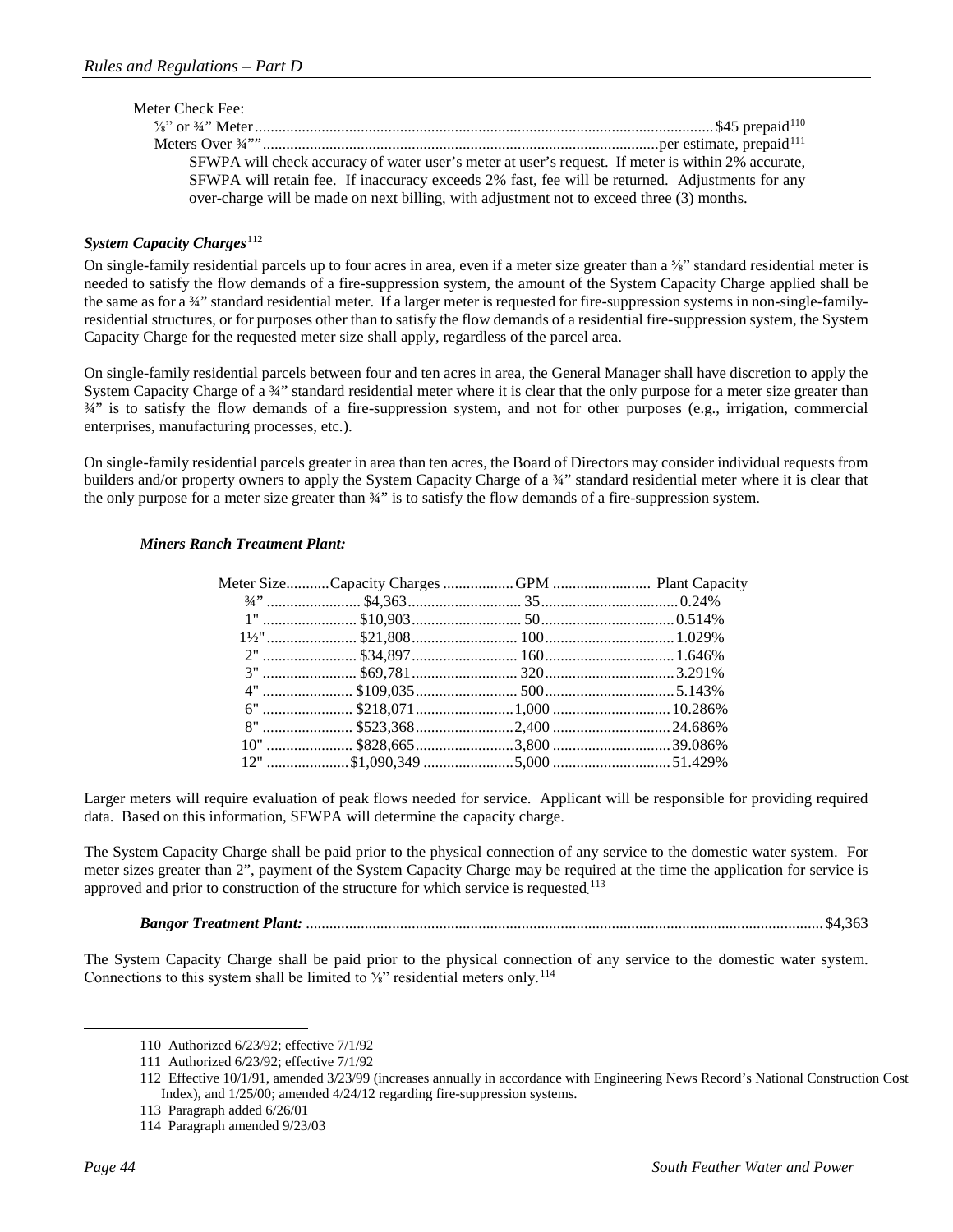Meter Check Fee:

⅝" or ¾" Meter.................................................................................................................$45 prepaid[110]

Meters Over ¾""...............................................................................................per estimate, prepaid[111]

SFWPA will check accuracy of water user's meter at user's request. If meter is within 2% accurate, SFWPA will retain fee. If inaccuracy exceeds 2% fast, fee will be returned. Adjustments for any over-charge will be made on next billing, with adjustment not to exceed three (3) months.

***System Capacity Charges***[112]

On single-family residential parcels up to four acres in area, even if a meter size greater than a ⅝" standard residential meter is needed to satisfy the flow demands of a fire-suppression system, the amount of the System Capacity Charge applied shall be the same as for a ¾" standard residential meter. If a larger meter is requested for fire-suppression systems in non-single-family-residential structures, or for purposes other than to satisfy the flow demands of a residential fire-suppression system, the System Capacity Charge for the requested meter size shall apply, regardless of the parcel area.

On single-family residential parcels between four and ten acres in area, the General Manager shall have discretion to apply the System Capacity Charge of a ¾" standard residential meter where it is clear that the only purpose for a meter size greater than ¾" is to satisfy the flow demands of a fire-suppression system, and not for other purposes (e.g., irrigation, commercial enterprises, manufacturing processes, etc.).

On single-family residential parcels greater in area than ten acres, the Board of Directors may consider individual requests from builders and/or property owners to apply the System Capacity Charge of a ¾" standard residential meter where it is clear that the only purpose for a meter size greater than ¾" is to satisfy the flow demands of a fire-suppression system.

***Miners Ranch Treatment Plant:***

| Meter Size | Capacity Charges | GPM | Plant Capacity |
|---|---|---|---|
| ¾" | $4,363 | 35 | 0.24% |
| 1" | $10,903 | 50 | 0.514% |
| 1½" | $21,808 | 100 | 1.029% |
| 2" | $34,897 | 160 | 1.646% |
| 3" | $69,781 | 320 | 3.291% |
| 4" | $109,035 | 500 | 5.143% |
| 6" | $218,071 | 1,000 | 10.286% |
| 8" | $523,368 | 2,400 | 24.686% |
| 10" | $828,665 | 3,800 | 39.086% |
| 12" | $1,090,349 | 5,000 | 51.429% |

Larger meters will require evaluation of peak flows needed for service. Applicant will be responsible for providing required data. Based on this information, SFWPA will determine the capacity charge.

The System Capacity Charge shall be paid prior to the physical connection of any service to the domestic water system. For meter sizes greater than 2", payment of the System Capacity Charge may be required at the time the application for service is approved and prior to construction of the structure for which service is requested.[113]

***Bangor Treatment Plant:*** .................................................................................................................................$4,363

The System Capacity Charge shall be paid prior to the physical connection of any service to the domestic water system. Connections to this system shall be limited to ⅝" residential meters only.[114]

---

110 Authorized 6/23/92; effective 7/1/92

111 Authorized 6/23/92; effective 7/1/92

112 Effective 10/1/91, amended 3/23/99 (increases annually in accordance with Engineering News Record's National Construction Cost Index), and 1/25/00; amended 4/24/12 regarding fire-suppression systems.

113 Paragraph added 6/26/01

114 Paragraph amended 9/23/03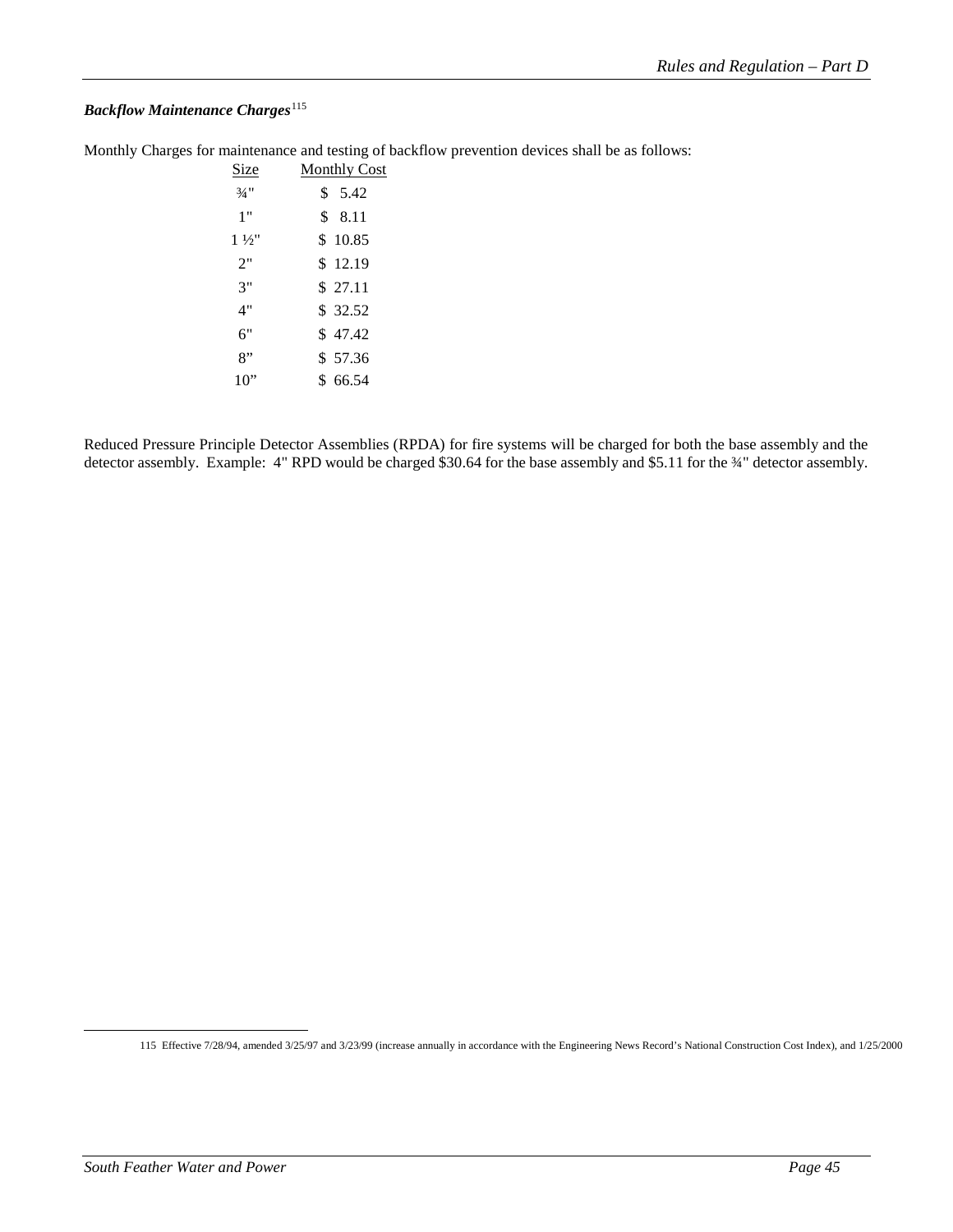### ***Backflow Maintenance Charges***[115]

Monthly Charges for maintenance and testing of backflow prevention devices shall be as follows:

| Size | Monthly Cost |
|---|---|
| ¾" | $ 5.42 |
| 1" | $ 8.11 |
| 1 ½" | $ 10.85 |
| 2" | $ 12.19 |
| 3" | $ 27.11 |
| 4" | $ 32.52 |
| 6" | $ 47.42 |
| 8” | $ 57.36 |
| 10” | $ 66.54 |

Reduced Pressure Principle Detector Assemblies (RPDA) for fire systems will be charged for both the base assembly and the detector assembly. Example: 4" RPD would be charged $30.64 for the base assembly and $5.11 for the ¾" detector assembly.

---

115 Effective 7/28/94, amended 3/25/97 and 3/23/99 (increase annually in accordance with the Engineering News Record’s National Construction Cost Index), and 1/25/2000